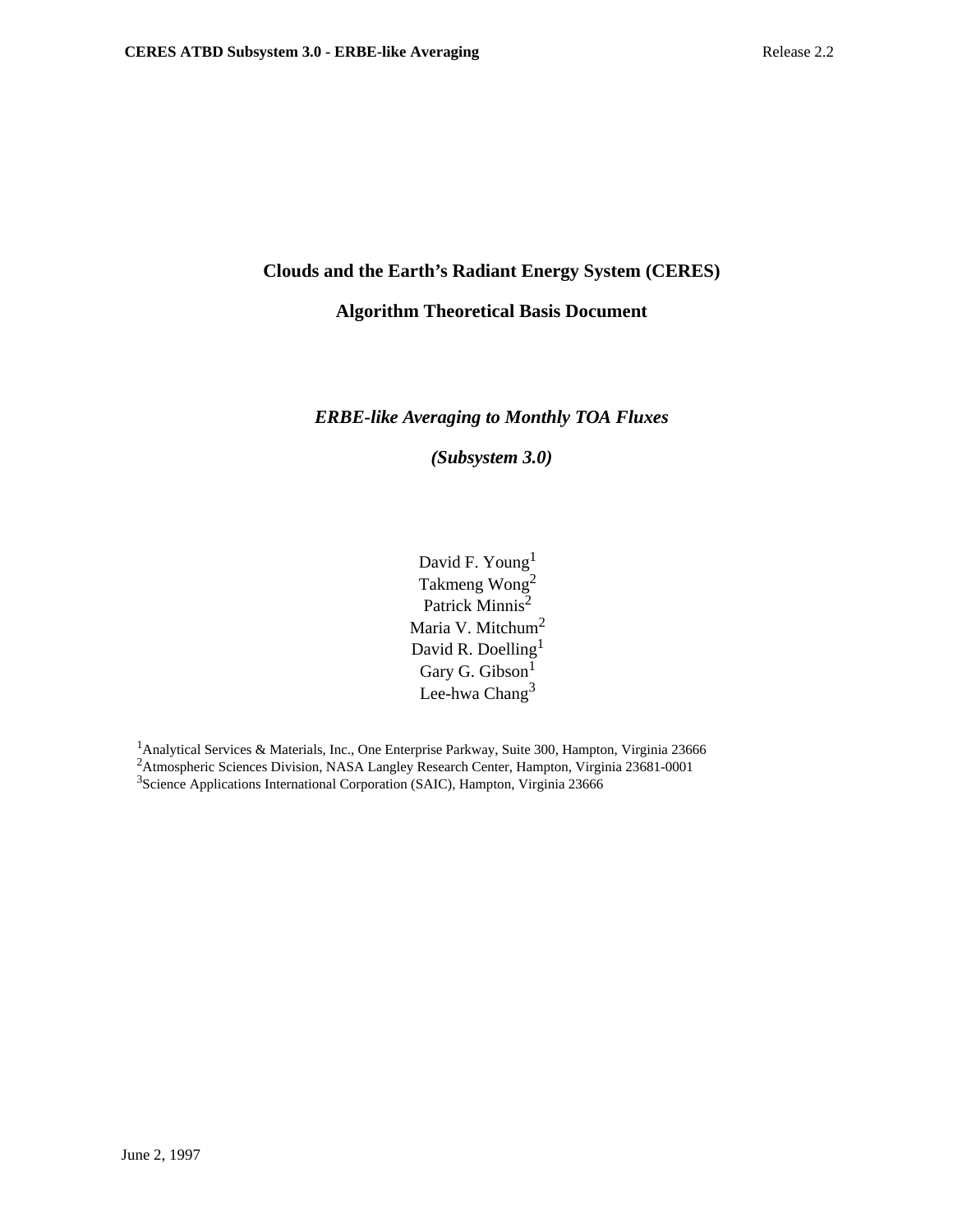# Clouds and the Earth's Radiant Energy System (CERES)

# Algorithm Theoretical Basis Document

## *ERBE-like Averaging to Monthly TOA Fluxes*

## *(Subsystem 3.0)*

David F. Young[1]
Takmeng Wong[2]
Patrick Minnis[2]
Maria V. Mitchum[2]
David R. Doelling[1]
Gary G. Gibson[1]
Lee-hwa Chang[3]

[1]Analytical Services & Materials, Inc., One Enterprise Parkway, Suite 300, Hampton, Virginia 23666
[2]Atmospheric Sciences Division, NASA Langley Research Center, Hampton, Virginia 23681-0001
[3]Science Applications International Corporation (SAIC), Hampton, Virginia 23666

June 2, 1997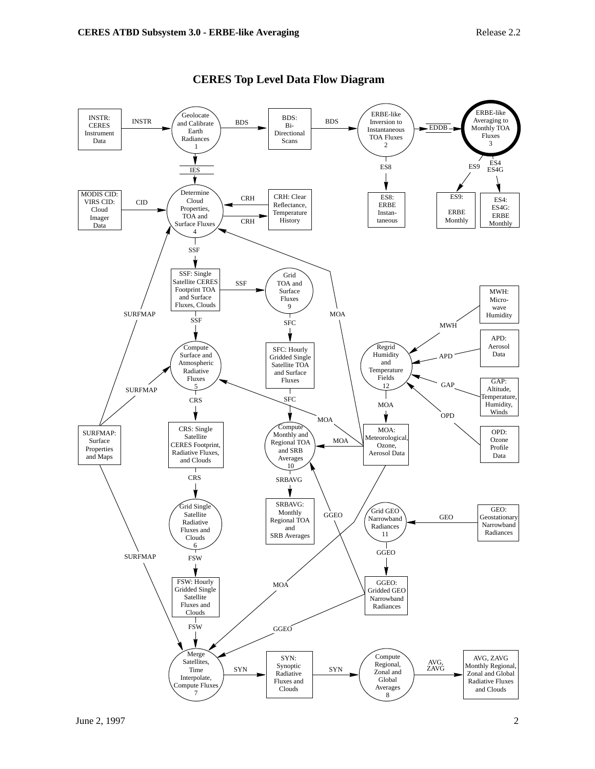# CERES Top Level Data Flow Diagram

INSTR: CERES Instrument Data

INSTR

Geolocate and Calibrate Earth Radiances 1

BDS

BDS: Bi-Directional Scans

BDS

ERBE-like Inversion to Instantaneous TOA Fluxes 2

EDDB

ERBE-like Averaging to Monthly TOA Fluxes 3

IES

ES8

ES9

ES4 ES4G

MODIS CID: VIRS CID: Cloud Imager Data

CID

Determine Cloud Properties, TOA and Surface Fluxes 4

CRH

CRH: Clear Reflectance, Temperature History

CRH

ES8: ERBE Instan-taneous

ES9: ERBE Monthly

ES4: ES4G: ERBE Monthly

SSF

SSF: Single Satellite CERES Footprint TOA and Surface Fluxes, Clouds

SSF

Grid TOA and Surface Fluxes 9

MWH: Micro-wave Humidity

SURFMAP

SSF

SFC

MOA

MWH

APD: Aerosol Data

Compute Surface and Atmospheric Radiative Fluxes 5

SFC: Hourly Gridded Single Satellite TOA and Surface Fluxes

Regrid Humidity and Temperature Fields 12

APD

GAP

GAP: Altitude, Temperature, Humidity, Winds

SURFMAP

CRS

SFC

MOA

MOA

OPD

SURFMAP: Surface Properties and Maps

CRS: Single Satellite CERES Footprint, Radiative Fluxes, and Clouds

Compute Monthly and Regional TOA and SRB Averages 10

MOA

MOA: Meteorological, Ozone, Aerosol Data

OPD: Ozone Profile Data

CRS

SRBAVG

SRBAVG: Monthly Regional TOA and SRB Averages

GGEO

Grid Single Satellite Radiative Fluxes and Clouds 6

Grid GEO Narrowband Radiances 11

GEO

GEO: Geostationary Narrowband Radiances

SURFMAP

FSW

GGEO

FSW: Hourly Gridded Single Satellite Fluxes and Clouds

MOA

GGEO: Gridded GEO Narrowband Radiances

FSW

GGEO

Merge Satellites, Time Interpolate, Compute Fluxes 7

SYN

SYN: Synoptic Radiative Fluxes and Clouds

SYN

Compute Regional, Zonal and Global Averages 8

AVG, ZAVG

AVG, ZAVG Monthly Regional, Zonal and Global Radiative Fluxes and Clouds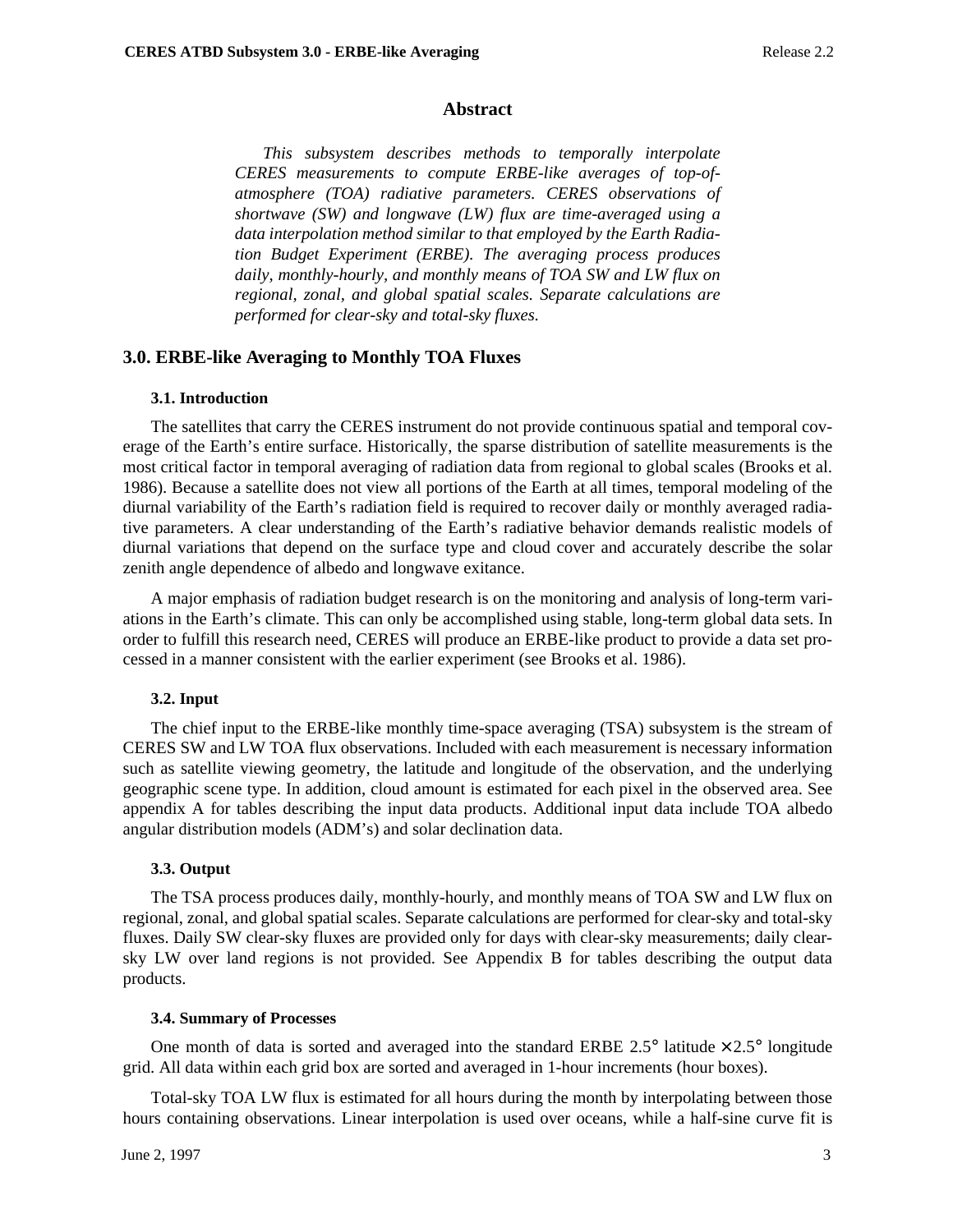## Abstract

*This subsystem describes methods to temporally interpolate CERES measurements to compute ERBE-like averages of top-of-atmosphere (TOA) radiative parameters. CERES observations of shortwave (SW) and longwave (LW) flux are time-averaged using a data interpolation method similar to that employed by the Earth Radiation Budget Experiment (ERBE). The averaging process produces daily, monthly-hourly, and monthly means of TOA SW and LW flux on regional, zonal, and global spatial scales. Separate calculations are performed for clear-sky and total-sky fluxes.*

# 3.0. ERBE-like Averaging to Monthly TOA Fluxes

### 3.1. Introduction

The satellites that carry the CERES instrument do not provide continuous spatial and temporal coverage of the Earth's entire surface. Historically, the sparse distribution of satellite measurements is the most critical factor in temporal averaging of radiation data from regional to global scales (Brooks et al. 1986). Because a satellite does not view all portions of the Earth at all times, temporal modeling of the diurnal variability of the Earth's radiation field is required to recover daily or monthly averaged radiative parameters. A clear understanding of the Earth's radiative behavior demands realistic models of diurnal variations that depend on the surface type and cloud cover and accurately describe the solar zenith angle dependence of albedo and longwave exitance.

A major emphasis of radiation budget research is on the monitoring and analysis of long-term variations in the Earth's climate. This can only be accomplished using stable, long-term global data sets. In order to fulfill this research need, CERES will produce an ERBE-like product to provide a data set processed in a manner consistent with the earlier experiment (see Brooks et al. 1986).

### 3.2. Input

The chief input to the ERBE-like monthly time-space averaging (TSA) subsystem is the stream of CERES SW and LW TOA flux observations. Included with each measurement is necessary information such as satellite viewing geometry, the latitude and longitude of the observation, and the underlying geographic scene type. In addition, cloud amount is estimated for each pixel in the observed area. See appendix A for tables describing the input data products. Additional input data include TOA albedo angular distribution models (ADM's) and solar declination data.

### 3.3. Output

The TSA process produces daily, monthly-hourly, and monthly means of TOA SW and LW flux on regional, zonal, and global spatial scales. Separate calculations are performed for clear-sky and total-sky fluxes. Daily SW clear-sky fluxes are provided only for days with clear-sky measurements; daily clear-sky LW over land regions is not provided. See Appendix B for tables describing the output data products.

### 3.4. Summary of Processes

One month of data is sorted and averaged into the standard ERBE $2.5°$ latitude $\times$ $2.5°$ longitude grid. All data within each grid box are sorted and averaged in 1-hour increments (hour boxes).

Total-sky TOA LW flux is estimated for all hours during the month by interpolating between those hours containing observations. Linear interpolation is used over oceans, while a half-sine curve fit is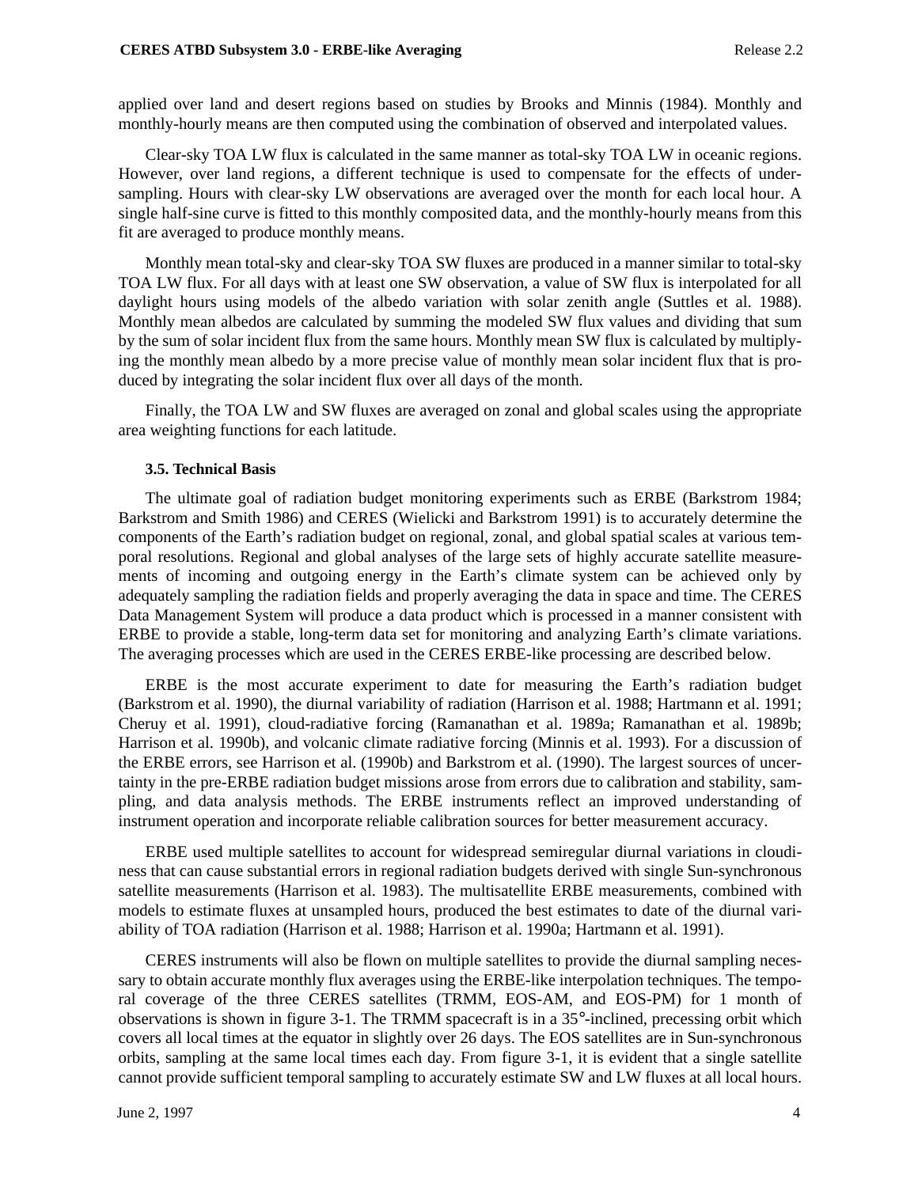applied over land and desert regions based on studies by Brooks and Minnis (1984). Monthly and monthly-hourly means are then computed using the combination of observed and interpolated values.

Clear-sky TOA LW flux is calculated in the same manner as total-sky TOA LW in oceanic regions. However, over land regions, a different technique is used to compensate for the effects of undersampling. Hours with clear-sky LW observations are averaged over the month for each local hour. A single half-sine curve is fitted to this monthly composited data, and the monthly-hourly means from this fit are averaged to produce monthly means.

Monthly mean total-sky and clear-sky TOA SW fluxes are produced in a manner similar to total-sky TOA LW flux. For all days with at least one SW observation, a value of SW flux is interpolated for all daylight hours using models of the albedo variation with solar zenith angle (Suttles et al. 1988). Monthly mean albedos are calculated by summing the modeled SW flux values and dividing that sum by the sum of solar incident flux from the same hours. Monthly mean SW flux is calculated by multiplying the monthly mean albedo by a more precise value of monthly mean solar incident flux that is produced by integrating the solar incident flux over all days of the month.

Finally, the TOA LW and SW fluxes are averaged on zonal and global scales using the appropriate area weighting functions for each latitude.

### 3.5. Technical Basis

The ultimate goal of radiation budget monitoring experiments such as ERBE (Barkstrom 1984; Barkstrom and Smith 1986) and CERES (Wielicki and Barkstrom 1991) is to accurately determine the components of the Earth's radiation budget on regional, zonal, and global spatial scales at various temporal resolutions. Regional and global analyses of the large sets of highly accurate satellite measurements of incoming and outgoing energy in the Earth's climate system can be achieved only by adequately sampling the radiation fields and properly averaging the data in space and time. The CERES Data Management System will produce a data product which is processed in a manner consistent with ERBE to provide a stable, long-term data set for monitoring and analyzing Earth's climate variations. The averaging processes which are used in the CERES ERBE-like processing are described below.

ERBE is the most accurate experiment to date for measuring the Earth's radiation budget (Barkstrom et al. 1990), the diurnal variability of radiation (Harrison et al. 1988; Hartmann et al. 1991; Cheruy et al. 1991), cloud-radiative forcing (Ramanathan et al. 1989a; Ramanathan et al. 1989b; Harrison et al. 1990b), and volcanic climate radiative forcing (Minnis et al. 1993). For a discussion of the ERBE errors, see Harrison et al. (1990b) and Barkstrom et al. (1990). The largest sources of uncertainty in the pre-ERBE radiation budget missions arose from errors due to calibration and stability, sampling, and data analysis methods. The ERBE instruments reflect an improved understanding of instrument operation and incorporate reliable calibration sources for better measurement accuracy.

ERBE used multiple satellites to account for widespread semiregular diurnal variations in cloudiness that can cause substantial errors in regional radiation budgets derived with single Sun-synchronous satellite measurements (Harrison et al. 1983). The multisatellite ERBE measurements, combined with models to estimate fluxes at unsampled hours, produced the best estimates to date of the diurnal variability of TOA radiation (Harrison et al. 1988; Harrison et al. 1990a; Hartmann et al. 1991).

CERES instruments will also be flown on multiple satellites to provide the diurnal sampling necessary to obtain accurate monthly flux averages using the ERBE-like interpolation techniques. The temporal coverage of the three CERES satellites (TRMM, EOS-AM, and EOS-PM) for 1 month of observations is shown in figure 3-1. The TRMM spacecraft is in a 35°-inclined, precessing orbit which covers all local times at the equator in slightly over 26 days. The EOS satellites are in Sun-synchronous orbits, sampling at the same local times each day. From figure 3-1, it is evident that a single satellite cannot provide sufficient temporal sampling to accurately estimate SW and LW fluxes at all local hours.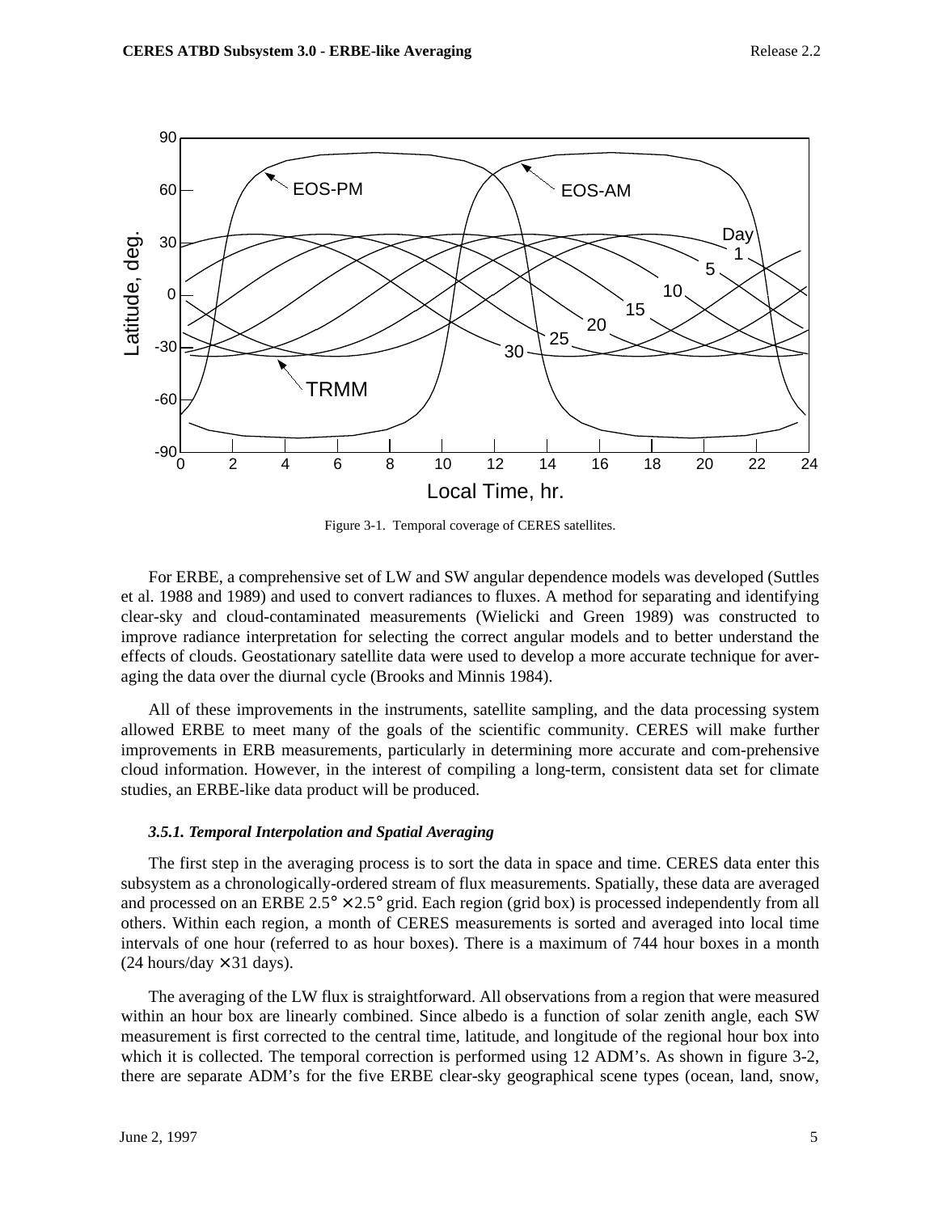Figure 3-1. Temporal coverage of CERES satellites.

For ERBE, a comprehensive set of LW and SW angular dependence models was developed (Suttles et al. 1988 and 1989) and used to convert radiances to fluxes. A method for separating and identifying clear-sky and cloud-contaminated measurements (Wielicki and Green 1989) was constructed to improve radiance interpretation for selecting the correct angular models and to better understand the effects of clouds. Geostationary satellite data were used to develop a more accurate technique for averaging the data over the diurnal cycle (Brooks and Minnis 1984).

All of these improvements in the instruments, satellite sampling, and the data processing system allowed ERBE to meet many of the goals of the scientific community. CERES will make further improvements in ERB measurements, particularly in determining more accurate and com-prehensive cloud information. However, in the interest of compiling a long-term, consistent data set for climate studies, an ERBE-like data product will be produced.

#### *3.5.1. Temporal Interpolation and Spatial Averaging*

The first step in the averaging process is to sort the data in space and time. CERES data enter this subsystem as a chronologically-ordered stream of flux measurements. Spatially, these data are averaged and processed on an ERBE $2.5° \times 2.5°$ grid. Each region (grid box) is processed independently from all others. Within each region, a month of CERES measurements is sorted and averaged into local time intervals of one hour (referred to as hour boxes). There is a maximum of 744 hour boxes in a month (24 hours/day $\times$ 31 days).

The averaging of the LW flux is straightforward. All observations from a region that were measured within an hour box are linearly combined. Since albedo is a function of solar zenith angle, each SW measurement is first corrected to the central time, latitude, and longitude of the regional hour box into which it is collected. The temporal correction is performed using 12 ADM's. As shown in figure 3-2, there are separate ADM's for the five ERBE clear-sky geographical scene types (ocean, land, snow,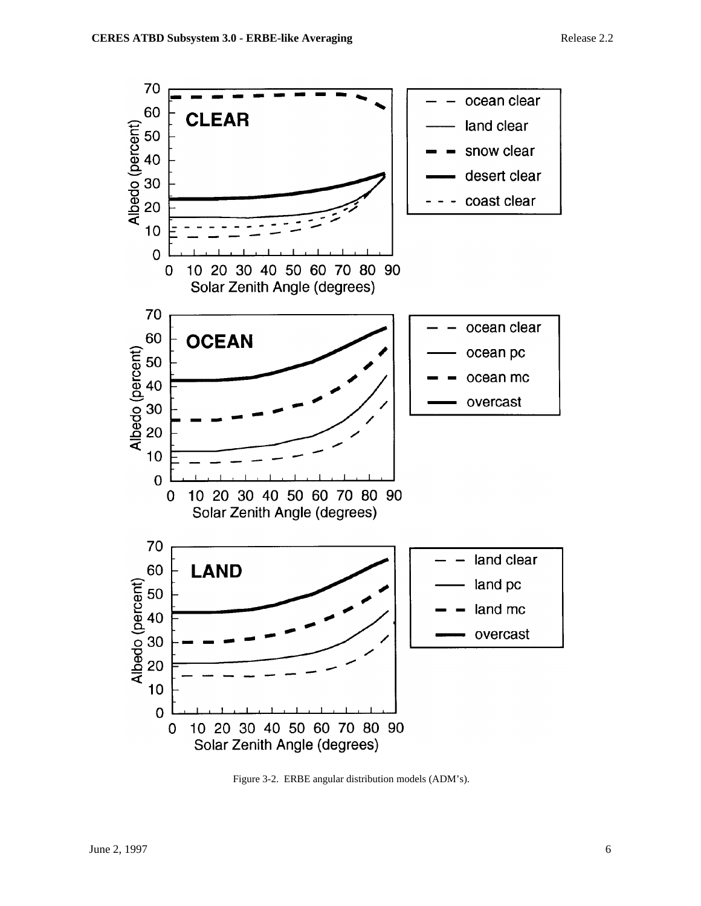Figure 3-2. ERBE angular distribution models (ADM's).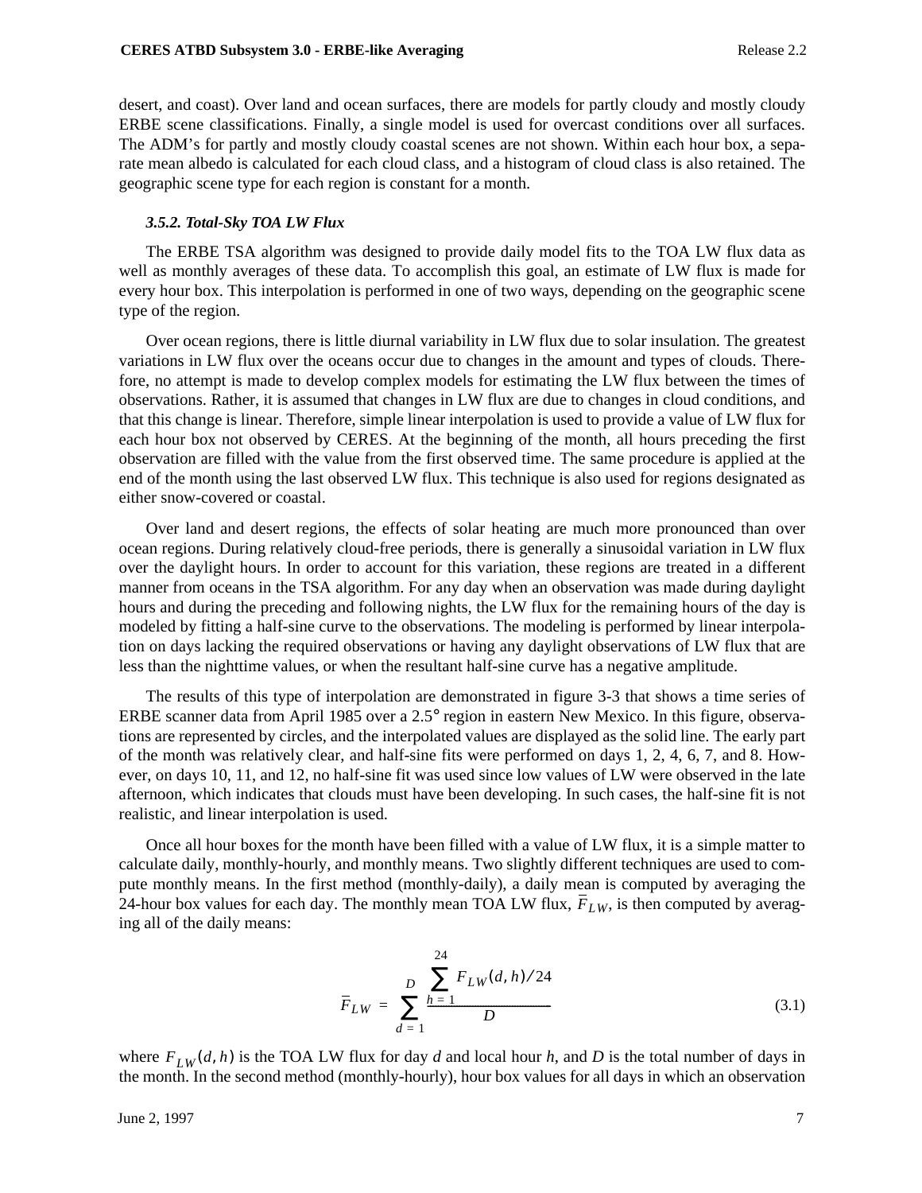desert, and coast). Over land and ocean surfaces, there are models for partly cloudy and mostly cloudy ERBE scene classifications. Finally, a single model is used for overcast conditions over all surfaces. The ADM's for partly and mostly cloudy coastal scenes are not shown. Within each hour box, a separate mean albedo is calculated for each cloud class, and a histogram of cloud class is also retained. The geographic scene type for each region is constant for a month.

#### *3.5.2. Total-Sky TOA LW Flux*

The ERBE TSA algorithm was designed to provide daily model fits to the TOA LW flux data as well as monthly averages of these data. To accomplish this goal, an estimate of LW flux is made for every hour box. This interpolation is performed in one of two ways, depending on the geographic scene type of the region.

Over ocean regions, there is little diurnal variability in LW flux due to solar insulation. The greatest variations in LW flux over the oceans occur due to changes in the amount and types of clouds. Therefore, no attempt is made to develop complex models for estimating the LW flux between the times of observations. Rather, it is assumed that changes in LW flux are due to changes in cloud conditions, and that this change is linear. Therefore, simple linear interpolation is used to provide a value of LW flux for each hour box not observed by CERES. At the beginning of the month, all hours preceding the first observation are filled with the value from the first observed time. The same procedure is applied at the end of the month using the last observed LW flux. This technique is also used for regions designated as either snow-covered or coastal.

Over land and desert regions, the effects of solar heating are much more pronounced than over ocean regions. During relatively cloud-free periods, there is generally a sinusoidal variation in LW flux over the daylight hours. In order to account for this variation, these regions are treated in a different manner from oceans in the TSA algorithm. For any day when an observation was made during daylight hours and during the preceding and following nights, the LW flux for the remaining hours of the day is modeled by fitting a half-sine curve to the observations. The modeling is performed by linear interpolation on days lacking the required observations or having any daylight observations of LW flux that are less than the nighttime values, or when the resultant half-sine curve has a negative amplitude.

The results of this type of interpolation are demonstrated in figure 3-3 that shows a time series of ERBE scanner data from April 1985 over a 2.5° region in eastern New Mexico. In this figure, observations are represented by circles, and the interpolated values are displayed as the solid line. The early part of the month was relatively clear, and half-sine fits were performed on days 1, 2, 4, 6, 7, and 8. However, on days 10, 11, and 12, no half-sine fit was used since low values of LW were observed in the late afternoon, which indicates that clouds must have been developing. In such cases, the half-sine fit is not realistic, and linear interpolation is used.

Once all hour boxes for the month have been filled with a value of LW flux, it is a simple matter to calculate daily, monthly-hourly, and monthly means. Two slightly different techniques are used to compute monthly means. In the first method (monthly-daily), a daily mean is computed by averaging the 24-hour box values for each day. The monthly mean TOA LW flux, $\overline{F}_{LW}$, is then computed by averaging all of the daily means:

$$\overline{F}_{LW} = \sum_{d=1}^{D} \frac{\sum_{h=1}^{24} F_{LW}(d,h)/24}{D} \tag{3.1}$$

where $F_{LW}(d,h)$ is the TOA LW flux for day *d* and local hour *h*, and *D* is the total number of days in the month. In the second method (monthly-hourly), hour box values for all days in which an observation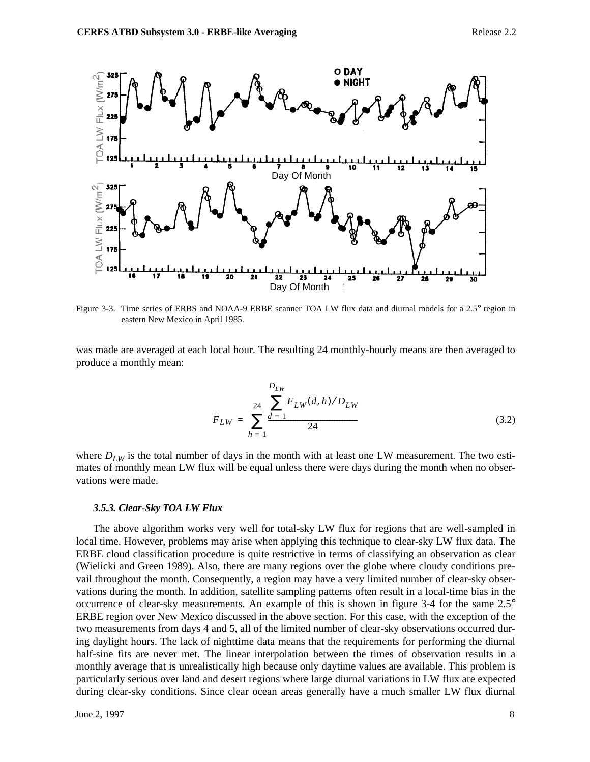Figure 3-3. Time series of ERBS and NOAA-9 ERBE scanner TOA LW flux data and diurnal models for a 2.5° region in eastern New Mexico in April 1985.

was made are averaged at each local hour. The resulting 24 monthly-hourly means are then averaged to produce a monthly mean:

$$\bar{\bar{F}}_{LW} = \sum_{h=1}^{24} \frac{\sum_{d=1}^{D_{LW}} F_{LW}(d,h)/D_{LW}}{24} \tag{3.2}$$

where $D_{LW}$ is the total number of days in the month with at least one LW measurement. The two estimates of monthly mean LW flux will be equal unless there were days during the month when no observations were made.

### *3.5.3. Clear-Sky TOA LW Flux*

The above algorithm works very well for total-sky LW flux for regions that are well-sampled in local time. However, problems may arise when applying this technique to clear-sky LW flux data. The ERBE cloud classification procedure is quite restrictive in terms of classifying an observation as clear (Wielicki and Green 1989). Also, there are many regions over the globe where cloudy conditions prevail throughout the month. Consequently, a region may have a very limited number of clear-sky observations during the month. In addition, satellite sampling patterns often result in a local-time bias in the occurrence of clear-sky measurements. An example of this is shown in figure 3-4 for the same 2.5° ERBE region over New Mexico discussed in the above section. For this case, with the exception of the two measurements from days 4 and 5, all of the limited number of clear-sky observations occurred during daylight hours. The lack of nighttime data means that the requirements for performing the diurnal half-sine fits are never met. The linear interpolation between the times of observation results in a monthly average that is unrealistically high because only daytime values are available. This problem is particularly serious over land and desert regions where large diurnal variations in LW flux are expected during clear-sky conditions. Since clear ocean areas generally have a much smaller LW flux diurnal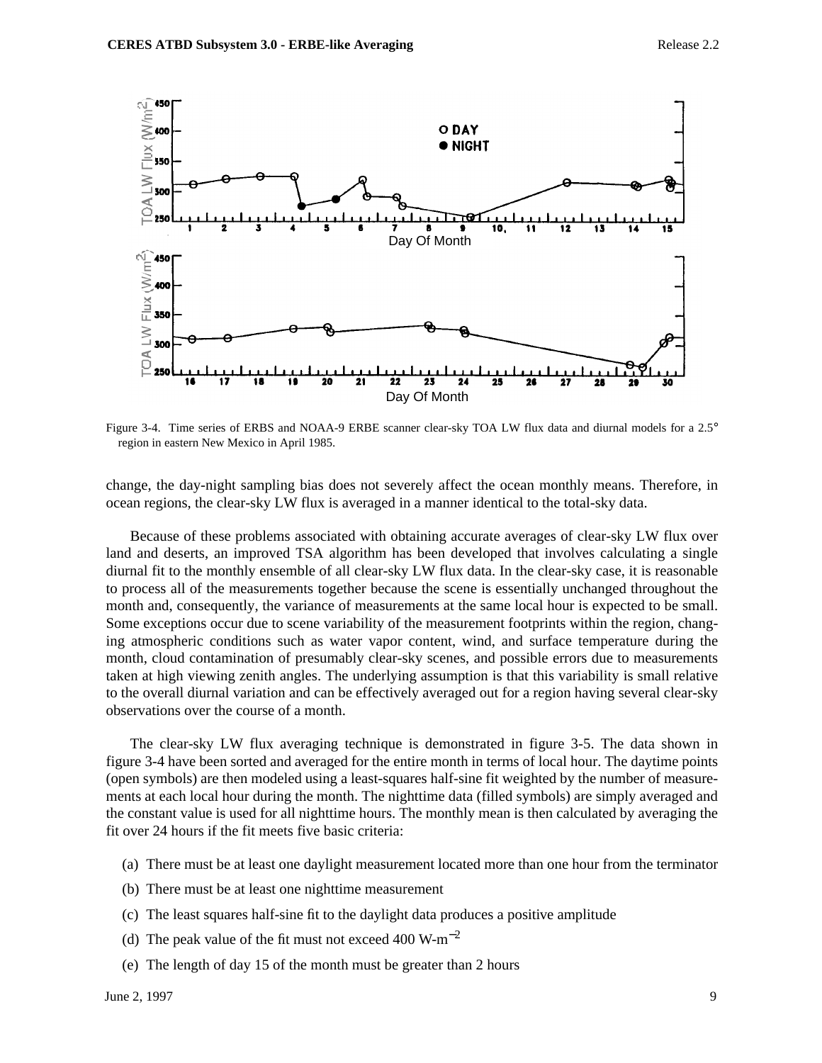Figure 3-4. Time series of ERBS and NOAA-9 ERBE scanner clear-sky TOA LW flux data and diurnal models for a 2.5° region in eastern New Mexico in April 1985.

change, the day-night sampling bias does not severely affect the ocean monthly means. Therefore, in ocean regions, the clear-sky LW flux is averaged in a manner identical to the total-sky data.

Because of these problems associated with obtaining accurate averages of clear-sky LW flux over land and deserts, an improved TSA algorithm has been developed that involves calculating a single diurnal fit to the monthly ensemble of all clear-sky LW flux data. In the clear-sky case, it is reasonable to process all of the measurements together because the scene is essentially unchanged throughout the month and, consequently, the variance of measurements at the same local hour is expected to be small. Some exceptions occur due to scene variability of the measurement footprints within the region, changing atmospheric conditions such as water vapor content, wind, and surface temperature during the month, cloud contamination of presumably clear-sky scenes, and possible errors due to measurements taken at high viewing zenith angles. The underlying assumption is that this variability is small relative to the overall diurnal variation and can be effectively averaged out for a region having several clear-sky observations over the course of a month.

The clear-sky LW flux averaging technique is demonstrated in figure 3-5. The data shown in figure 3-4 have been sorted and averaged for the entire month in terms of local hour. The daytime points (open symbols) are then modeled using a least-squares half-sine fit weighted by the number of measurements at each local hour during the month. The nighttime data (filled symbols) are simply averaged and the constant value is used for all nighttime hours. The monthly mean is then calculated by averaging the fit over 24 hours if the fit meets five basic criteria:

(a) There must be at least one daylight measurement located more than one hour from the terminator

(b) There must be at least one nighttime measurement

(c) The least squares half-sine fit to the daylight data produces a positive amplitude

(d) The peak value of the fit must not exceed 400 W-m$^{-2}$

(e) The length of day 15 of the month must be greater than 2 hours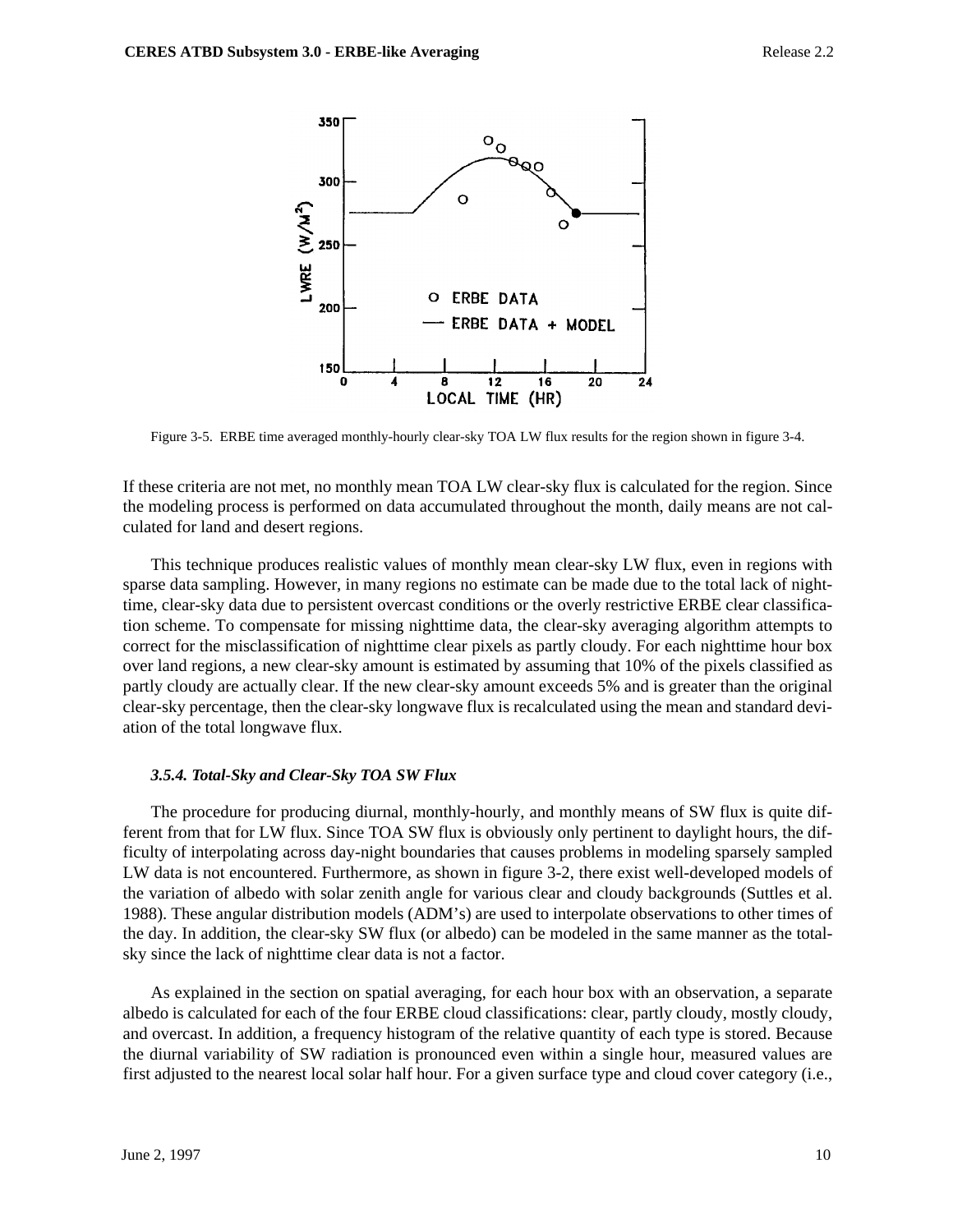Figure 3-5. ERBE time averaged monthly-hourly clear-sky TOA LW flux results for the region shown in figure 3-4.

If these criteria are not met, no monthly mean TOA LW clear-sky flux is calculated for the region. Since the modeling process is performed on data accumulated throughout the month, daily means are not calculated for land and desert regions.

This technique produces realistic values of monthly mean clear-sky LW flux, even in regions with sparse data sampling. However, in many regions no estimate can be made due to the total lack of nighttime, clear-sky data due to persistent overcast conditions or the overly restrictive ERBE clear classification scheme. To compensate for missing nighttime data, the clear-sky averaging algorithm attempts to correct for the misclassification of nighttime clear pixels as partly cloudy. For each nighttime hour box over land regions, a new clear-sky amount is estimated by assuming that 10% of the pixels classified as partly cloudy are actually clear. If the new clear-sky amount exceeds 5% and is greater than the original clear-sky percentage, then the clear-sky longwave flux is recalculated using the mean and standard deviation of the total longwave flux.

#### *3.5.4. Total-Sky and Clear-Sky TOA SW Flux*

The procedure for producing diurnal, monthly-hourly, and monthly means of SW flux is quite different from that for LW flux. Since TOA SW flux is obviously only pertinent to daylight hours, the difficulty of interpolating across day-night boundaries that causes problems in modeling sparsely sampled LW data is not encountered. Furthermore, as shown in figure 3-2, there exist well-developed models of the variation of albedo with solar zenith angle for various clear and cloudy backgrounds (Suttles et al. 1988). These angular distribution models (ADM's) are used to interpolate observations to other times of the day. In addition, the clear-sky SW flux (or albedo) can be modeled in the same manner as the total-sky since the lack of nighttime clear data is not a factor.

As explained in the section on spatial averaging, for each hour box with an observation, a separate albedo is calculated for each of the four ERBE cloud classifications: clear, partly cloudy, mostly cloudy, and overcast. In addition, a frequency histogram of the relative quantity of each type is stored. Because the diurnal variability of SW radiation is pronounced even within a single hour, measured values are first adjusted to the nearest local solar half hour. For a given surface type and cloud cover category (i.e.,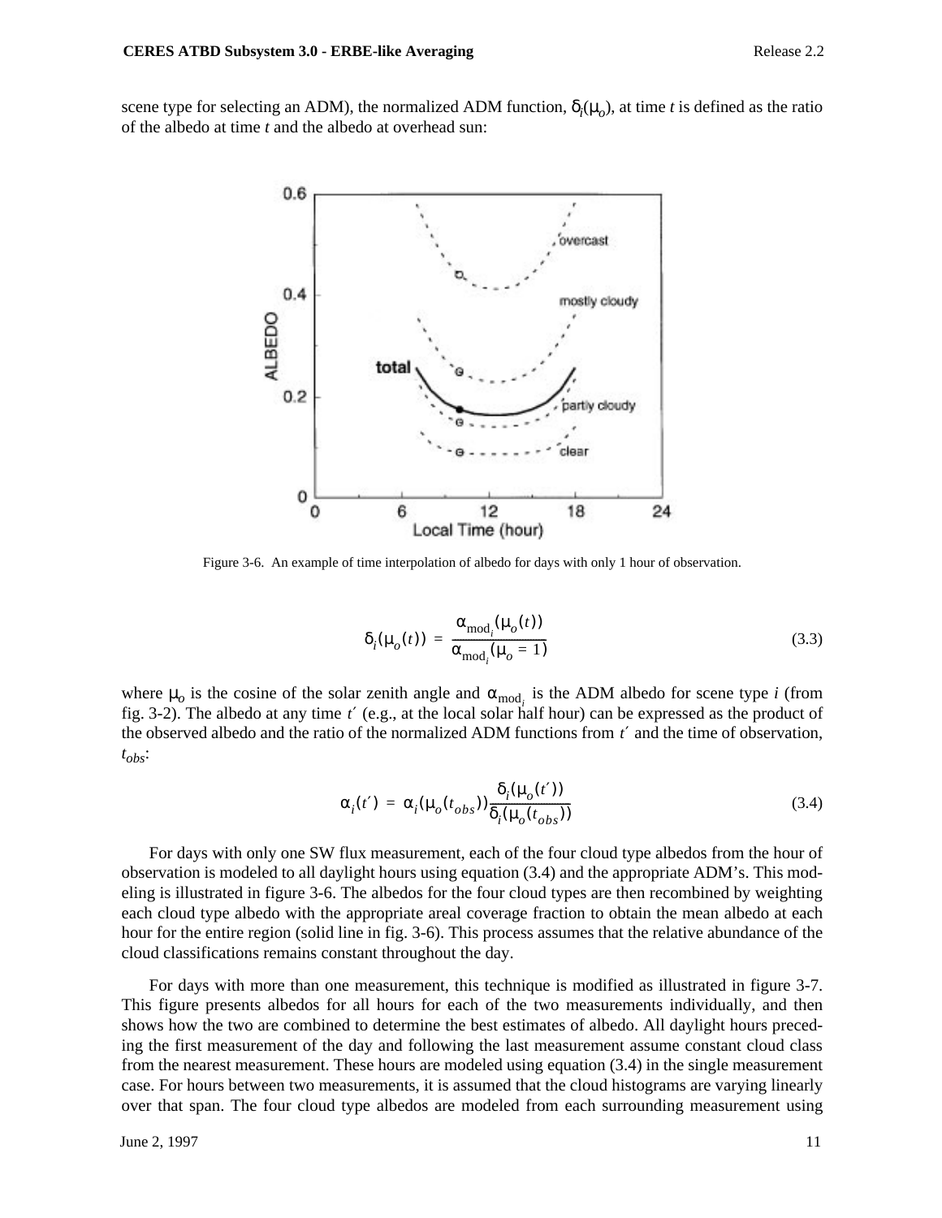scene type for selecting an ADM), the normalized ADM function, $\delta_i(\mu_o)$, at time *t* is defined as the ratio of the albedo at time *t* and the albedo at overhead sun:

Figure 3-6. An example of time interpolation of albedo for days with only 1 hour of observation.

$$\delta_i(\mu_o(t)) = \frac{\alpha_{\text{mod}_i}(\mu_o(t))}{\alpha_{\text{mod}_i}(\mu_o = 1)} \tag{3.3}$$

where $\mu_o$ is the cosine of the solar zenith angle and $\alpha_{\text{mod}_i}$ is the ADM albedo for scene type *i* (from fig. 3-2). The albedo at any time $t'$ (e.g., at the local solar half hour) can be expressed as the product of the observed albedo and the ratio of the normalized ADM functions from $t'$ and the time of observation, $t_{obs}$:

$$\alpha_i(t') = \alpha_i(\mu_o(t_{obs}))\frac{\delta_i(\mu_o(t'))}{\delta_i(\mu_o(t_{obs}))} \tag{3.4}$$

For days with only one SW flux measurement, each of the four cloud type albedos from the hour of observation is modeled to all daylight hours using equation (3.4) and the appropriate ADM's. This modeling is illustrated in figure 3-6. The albedos for the four cloud types are then recombined by weighting each cloud type albedo with the appropriate areal coverage fraction to obtain the mean albedo at each hour for the entire region (solid line in fig. 3-6). This process assumes that the relative abundance of the cloud classifications remains constant throughout the day.

For days with more than one measurement, this technique is modified as illustrated in figure 3-7. This figure presents albedos for all hours for each of the two measurements individually, and then shows how the two are combined to determine the best estimates of albedo. All daylight hours preceding the first measurement of the day and following the last measurement assume constant cloud class from the nearest measurement. These hours are modeled using equation (3.4) in the single measurement case. For hours between two measurements, it is assumed that the cloud histograms are varying linearly over that span. The four cloud type albedos are modeled from each surrounding measurement using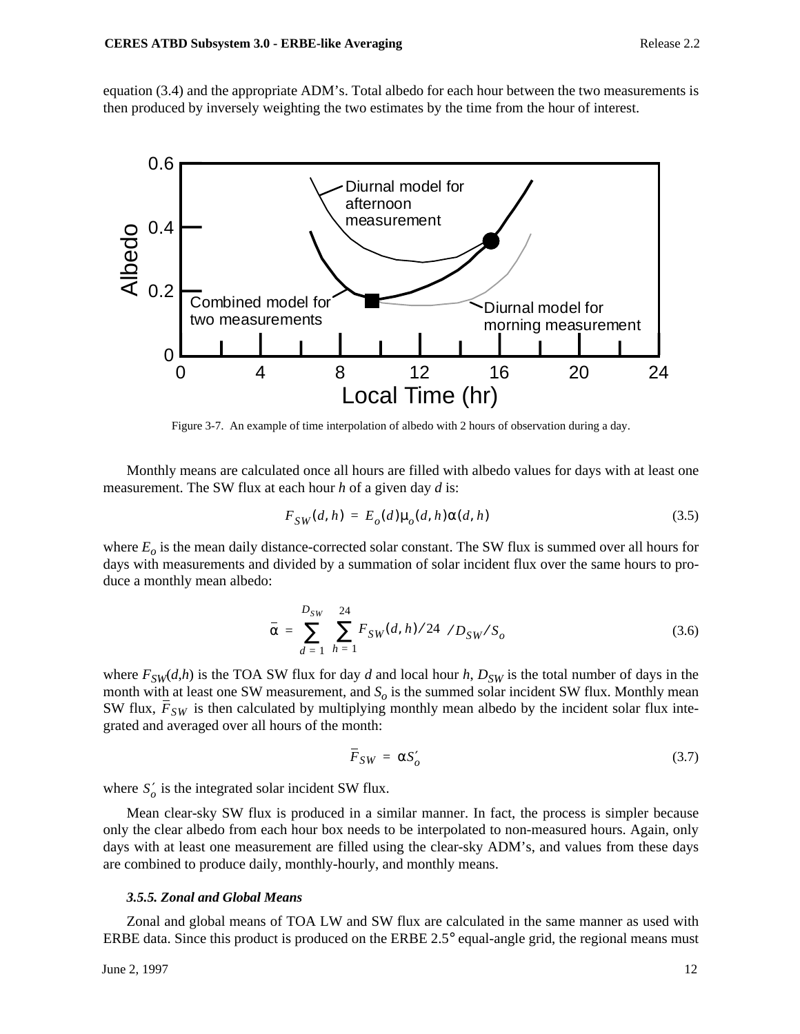equation (3.4) and the appropriate ADM's. Total albedo for each hour between the two measurements is then produced by inversely weighting the two estimates by the time from the hour of interest.

Figure 3-7. An example of time interpolation of albedo with 2 hours of observation during a day.

Monthly means are calculated once all hours are filled with albedo values for days with at least one measurement. The SW flux at each hour $h$ of a given day $d$ is:

$$F_{SW}(d, h) = E_o(d)\mu_o(d, h)\alpha(d, h) \tag{3.5}$$

where $E_o$ is the mean daily distance-corrected solar constant. The SW flux is summed over all hours for days with measurements and divided by a summation of solar incident flux over the same hours to produce a monthly mean albedo:

$$\bar{\alpha} = \sum_{d=1}^{D_{SW}} \sum_{h=1}^{24} F_{SW}(d, h)/24 \;/D_{SW}/S_o \tag{3.6}$$

where $F_{SW}(d,h)$ is the TOA SW flux for day $d$ and local hour $h$, $D_{SW}$ is the total number of days in the month with at least one SW measurement, and $S_o$ is the summed solar incident SW flux. Monthly mean SW flux, $\bar{F}_{SW}$ is then calculated by multiplying monthly mean albedo by the incident solar flux integrated and averaged over all hours of the month:

$$\bar{F}_{SW} = \alpha S'_o \tag{3.7}$$

where $S'_o$ is the integrated solar incident SW flux.

Mean clear-sky SW flux is produced in a similar manner. In fact, the process is simpler because only the clear albedo from each hour box needs to be interpolated to non-measured hours. Again, only days with at least one measurement are filled using the clear-sky ADM's, and values from these days are combined to produce daily, monthly-hourly, and monthly means.

### *3.5.5. Zonal and Global Means*

Zonal and global means of TOA LW and SW flux are calculated in the same manner as used with ERBE data. Since this product is produced on the ERBE 2.5° equal-angle grid, the regional means must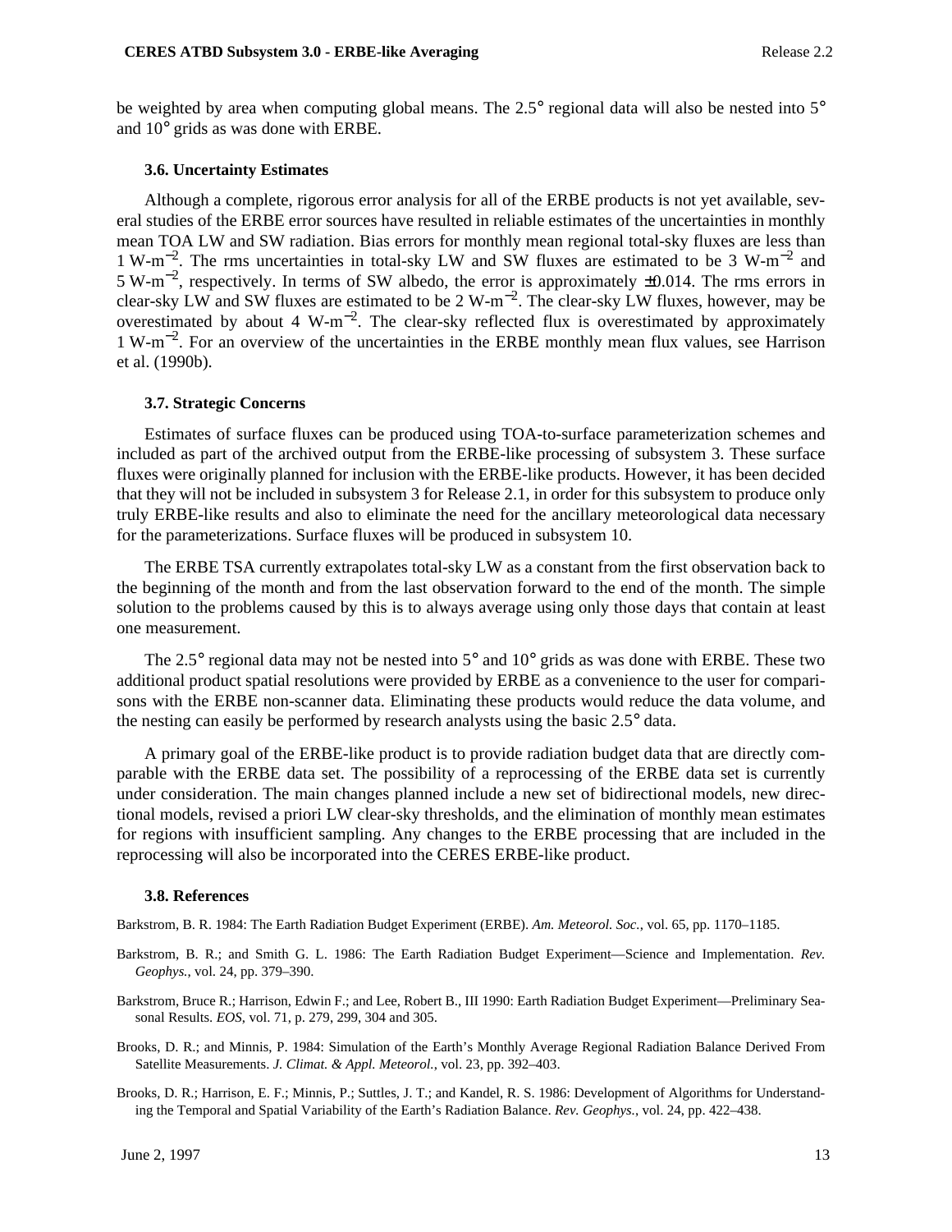be weighted by area when computing global means. The 2.5° regional data will also be nested into 5° and 10° grids as was done with ERBE.

### 3.6. Uncertainty Estimates

Although a complete, rigorous error analysis for all of the ERBE products is not yet available, several studies of the ERBE error sources have resulted in reliable estimates of the uncertainties in monthly mean TOA LW and SW radiation. Bias errors for monthly mean regional total-sky fluxes are less than 1 W-m$^{-2}$. The rms uncertainties in total-sky LW and SW fluxes are estimated to be 3 W-m$^{-2}$ and 5 W-m$^{-2}$, respectively. In terms of SW albedo, the error is approximately ±0.014. The rms errors in clear-sky LW and SW fluxes are estimated to be 2 W-m$^{-2}$. The clear-sky LW fluxes, however, may be overestimated by about 4 W-m$^{-2}$. The clear-sky reflected flux is overestimated by approximately 1 W-m$^{-2}$. For an overview of the uncertainties in the ERBE monthly mean flux values, see Harrison et al. (1990b).

### 3.7. Strategic Concerns

Estimates of surface fluxes can be produced using TOA-to-surface parameterization schemes and included as part of the archived output from the ERBE-like processing of subsystem 3. These surface fluxes were originally planned for inclusion with the ERBE-like products. However, it has been decided that they will not be included in subsystem 3 for Release 2.1, in order for this subsystem to produce only truly ERBE-like results and also to eliminate the need for the ancillary meteorological data necessary for the parameterizations. Surface fluxes will be produced in subsystem 10.

The ERBE TSA currently extrapolates total-sky LW as a constant from the first observation back to the beginning of the month and from the last observation forward to the end of the month. The simple solution to the problems caused by this is to always average using only those days that contain at least one measurement.

The 2.5° regional data may not be nested into 5° and 10° grids as was done with ERBE. These two additional product spatial resolutions were provided by ERBE as a convenience to the user for comparisons with the ERBE non-scanner data. Eliminating these products would reduce the data volume, and the nesting can easily be performed by research analysts using the basic 2.5° data.

A primary goal of the ERBE-like product is to provide radiation budget data that are directly comparable with the ERBE data set. The possibility of a reprocessing of the ERBE data set is currently under consideration. The main changes planned include a new set of bidirectional models, new directional models, revised a priori LW clear-sky thresholds, and the elimination of monthly mean estimates for regions with insufficient sampling. Any changes to the ERBE processing that are included in the reprocessing will also be incorporated into the CERES ERBE-like product.

### 3.8. References

Barkstrom, B. R. 1984: The Earth Radiation Budget Experiment (ERBE). *Am. Meteorol. Soc.*, vol. 65, pp. 1170–1185.

Barkstrom, B. R.; and Smith G. L. 1986: The Earth Radiation Budget Experiment—Science and Implementation. *Rev. Geophys.*, vol. 24, pp. 379–390.

Barkstrom, Bruce R.; Harrison, Edwin F.; and Lee, Robert B., III 1990: Earth Radiation Budget Experiment—Preliminary Seasonal Results. *EOS*, vol. 71, p. 279, 299, 304 and 305.

Brooks, D. R.; and Minnis, P. 1984: Simulation of the Earth's Monthly Average Regional Radiation Balance Derived From Satellite Measurements. *J. Climat. & Appl. Meteorol.*, vol. 23, pp. 392–403.

Brooks, D. R.; Harrison, E. F.; Minnis, P.; Suttles, J. T.; and Kandel, R. S. 1986: Development of Algorithms for Understanding the Temporal and Spatial Variability of the Earth's Radiation Balance. *Rev. Geophys.*, vol. 24, pp. 422–438.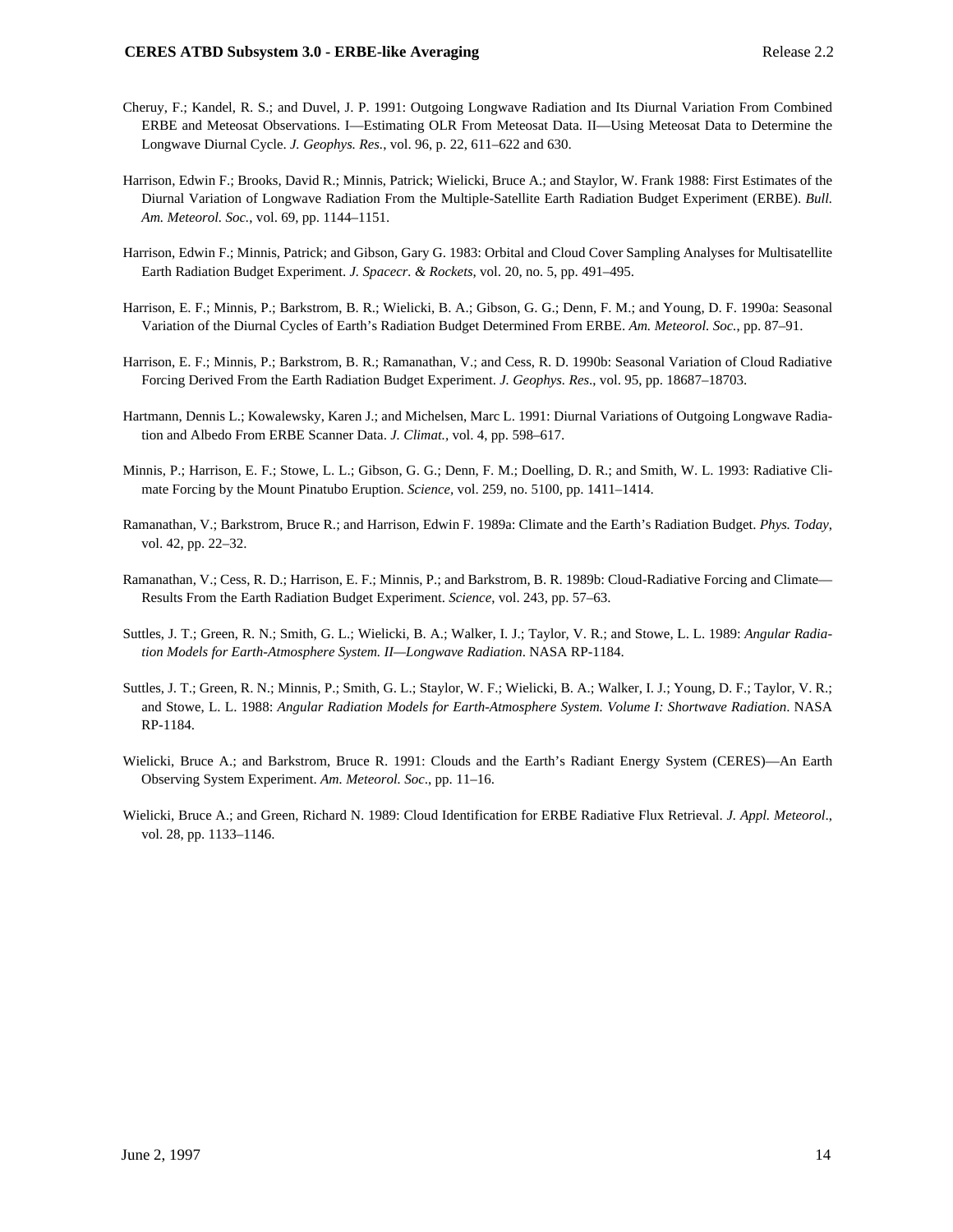Cheruy, F.; Kandel, R. S.; and Duvel, J. P. 1991: Outgoing Longwave Radiation and Its Diurnal Variation From Combined ERBE and Meteosat Observations. I—Estimating OLR From Meteosat Data. II—Using Meteosat Data to Determine the Longwave Diurnal Cycle. *J. Geophys. Res.*, vol. 96, p. 22, 611–622 and 630.

Harrison, Edwin F.; Brooks, David R.; Minnis, Patrick; Wielicki, Bruce A.; and Staylor, W. Frank 1988: First Estimates of the Diurnal Variation of Longwave Radiation From the Multiple-Satellite Earth Radiation Budget Experiment (ERBE). *Bull. Am. Meteorol. Soc.*, vol. 69, pp. 1144–1151.

Harrison, Edwin F.; Minnis, Patrick; and Gibson, Gary G. 1983: Orbital and Cloud Cover Sampling Analyses for Multisatellite Earth Radiation Budget Experiment. *J. Spacecr. & Rockets*, vol. 20, no. 5, pp. 491–495.

Harrison, E. F.; Minnis, P.; Barkstrom, B. R.; Wielicki, B. A.; Gibson, G. G.; Denn, F. M.; and Young, D. F. 1990a: Seasonal Variation of the Diurnal Cycles of Earth's Radiation Budget Determined From ERBE. *Am. Meteorol. Soc.*, pp. 87–91.

Harrison, E. F.; Minnis, P.; Barkstrom, B. R.; Ramanathan, V.; and Cess, R. D. 1990b: Seasonal Variation of Cloud Radiative Forcing Derived From the Earth Radiation Budget Experiment. *J. Geophys. Res*., vol. 95, pp. 18687–18703.

Hartmann, Dennis L.; Kowalewsky, Karen J.; and Michelsen, Marc L. 1991: Diurnal Variations of Outgoing Longwave Radiation and Albedo From ERBE Scanner Data. *J. Climat.*, vol. 4, pp. 598–617.

Minnis, P.; Harrison, E. F.; Stowe, L. L.; Gibson, G. G.; Denn, F. M.; Doelling, D. R.; and Smith, W. L. 1993: Radiative Climate Forcing by the Mount Pinatubo Eruption. *Science*, vol. 259, no. 5100, pp. 1411–1414.

Ramanathan, V.; Barkstrom, Bruce R.; and Harrison, Edwin F. 1989a: Climate and the Earth's Radiation Budget. *Phys. Today*, vol. 42, pp. 22–32.

Ramanathan, V.; Cess, R. D.; Harrison, E. F.; Minnis, P.; and Barkstrom, B. R. 1989b: Cloud-Radiative Forcing and Climate—Results From the Earth Radiation Budget Experiment. *Science*, vol. 243, pp. 57–63.

Suttles, J. T.; Green, R. N.; Smith, G. L.; Wielicki, B. A.; Walker, I. J.; Taylor, V. R.; and Stowe, L. L. 1989: *Angular Radiation Models for Earth-Atmosphere System. II—Longwave Radiation*. NASA RP-1184.

Suttles, J. T.; Green, R. N.; Minnis, P.; Smith, G. L.; Staylor, W. F.; Wielicki, B. A.; Walker, I. J.; Young, D. F.; Taylor, V. R.; and Stowe, L. L. 1988: *Angular Radiation Models for Earth-Atmosphere System. Volume I: Shortwave Radiation*. NASA RP-1184.

Wielicki, Bruce A.; and Barkstrom, Bruce R. 1991: Clouds and the Earth's Radiant Energy System (CERES)—An Earth Observing System Experiment. *Am. Meteorol. Soc*., pp. 11–16.

Wielicki, Bruce A.; and Green, Richard N. 1989: Cloud Identification for ERBE Radiative Flux Retrieval. *J. Appl. Meteorol*., vol. 28, pp. 1133–1146.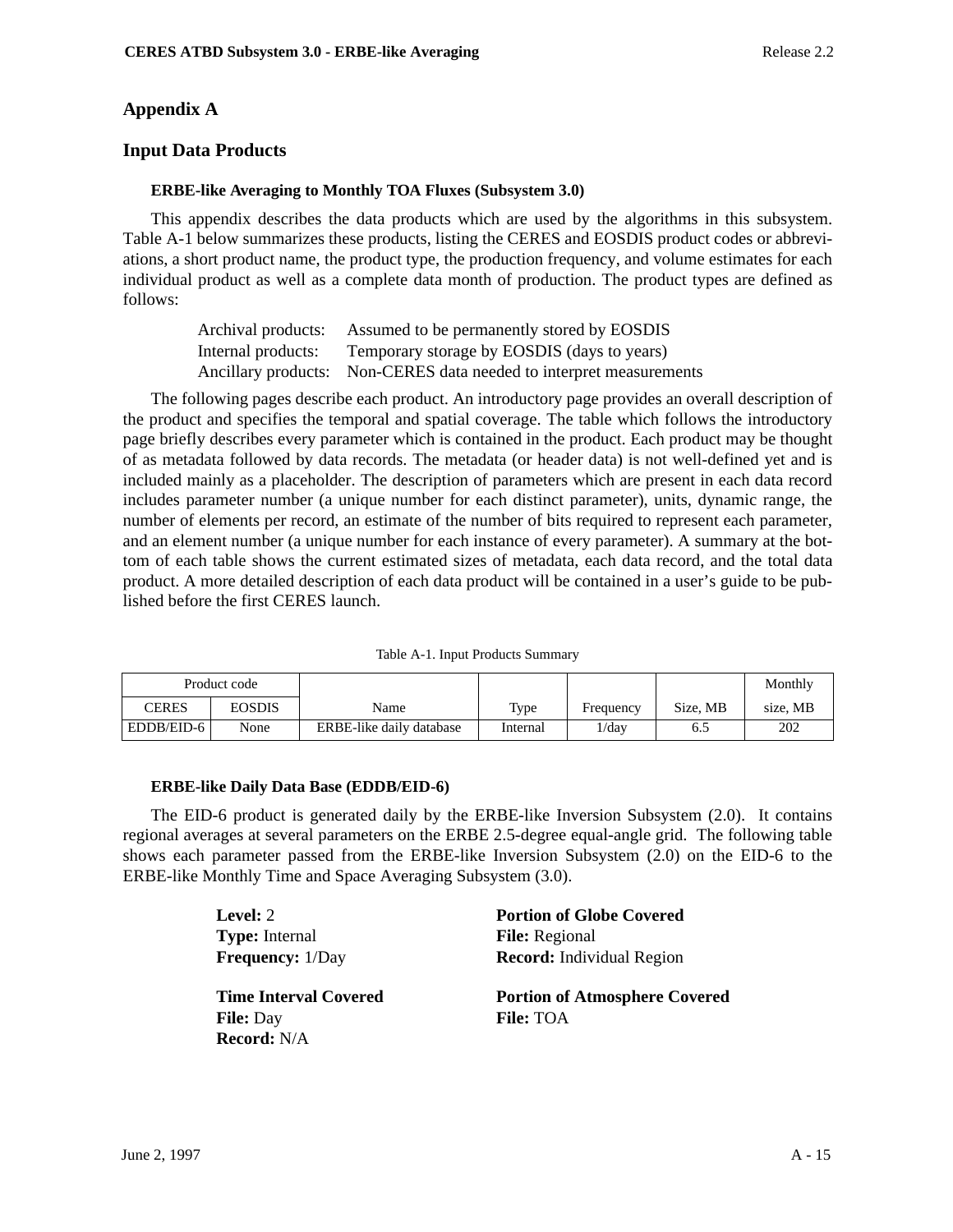## Appendix A

## Input Data Products

### ERBE-like Averaging to Monthly TOA Fluxes (Subsystem 3.0)

This appendix describes the data products which are used by the algorithms in this subsystem. Table A-1 below summarizes these products, listing the CERES and EOSDIS product codes or abbreviations, a short product name, the product type, the production frequency, and volume estimates for each individual product as well as a complete data month of production. The product types are defined as follows:

Archival products: Assumed to be permanently stored by EOSDIS
Internal products: Temporary storage by EOSDIS (days to years)
Ancillary products: Non-CERES data needed to interpret measurements

The following pages describe each product. An introductory page provides an overall description of the product and specifies the temporal and spatial coverage. The table which follows the introductory page briefly describes every parameter which is contained in the product. Each product may be thought of as metadata followed by data records. The metadata (or header data) is not well-defined yet and is included mainly as a placeholder. The description of parameters which are present in each data record includes parameter number (a unique number for each distinct parameter), units, dynamic range, the number of elements per record, an estimate of the number of bits required to represent each parameter, and an element number (a unique number for each instance of every parameter). A summary at the bottom of each table shows the current estimated sizes of metadata, each data record, and the total data product. A more detailed description of each data product will be contained in a user's guide to be published before the first CERES launch.

Table A-1. Input Products Summary

| Product code | | | | | | Monthly |
|---|---|---|---|---|---|---|
| CERES | EOSDIS | Name | Type | Frequency | Size, MB | size, MB |
| EDDB/EID-6 | None | ERBE-like daily database | Internal | 1/day | 6.5 | 202 |

### ERBE-like Daily Data Base (EDDB/EID-6)

The EID-6 product is generated daily by the ERBE-like Inversion Subsystem (2.0). It contains regional averages at several parameters on the ERBE 2.5-degree equal-angle grid. The following table shows each parameter passed from the ERBE-like Inversion Subsystem (2.0) on the EID-6 to the ERBE-like Monthly Time and Space Averaging Subsystem (3.0).

**Level:** 2
**Type:** Internal
**Frequency:** 1/Day

**Time Interval Covered**
**File:** Day
**Record:** N/A

**Portion of Globe Covered**
**File:** Regional
**Record:** Individual Region

**Portion of Atmosphere Covered**
**File:** TOA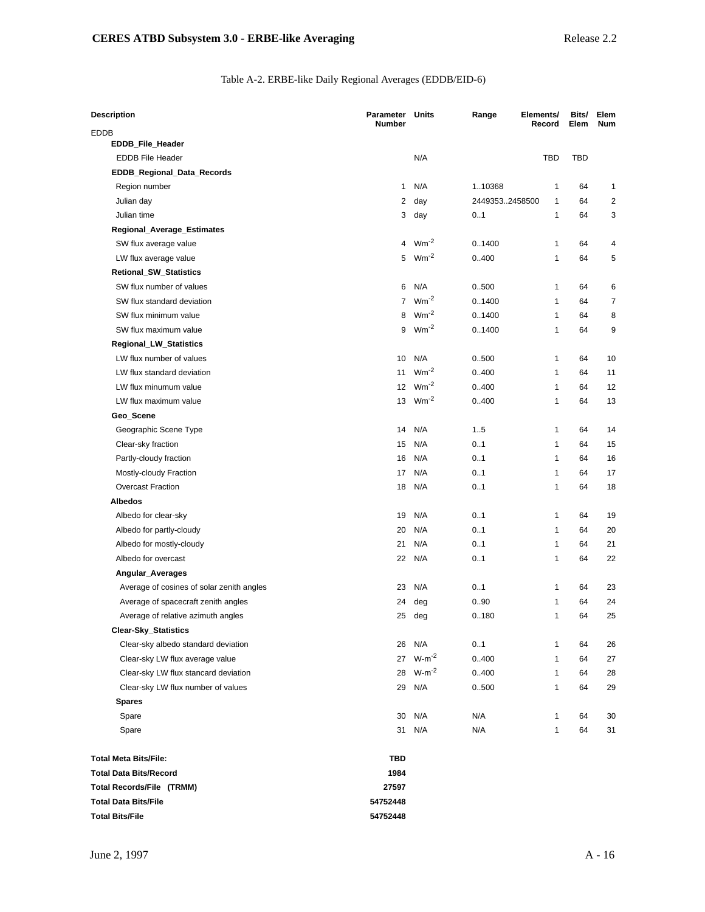Table A-2. ERBE-like Daily Regional Averages (EDDB/EID-6)

| Description | Parameter Number | Units | Range | Elements/ Record | Bits/ Elem | Elem Num |
|---|---|---|---|---|---|---|
| EDDB | | | | | | |
| **EDDB_File_Header** | | | | | | |
| EDDB File Header | | N/A | | TBD | TBD | |
| **EDDB_Regional_Data_Records** | | | | | | |
| Region number | 1 | N/A | 1..10368 | 1 | 64 | 1 |
| Julian day | 2 | day | 2449353..2458500 | 1 | 64 | 2 |
| Julian time | 3 | day | 0..1 | 1 | 64 | 3 |
| **Regional_Average_Estimates** | | | | | | |
| SW flux average value | 4 | $Wm^{-2}$ | 0..1400 | 1 | 64 | 4 |
| LW flux average value | 5 | $Wm^{-2}$ | 0..400 | 1 | 64 | 5 |
| **Retional_SW_Statistics** | | | | | | |
| SW flux number of values | 6 | N/A | 0..500 | 1 | 64 | 6 |
| SW flux standard deviation | 7 | $Wm^{-2}$ | 0..1400 | 1 | 64 | 7 |
| SW flux minimum value | 8 | $Wm^{-2}$ | 0..1400 | 1 | 64 | 8 |
| SW flux maximum value | 9 | $Wm^{-2}$ | 0..1400 | 1 | 64 | 9 |
| **Regional_LW_Statistics** | | | | | | |
| LW flux number of values | 10 | N/A | 0..500 | 1 | 64 | 10 |
| LW flux standard deviation | 11 | $Wm^{-2}$ | 0..400 | 1 | 64 | 11 |
| LW flux minumum value | 12 | $Wm^{-2}$ | 0..400 | 1 | 64 | 12 |
| LW flux maximum value | 13 | $Wm^{-2}$ | 0..400 | 1 | 64 | 13 |
| **Geo_Scene** | | | | | | |
| Geographic Scene Type | 14 | N/A | 1..5 | 1 | 64 | 14 |
| Clear-sky fraction | 15 | N/A | 0..1 | 1 | 64 | 15 |
| Partly-cloudy fraction | 16 | N/A | 0..1 | 1 | 64 | 16 |
| Mostly-cloudy Fraction | 17 | N/A | 0..1 | 1 | 64 | 17 |
| Overcast Fraction | 18 | N/A | 0..1 | 1 | 64 | 18 |
| **Albedos** | | | | | | |
| Albedo for clear-sky | 19 | N/A | 0..1 | 1 | 64 | 19 |
| Albedo for partly-cloudy | 20 | N/A | 0..1 | 1 | 64 | 20 |
| Albedo for mostly-cloudy | 21 | N/A | 0..1 | 1 | 64 | 21 |
| Albedo for overcast | 22 | N/A | 0..1 | 1 | 64 | 22 |
| **Angular_Averages** | | | | | | |
| Average of cosines of solar zenith angles | 23 | N/A | 0..1 | 1 | 64 | 23 |
| Average of spacecraft zenith angles | 24 | deg | 0..90 | 1 | 64 | 24 |
| Average of relative azimuth angles | 25 | deg | 0..180 | 1 | 64 | 25 |
| **Clear-Sky_Statistics** | | | | | | |
| Clear-sky albedo standard deviation | 26 | N/A | 0..1 | 1 | 64 | 26 |
| Clear-sky LW flux average value | 27 | $W\text{-}m^{-2}$ | 0..400 | 1 | 64 | 27 |
| Clear-sky LW flux stancard deviation | 28 | $W\text{-}m^{-2}$ | 0..400 | 1 | 64 | 28 |
| Clear-sky LW flux number of values | 29 | N/A | 0..500 | 1 | 64 | 29 |
| **Spares** | | | | | | |
| Spare | 30 | N/A | N/A | 1 | 64 | 30 |
| Spare | 31 | N/A | N/A | 1 | 64 | 31 |

| | |
|---|---|
| **Total Meta Bits/File:** | **TBD** |
| **Total Data Bits/Record** | **1984** |
| **Total Records/File (TRMM)** | **27597** |
| **Total Data Bits/File** | **54752448** |
| **Total Bits/File** | **54752448** |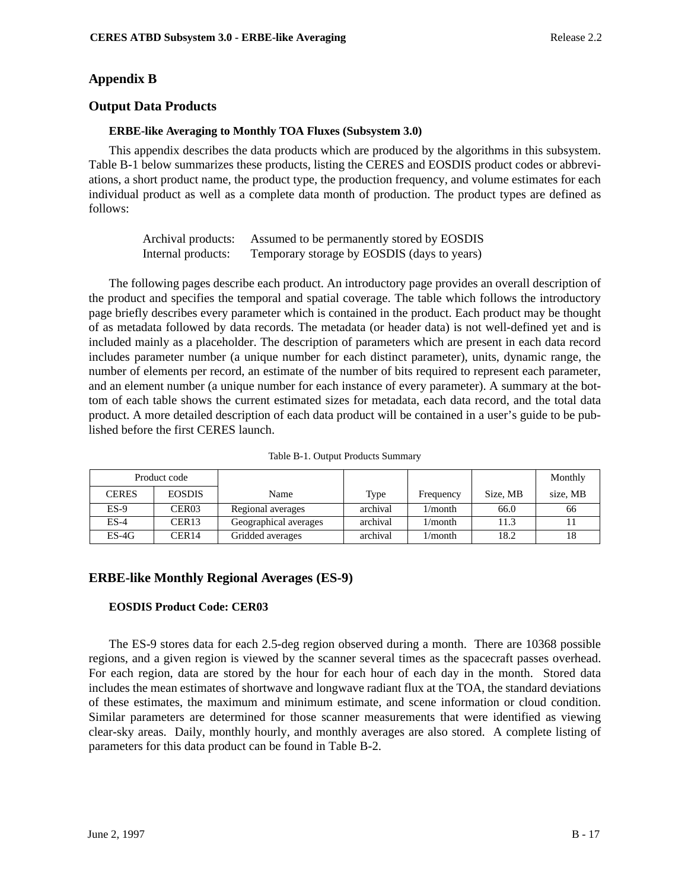## Appendix B

## Output Data Products

### ERBE-like Averaging to Monthly TOA Fluxes (Subsystem 3.0)

This appendix describes the data products which are produced by the algorithms in this subsystem. Table B-1 below summarizes these products, listing the CERES and EOSDIS product codes or abbreviations, a short product name, the product type, the production frequency, and volume estimates for each individual product as well as a complete data month of production. The product types are defined as follows:

Archival products: Assumed to be permanently stored by EOSDIS
Internal products: Temporary storage by EOSDIS (days to years)

The following pages describe each product. An introductory page provides an overall description of the product and specifies the temporal and spatial coverage. The table which follows the introductory page briefly describes every parameter which is contained in the product. Each product may be thought of as metadata followed by data records. The metadata (or header data) is not well-defined yet and is included mainly as a placeholder. The description of parameters which are present in each data record includes parameter number (a unique number for each distinct parameter), units, dynamic range, the number of elements per record, an estimate of the number of bits required to represent each parameter, and an element number (a unique number for each instance of every parameter). A summary at the bottom of each table shows the current estimated sizes for metadata, each data record, and the total data product. A more detailed description of each data product will be contained in a user's guide to be published before the first CERES launch.

Table B-1. Output Products Summary

| Product code | | Name | Type | Frequency | Size, MB | Monthly size, MB |
|---|---|---|---|---|---|---|
| CERES | EOSDIS | | | | | |
| ES-9 | CER03 | Regional averages | archival | 1/month | 66.0 | 66 |
| ES-4 | CER13 | Geographical averages | archival | 1/month | 11.3 | 11 |
| ES-4G | CER14 | Gridded averages | archival | 1/month | 18.2 | 18 |

## ERBE-like Monthly Regional Averages (ES-9)

### EOSDIS Product Code: CER03

The ES-9 stores data for each 2.5-deg region observed during a month. There are 10368 possible regions, and a given region is viewed by the scanner several times as the spacecraft passes overhead. For each region, data are stored by the hour for each hour of each day in the month. Stored data includes the mean estimates of shortwave and longwave radiant flux at the TOA, the standard deviations of these estimates, the maximum and minimum estimate, and scene information or cloud condition. Similar parameters are determined for those scanner measurements that were identified as viewing clear-sky areas. Daily, monthly hourly, and monthly averages are also stored. A complete listing of parameters for this data product can be found in Table B-2.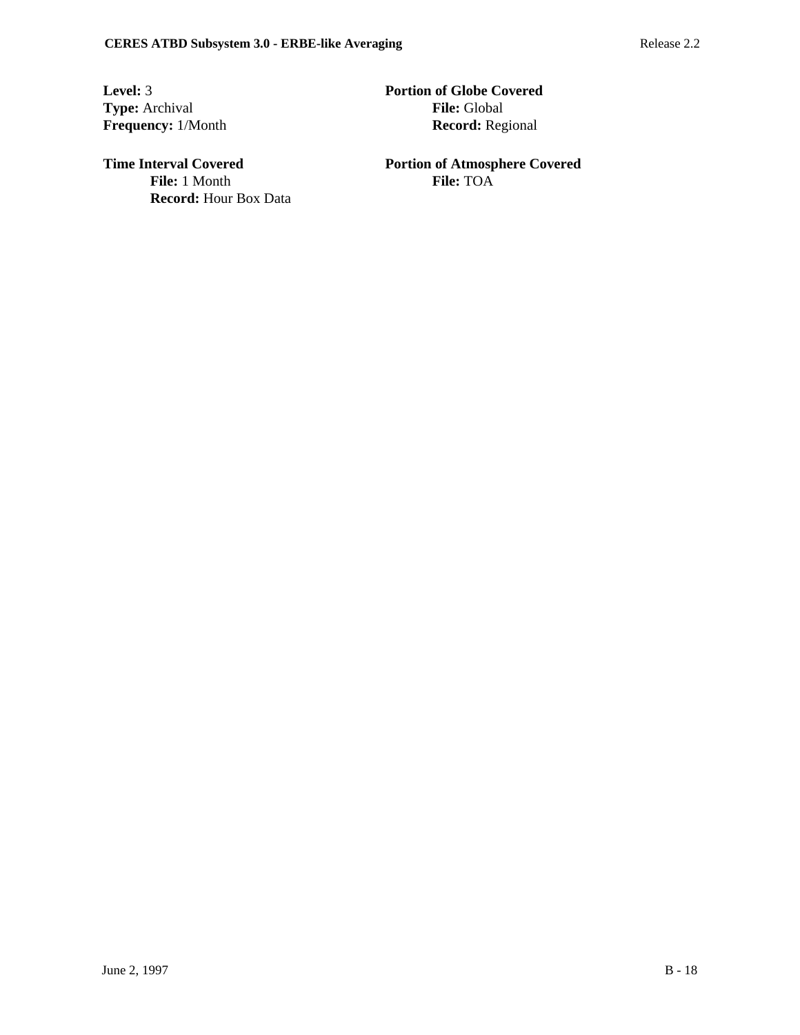**Level:** 3
**Type:** Archival
**Frequency:** 1/Month

**Portion of Globe Covered**
**File:** Global
**Record:** Regional

**Time Interval Covered**
**File:** 1 Month
**Record:** Hour Box Data

**Portion of Atmosphere Covered**
**File:** TOA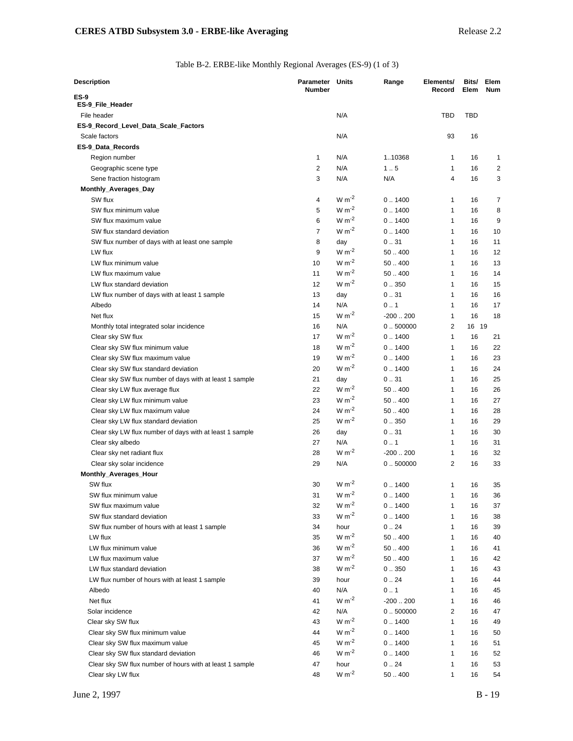Table B-2. ERBE-like Monthly Regional Averages (ES-9) (1 of 3)

| Description | Parameter Number | Units | Range | Elements/ Record | Bits/ Elem | Elem Num |
|---|---|---|---|---|---|---|
| **ES-9** | | | | | | |
| **ES-9_File_Header** | | | | | | |
| File header | | N/A | | TBD | TBD | |
| **ES-9_Record_Level_Data_Scale_Factors** | | | | | | |
| Scale factors | | N/A | | 93 | 16 | |
| **ES-9_Data_Records** | | | | | | |
| Region number | 1 | N/A | 1..10368 | 1 | 16 | 1 |
| Geographic scene type | 2 | N/A | 1 .. 5 | 1 | 16 | 2 |
| Sene fraction histogram | 3 | N/A | N/A | 4 | 16 | 3 |
| **Monthly_Averages_Day** | | | | | | |
| SW flux | 4 | W m$^{-2}$ | 0 .. 1400 | 1 | 16 | 7 |
| SW flux minimum value | 5 | W m$^{-2}$ | 0 .. 1400 | 1 | 16 | 8 |
| SW flux maximum value | 6 | W m$^{-2}$ | 0 .. 1400 | 1 | 16 | 9 |
| SW flux standard deviation | 7 | W m$^{-2}$ | 0 .. 1400 | 1 | 16 | 10 |
| SW flux number of days with at least one sample | 8 | day | 0 .. 31 | 1 | 16 | 11 |
| LW flux | 9 | W m$^{-2}$ | 50 .. 400 | 1 | 16 | 12 |
| LW flux minimum value | 10 | W m$^{-2}$ | 50 .. 400 | 1 | 16 | 13 |
| LW flux maximum value | 11 | W m$^{-2}$ | 50 .. 400 | 1 | 16 | 14 |
| LW flux standard deviation | 12 | W m$^{-2}$ | 0 .. 350 | 1 | 16 | 15 |
| LW flux number of days with at least 1 sample | 13 | day | 0 .. 31 | 1 | 16 | 16 |
| Albedo | 14 | N/A | 0 .. 1 | 1 | 16 | 17 |
| Net flux | 15 | W m$^{-2}$ | -200 .. 200 | 1 | 16 | 18 |
| Monthly total integrated solar incidence | 16 | N/A | 0 .. 500000 | 2 | 16 19 | |
| Clear sky SW flux | 17 | W m$^{-2}$ | 0 .. 1400 | 1 | 16 | 21 |
| Clear sky SW flux minimum value | 18 | W m$^{-2}$ | 0 .. 1400 | 1 | 16 | 22 |
| Clear sky SW flux maximum value | 19 | W m$^{-2}$ | 0 .. 1400 | 1 | 16 | 23 |
| Clear sky SW flux standard deviation | 20 | W m$^{-2}$ | 0 .. 1400 | 1 | 16 | 24 |
| Clear sky SW flux number of days with at least 1 sample | 21 | day | 0 .. 31 | 1 | 16 | 25 |
| Clear sky LW flux average flux | 22 | W m$^{-2}$ | 50 .. 400 | 1 | 16 | 26 |
| Clear sky LW flux minimum value | 23 | W m$^{-2}$ | 50 .. 400 | 1 | 16 | 27 |
| Clear sky LW flux maximum value | 24 | W m$^{-2}$ | 50 .. 400 | 1 | 16 | 28 |
| Clear sky LW flux standard deviation | 25 | W m$^{-2}$ | 0 .. 350 | 1 | 16 | 29 |
| Clear sky LW flux number of days with at least 1 sample | 26 | day | 0 .. 31 | 1 | 16 | 30 |
| Clear sky albedo | 27 | N/A | 0 .. 1 | 1 | 16 | 31 |
| Clear sky net radiant flux | 28 | W m$^{-2}$ | -200 .. 200 | 1 | 16 | 32 |
| Clear sky solar incidence | 29 | N/A | 0 .. 500000 | 2 | 16 | 33 |
| **Monthly_Averages_Hour** | | | | | | |
| SW flux | 30 | W m$^{-2}$ | 0 .. 1400 | 1 | 16 | 35 |
| SW flux minimum value | 31 | W m$^{-2}$ | 0 .. 1400 | 1 | 16 | 36 |
| SW flux maximum value | 32 | W m$^{-2}$ | 0 .. 1400 | 1 | 16 | 37 |
| SW flux standard deviation | 33 | W m$^{-2}$ | 0 .. 1400 | 1 | 16 | 38 |
| SW flux number of hours with at least 1 sample | 34 | hour | 0 .. 24 | 1 | 16 | 39 |
| LW flux | 35 | W m$^{-2}$ | 50 .. 400 | 1 | 16 | 40 |
| LW flux minimum value | 36 | W m$^{-2}$ | 50 .. 400 | 1 | 16 | 41 |
| LW flux maximum value | 37 | W m$^{-2}$ | 50 .. 400 | 1 | 16 | 42 |
| LW flux standard deviation | 38 | W m$^{-2}$ | 0 .. 350 | 1 | 16 | 43 |
| LW flux number of hours with at least 1 sample | 39 | hour | 0 .. 24 | 1 | 16 | 44 |
| Albedo | 40 | N/A | 0 .. 1 | 1 | 16 | 45 |
| Net flux | 41 | W m$^{-2}$ | -200 .. 200 | 1 | 16 | 46 |
| Solar incidence | 42 | N/A | 0 .. 500000 | 2 | 16 | 47 |
| Clear sky SW flux | 43 | W m$^{-2}$ | 0 .. 1400 | 1 | 16 | 49 |
| Clear sky SW flux minimum value | 44 | W m$^{-2}$ | 0 .. 1400 | 1 | 16 | 50 |
| Clear sky SW flux maximum value | 45 | W m$^{-2}$ | 0 .. 1400 | 1 | 16 | 51 |
| Clear sky SW flux standard deviation | 46 | W m$^{-2}$ | 0 .. 1400 | 1 | 16 | 52 |
| Clear sky SW flux number of hours with at least 1 sample | 47 | hour | 0 .. 24 | 1 | 16 | 53 |
| Clear sky LW flux | 48 | W m$^{-2}$ | 50 .. 400 | 1 | 16 | 54 |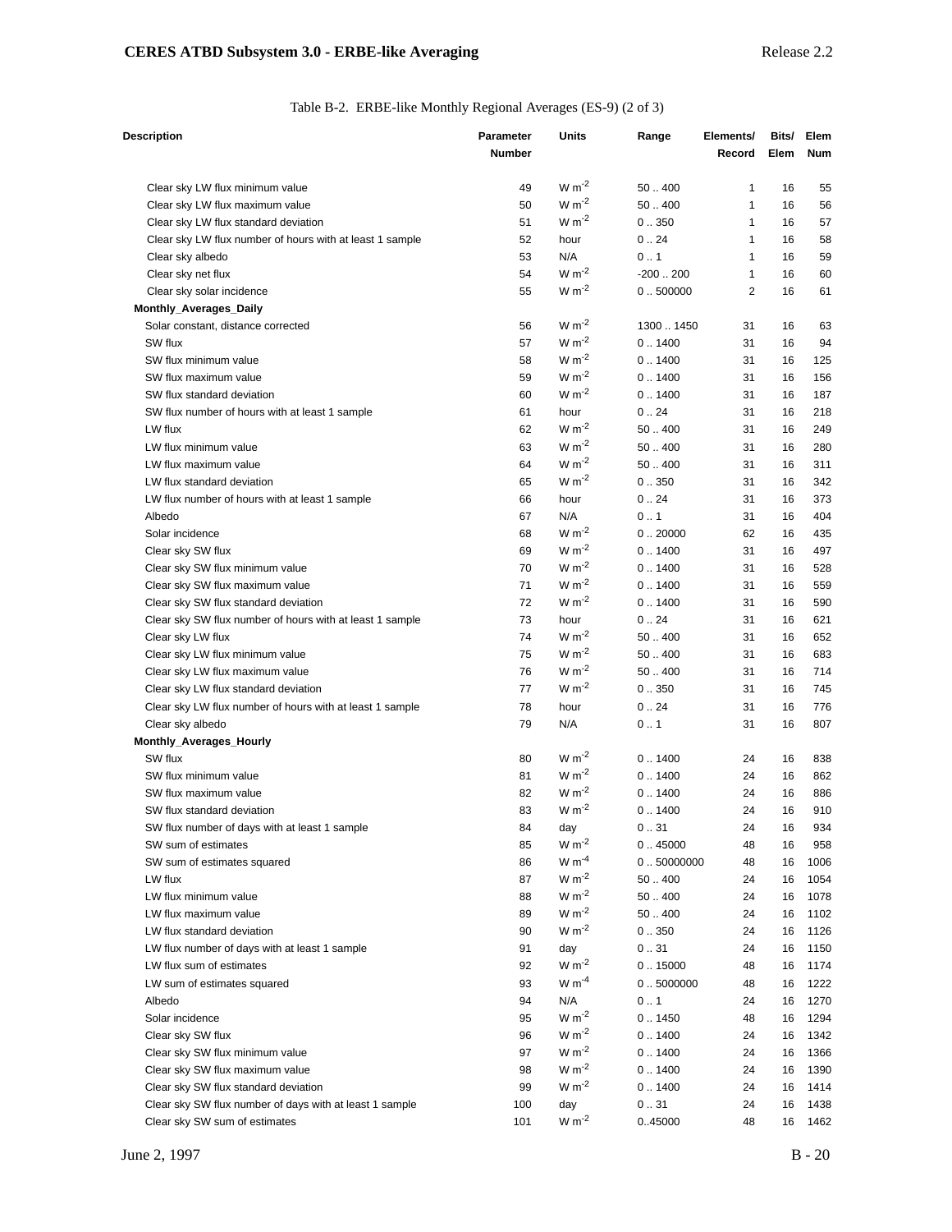Table B-2. ERBE-like Monthly Regional Averages (ES-9) (2 of 3)

| Description | Parameter Number | Units | Range | Elements/ Record | Bits/ Elem | Elem Num |
|---|---|---|---|---|---|---|
| Clear sky LW flux minimum value | 49 | W m$^{-2}$ | 50 .. 400 | 1 | 16 | 55 |
| Clear sky LW flux maximum value | 50 | W m$^{-2}$ | 50 .. 400 | 1 | 16 | 56 |
| Clear sky LW flux standard deviation | 51 | W m$^{-2}$ | 0 .. 350 | 1 | 16 | 57 |
| Clear sky LW flux number of hours with at least 1 sample | 52 | hour | 0 .. 24 | 1 | 16 | 58 |
| Clear sky albedo | 53 | N/A | 0 .. 1 | 1 | 16 | 59 |
| Clear sky net flux | 54 | W m$^{-2}$ | -200 .. 200 | 1 | 16 | 60 |
| Clear sky solar incidence | 55 | W m$^{-2}$ | 0 .. 500000 | 2 | 16 | 61 |
| **Monthly_Averages_Daily** | | | | | | |
| Solar constant, distance corrected | 56 | W m$^{-2}$ | 1300 .. 1450 | 31 | 16 | 63 |
| SW flux | 57 | W m$^{-2}$ | 0 .. 1400 | 31 | 16 | 94 |
| SW flux minimum value | 58 | W m$^{-2}$ | 0 .. 1400 | 31 | 16 | 125 |
| SW flux maximum value | 59 | W m$^{-2}$ | 0 .. 1400 | 31 | 16 | 156 |
| SW flux standard deviation | 60 | W m$^{-2}$ | 0 .. 1400 | 31 | 16 | 187 |
| SW flux number of hours with at least 1 sample | 61 | hour | 0 .. 24 | 31 | 16 | 218 |
| LW flux | 62 | W m$^{-2}$ | 50 .. 400 | 31 | 16 | 249 |
| LW flux minimum value | 63 | W m$^{-2}$ | 50 .. 400 | 31 | 16 | 280 |
| LW flux maximum value | 64 | W m$^{-2}$ | 50 .. 400 | 31 | 16 | 311 |
| LW flux standard deviation | 65 | W m$^{-2}$ | 0 .. 350 | 31 | 16 | 342 |
| LW flux number of hours with at least 1 sample | 66 | hour | 0 .. 24 | 31 | 16 | 373 |
| Albedo | 67 | N/A | 0 .. 1 | 31 | 16 | 404 |
| Solar incidence | 68 | W m$^{-2}$ | 0 .. 20000 | 62 | 16 | 435 |
| Clear sky SW flux | 69 | W m$^{-2}$ | 0 .. 1400 | 31 | 16 | 497 |
| Clear sky SW flux minimum value | 70 | W m$^{-2}$ | 0 .. 1400 | 31 | 16 | 528 |
| Clear sky SW flux maximum value | 71 | W m$^{-2}$ | 0 .. 1400 | 31 | 16 | 559 |
| Clear sky SW flux standard deviation | 72 | W m$^{-2}$ | 0 .. 1400 | 31 | 16 | 590 |
| Clear sky SW flux number of hours with at least 1 sample | 73 | hour | 0 .. 24 | 31 | 16 | 621 |
| Clear sky LW flux | 74 | W m$^{-2}$ | 50 .. 400 | 31 | 16 | 652 |
| Clear sky LW flux minimum value | 75 | W m$^{-2}$ | 50 .. 400 | 31 | 16 | 683 |
| Clear sky LW flux maximum value | 76 | W m$^{-2}$ | 50 .. 400 | 31 | 16 | 714 |
| Clear sky LW flux standard deviation | 77 | W m$^{-2}$ | 0 .. 350 | 31 | 16 | 745 |
| Clear sky LW flux number of hours with at least 1 sample | 78 | hour | 0 .. 24 | 31 | 16 | 776 |
| Clear sky albedo | 79 | N/A | 0 .. 1 | 31 | 16 | 807 |
| **Monthly_Averages_Hourly** | | | | | | |
| SW flux | 80 | W m$^{-2}$ | 0 .. 1400 | 24 | 16 | 838 |
| SW flux minimum value | 81 | W m$^{-2}$ | 0 .. 1400 | 24 | 16 | 862 |
| SW flux maximum value | 82 | W m$^{-2}$ | 0 .. 1400 | 24 | 16 | 886 |
| SW flux standard deviation | 83 | W m$^{-2}$ | 0 .. 1400 | 24 | 16 | 910 |
| SW flux number of days with at least 1 sample | 84 | day | 0 .. 31 | 24 | 16 | 934 |
| SW sum of estimates | 85 | W m$^{-2}$ | 0 .. 45000 | 48 | 16 | 958 |
| SW sum of estimates squared | 86 | W m$^{-4}$ | 0 .. 50000000 | 48 | 16 | 1006 |
| LW flux | 87 | W m$^{-2}$ | 50 .. 400 | 24 | 16 | 1054 |
| LW flux minimum value | 88 | W m$^{-2}$ | 50 .. 400 | 24 | 16 | 1078 |
| LW flux maximum value | 89 | W m$^{-2}$ | 50 .. 400 | 24 | 16 | 1102 |
| LW flux standard deviation | 90 | W m$^{-2}$ | 0 .. 350 | 24 | 16 | 1126 |
| LW flux number of days with at least 1 sample | 91 | day | 0 .. 31 | 24 | 16 | 1150 |
| LW flux sum of estimates | 92 | W m$^{-2}$ | 0 .. 15000 | 48 | 16 | 1174 |
| LW sum of estimates squared | 93 | W m$^{-4}$ | 0 .. 5000000 | 48 | 16 | 1222 |
| Albedo | 94 | N/A | 0 .. 1 | 24 | 16 | 1270 |
| Solar incidence | 95 | W m$^{-2}$ | 0 .. 1450 | 48 | 16 | 1294 |
| Clear sky SW flux | 96 | W m$^{-2}$ | 0 .. 1400 | 24 | 16 | 1342 |
| Clear sky SW flux minimum value | 97 | W m$^{-2}$ | 0 .. 1400 | 24 | 16 | 1366 |
| Clear sky SW flux maximum value | 98 | W m$^{-2}$ | 0 .. 1400 | 24 | 16 | 1390 |
| Clear sky SW flux standard deviation | 99 | W m$^{-2}$ | 0 .. 1400 | 24 | 16 | 1414 |
| Clear sky SW flux number of days with at least 1 sample | 100 | day | 0 .. 31 | 24 | 16 | 1438 |
| Clear sky SW sum of estimates | 101 | W m$^{-2}$ | 0..45000 | 48 | 16 | 1462 |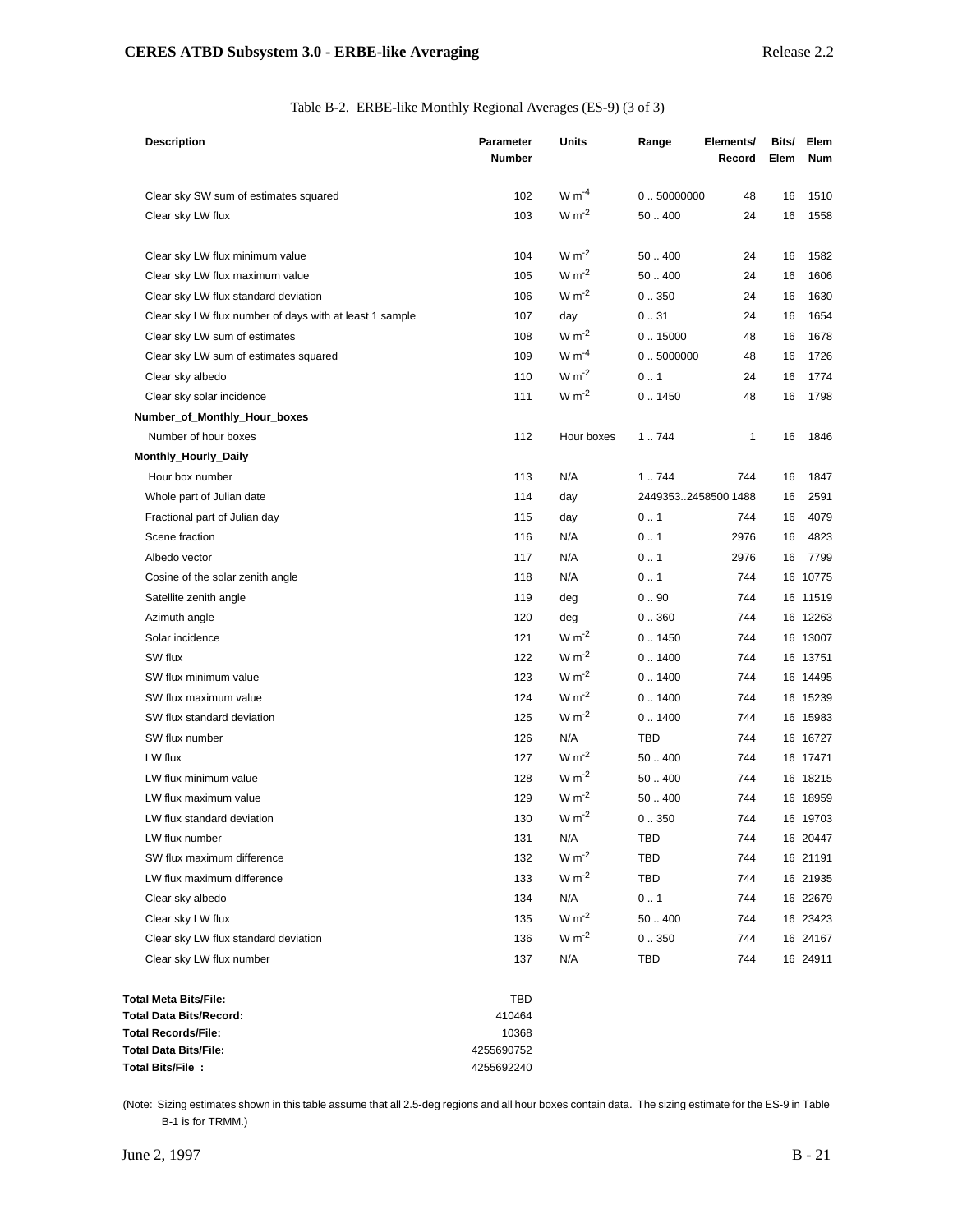Table B-2. ERBE-like Monthly Regional Averages (ES-9) (3 of 3)

| Description | Parameter Number | Units | Range | Elements/ Record | Bits/ Elem | Elem Num |
|---|---|---|---|---|---|---|
| Clear sky SW sum of estimates squared | 102 | W m$^{-4}$ | 0 .. 50000000 | 48 | 16 | 1510 |
| Clear sky LW flux | 103 | W m$^{-2}$ | 50 .. 400 | 24 | 16 | 1558 |
| Clear sky LW flux minimum value | 104 | W m$^{-2}$ | 50 .. 400 | 24 | 16 | 1582 |
| Clear sky LW flux maximum value | 105 | W m$^{-2}$ | 50 .. 400 | 24 | 16 | 1606 |
| Clear sky LW flux standard deviation | 106 | W m$^{-2}$ | 0 .. 350 | 24 | 16 | 1630 |
| Clear sky LW flux number of days with at least 1 sample | 107 | day | 0 .. 31 | 24 | 16 | 1654 |
| Clear sky LW sum of estimates | 108 | W m$^{-2}$ | 0 .. 15000 | 48 | 16 | 1678 |
| Clear sky LW sum of estimates squared | 109 | W m$^{-4}$ | 0 .. 5000000 | 48 | 16 | 1726 |
| Clear sky albedo | 110 | W m$^{-2}$ | 0 .. 1 | 24 | 16 | 1774 |
| Clear sky solar incidence | 111 | W m$^{-2}$ | 0 .. 1450 | 48 | 16 | 1798 |
| **Number_of_Monthly_Hour_boxes** | | | | | | |
| Number of hour boxes | 112 | Hour boxes | 1 .. 744 | 1 | 16 | 1846 |
| **Monthly_Hourly_Daily** | | | | | | |
| Hour box number | 113 | N/A | 1 .. 744 | 744 | 16 | 1847 |
| Whole part of Julian date | 114 | day | 2449353..2458500 | 1488 | 16 | 2591 |
| Fractional part of Julian day | 115 | day | 0 .. 1 | 744 | 16 | 4079 |
| Scene fraction | 116 | N/A | 0 .. 1 | 2976 | 16 | 4823 |
| Albedo vector | 117 | N/A | 0 .. 1 | 2976 | 16 | 7799 |
| Cosine of the solar zenith angle | 118 | N/A | 0 .. 1 | 744 | 16 | 10775 |
| Satellite zenith angle | 119 | deg | 0 .. 90 | 744 | 16 | 11519 |
| Azimuth angle | 120 | deg | 0 .. 360 | 744 | 16 | 12263 |
| Solar incidence | 121 | W m$^{-2}$ | 0 .. 1450 | 744 | 16 | 13007 |
| SW flux | 122 | W m$^{-2}$ | 0 .. 1400 | 744 | 16 | 13751 |
| SW flux minimum value | 123 | W m$^{-2}$ | 0 .. 1400 | 744 | 16 | 14495 |
| SW flux maximum value | 124 | W m$^{-2}$ | 0 .. 1400 | 744 | 16 | 15239 |
| SW flux standard deviation | 125 | W m$^{-2}$ | 0 .. 1400 | 744 | 16 | 15983 |
| SW flux number | 126 | N/A | TBD | 744 | 16 | 16727 |
| LW flux | 127 | W m$^{-2}$ | 50 .. 400 | 744 | 16 | 17471 |
| LW flux minimum value | 128 | W m$^{-2}$ | 50 .. 400 | 744 | 16 | 18215 |
| LW flux maximum value | 129 | W m$^{-2}$ | 50 .. 400 | 744 | 16 | 18959 |
| LW flux standard deviation | 130 | W m$^{-2}$ | 0 .. 350 | 744 | 16 | 19703 |
| LW flux number | 131 | N/A | TBD | 744 | 16 | 20447 |
| SW flux maximum difference | 132 | W m$^{-2}$ | TBD | 744 | 16 | 21191 |
| LW flux maximum difference | 133 | W m$^{-2}$ | TBD | 744 | 16 | 21935 |
| Clear sky albedo | 134 | N/A | 0 .. 1 | 744 | 16 | 22679 |
| Clear sky LW flux | 135 | W m$^{-2}$ | 50 .. 400 | 744 | 16 | 23423 |
| Clear sky LW flux standard deviation | 136 | W m$^{-2}$ | 0 .. 350 | 744 | 16 | 24167 |
| Clear sky LW flux number | 137 | N/A | TBD | 744 | 16 | 24911 |

| | |
|---|---|
| **Total Meta Bits/File:** | TBD |
| **Total Data Bits/Record:** | 410464 |
| **Total Records/File:** | 10368 |
| **Total Data Bits/File:** | 4255690752 |
| **Total Bits/File :** | 4255692240 |

(Note: Sizing estimates shown in this table assume that all 2.5-deg regions and all hour boxes contain data. The sizing estimate for the ES-9 in Table B-1 is for TRMM.)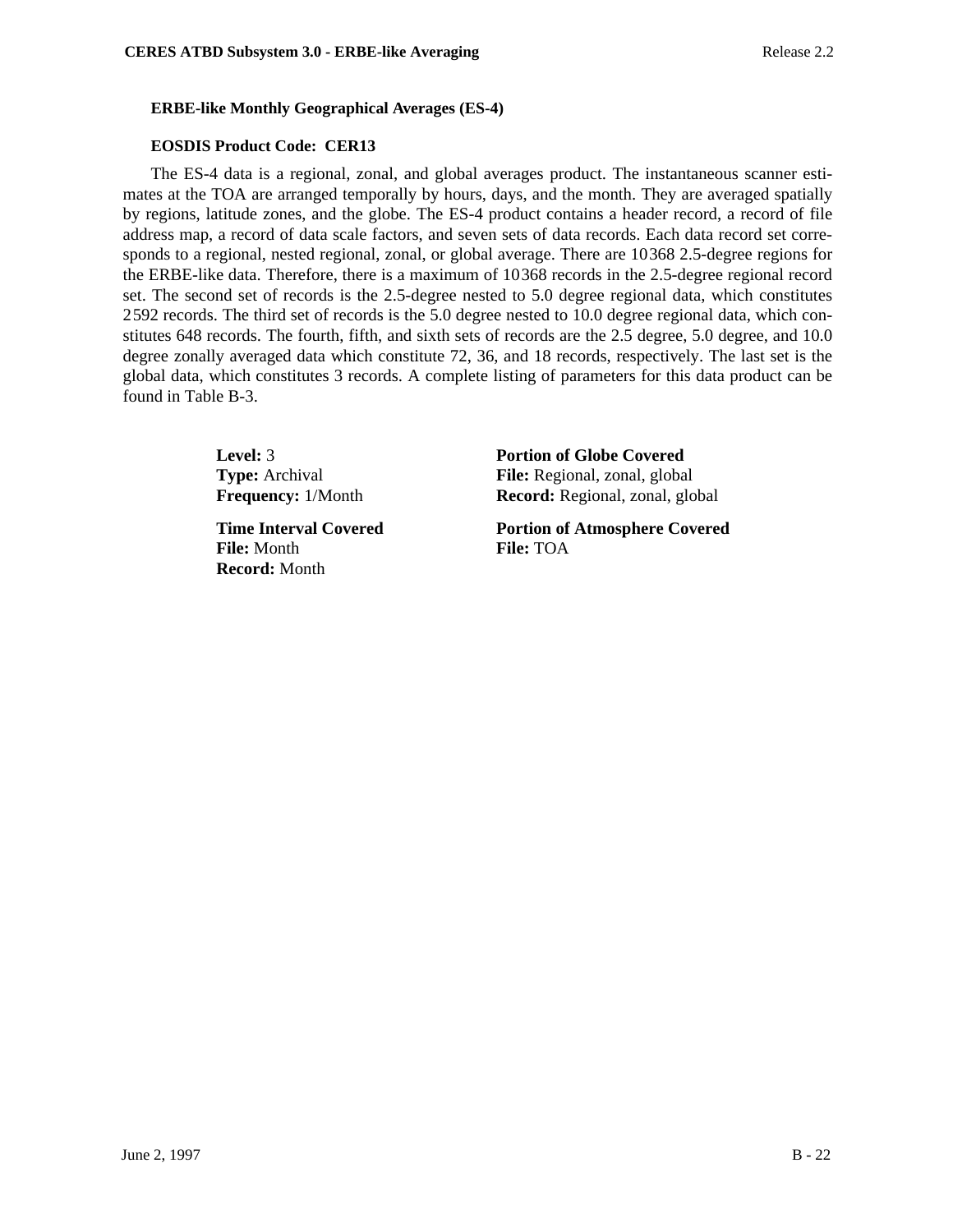**ERBE-like Monthly Geographical Averages (ES-4)**

**EOSDIS Product Code: CER13**

The ES-4 data is a regional, zonal, and global averages product. The instantaneous scanner estimates at the TOA are arranged temporally by hours, days, and the month. They are averaged spatially by regions, latitude zones, and the globe. The ES-4 product contains a header record, a record of file address map, a record of data scale factors, and seven sets of data records. Each data record set corresponds to a regional, nested regional, zonal, or global average. There are 10368 2.5-degree regions for the ERBE-like data. Therefore, there is a maximum of 10368 records in the 2.5-degree regional record set. The second set of records is the 2.5-degree nested to 5.0 degree regional data, which constitutes 2592 records. The third set of records is the 5.0 degree nested to 10.0 degree regional data, which constitutes 648 records. The fourth, fifth, and sixth sets of records are the 2.5 degree, 5.0 degree, and 10.0 degree zonally averaged data which constitute 72, 36, and 18 records, respectively. The last set is the global data, which constitutes 3 records. A complete listing of parameters for this data product can be found in Table B-3.

**Level:** 3
**Type:** Archival
**Frequency:** 1/Month

**Time Interval Covered**
**File:** Month
**Record:** Month

**Portion of Globe Covered**
**File:** Regional, zonal, global
**Record:** Regional, zonal, global

**Portion of Atmosphere Covered**
**File:** TOA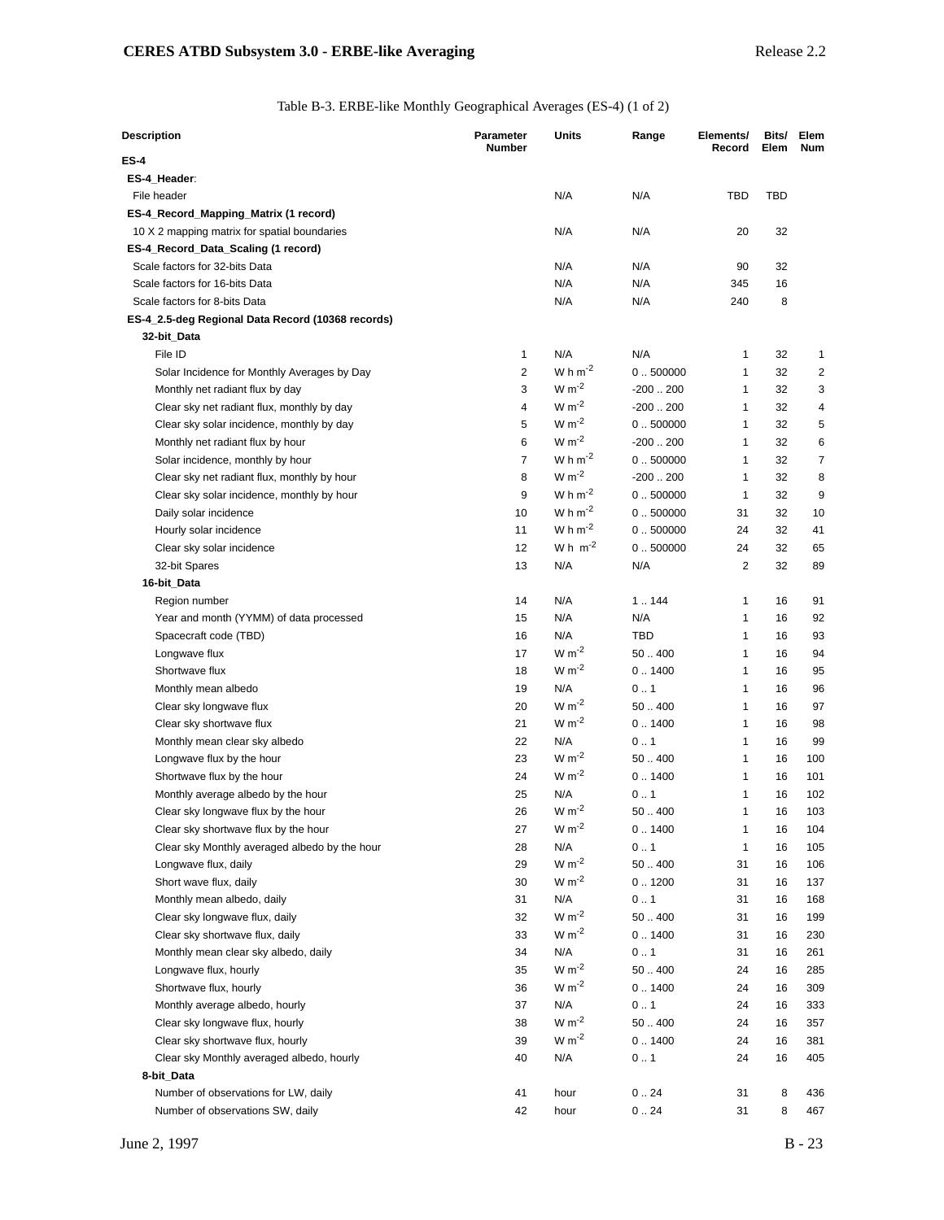Table B-3. ERBE-like Monthly Geographical Averages (ES-4) (1 of 2)

| Description | Parameter Number | Units | Range | Elements/ Record | Bits/ Elem | Elem Num |
|---|---|---|---|---|---|---|
| **ES-4** | | | | | | |
| **ES-4_Header**: | | | | | | |
| File header | | N/A | N/A | TBD | TBD | |
| **ES-4_Record_Mapping_Matrix (1 record)** | | | | | | |
| 10 X 2 mapping matrix for spatial boundaries | | N/A | N/A | 20 | 32 | |
| **ES-4_Record_Data_Scaling (1 record)** | | | | | | |
| Scale factors for 32-bits Data | | N/A | N/A | 90 | 32 | |
| Scale factors for 16-bits Data | | N/A | N/A | 345 | 16 | |
| Scale factors for 8-bits Data | | N/A | N/A | 240 | 8 | |
| **ES-4_2.5-deg Regional Data Record (10368 records)** | | | | | | |
| **32-bit_Data** | | | | | | |
| File ID | 1 | N/A | N/A | 1 | 32 | 1 |
| Solar Incidence for Monthly Averages by Day | 2 | W h $m^{-2}$ | 0 .. 500000 | 1 | 32 | 2 |
| Monthly net radiant flux by day | 3 | W $m^{-2}$ | -200 .. 200 | 1 | 32 | 3 |
| Clear sky net radiant flux, monthly by day | 4 | W $m^{-2}$ | -200 .. 200 | 1 | 32 | 4 |
| Clear sky solar incidence, monthly by day | 5 | W $m^{-2}$ | 0 .. 500000 | 1 | 32 | 5 |
| Monthly net radiant flux by hour | 6 | W $m^{-2}$ | -200 .. 200 | 1 | 32 | 6 |
| Solar incidence, monthly by hour | 7 | W h $m^{-2}$ | 0 .. 500000 | 1 | 32 | 7 |
| Clear sky net radiant flux, monthly by hour | 8 | W $m^{-2}$ | -200 .. 200 | 1 | 32 | 8 |
| Clear sky solar incidence, monthly by hour | 9 | W h $m^{-2}$ | 0 .. 500000 | 1 | 32 | 9 |
| Daily solar incidence | 10 | W h $m^{-2}$ | 0 .. 500000 | 31 | 32 | 10 |
| Hourly solar incidence | 11 | W h $m^{-2}$ | 0 .. 500000 | 24 | 32 | 41 |
| Clear sky solar incidence | 12 | W h $m^{-2}$ | 0 .. 500000 | 24 | 32 | 65 |
| 32-bit Spares | 13 | N/A | N/A | 2 | 32 | 89 |
| **16-bit_Data** | | | | | | |
| Region number | 14 | N/A | 1 .. 144 | 1 | 16 | 91 |
| Year and month (YYMM) of data processed | 15 | N/A | N/A | 1 | 16 | 92 |
| Spacecraft code (TBD) | 16 | N/A | TBD | 1 | 16 | 93 |
| Longwave flux | 17 | W $m^{-2}$ | 50 .. 400 | 1 | 16 | 94 |
| Shortwave flux | 18 | W $m^{-2}$ | 0 .. 1400 | 1 | 16 | 95 |
| Monthly mean albedo | 19 | N/A | 0 .. 1 | 1 | 16 | 96 |
| Clear sky longwave flux | 20 | W $m^{-2}$ | 50 .. 400 | 1 | 16 | 97 |
| Clear sky shortwave flux | 21 | W $m^{-2}$ | 0 .. 1400 | 1 | 16 | 98 |
| Monthly mean clear sky albedo | 22 | N/A | 0 .. 1 | 1 | 16 | 99 |
| Longwave flux by the hour | 23 | W $m^{-2}$ | 50 .. 400 | 1 | 16 | 100 |
| Shortwave flux by the hour | 24 | W $m^{-2}$ | 0 .. 1400 | 1 | 16 | 101 |
| Monthly average albedo by the hour | 25 | N/A | 0 .. 1 | 1 | 16 | 102 |
| Clear sky longwave flux by the hour | 26 | W $m^{-2}$ | 50 .. 400 | 1 | 16 | 103 |
| Clear sky shortwave flux by the hour | 27 | W $m^{-2}$ | 0 .. 1400 | 1 | 16 | 104 |
| Clear sky Monthly averaged albedo by the hour | 28 | N/A | 0 .. 1 | 1 | 16 | 105 |
| Longwave flux, daily | 29 | W $m^{-2}$ | 50 .. 400 | 31 | 16 | 106 |
| Short wave flux, daily | 30 | W $m^{-2}$ | 0 .. 1200 | 31 | 16 | 137 |
| Monthly mean albedo, daily | 31 | N/A | 0 .. 1 | 31 | 16 | 168 |
| Clear sky longwave flux, daily | 32 | W $m^{-2}$ | 50 .. 400 | 31 | 16 | 199 |
| Clear sky shortwave flux, daily | 33 | W $m^{-2}$ | 0 .. 1400 | 31 | 16 | 230 |
| Monthly mean clear sky albedo, daily | 34 | N/A | 0 .. 1 | 31 | 16 | 261 |
| Longwave flux, hourly | 35 | W $m^{-2}$ | 50 .. 400 | 24 | 16 | 285 |
| Shortwave flux, hourly | 36 | W $m^{-2}$ | 0 .. 1400 | 24 | 16 | 309 |
| Monthly average albedo, hourly | 37 | N/A | 0 .. 1 | 24 | 16 | 333 |
| Clear sky longwave flux, hourly | 38 | W $m^{-2}$ | 50 .. 400 | 24 | 16 | 357 |
| Clear sky shortwave flux, hourly | 39 | W $m^{-2}$ | 0 .. 1400 | 24 | 16 | 381 |
| Clear sky Monthly averaged albedo, hourly | 40 | N/A | 0 .. 1 | 24 | 16 | 405 |
| **8-bit_Data** | | | | | | |
| Number of observations for LW, daily | 41 | hour | 0 .. 24 | 31 | 8 | 436 |
| Number of observations SW, daily | 42 | hour | 0 .. 24 | 31 | 8 | 467 |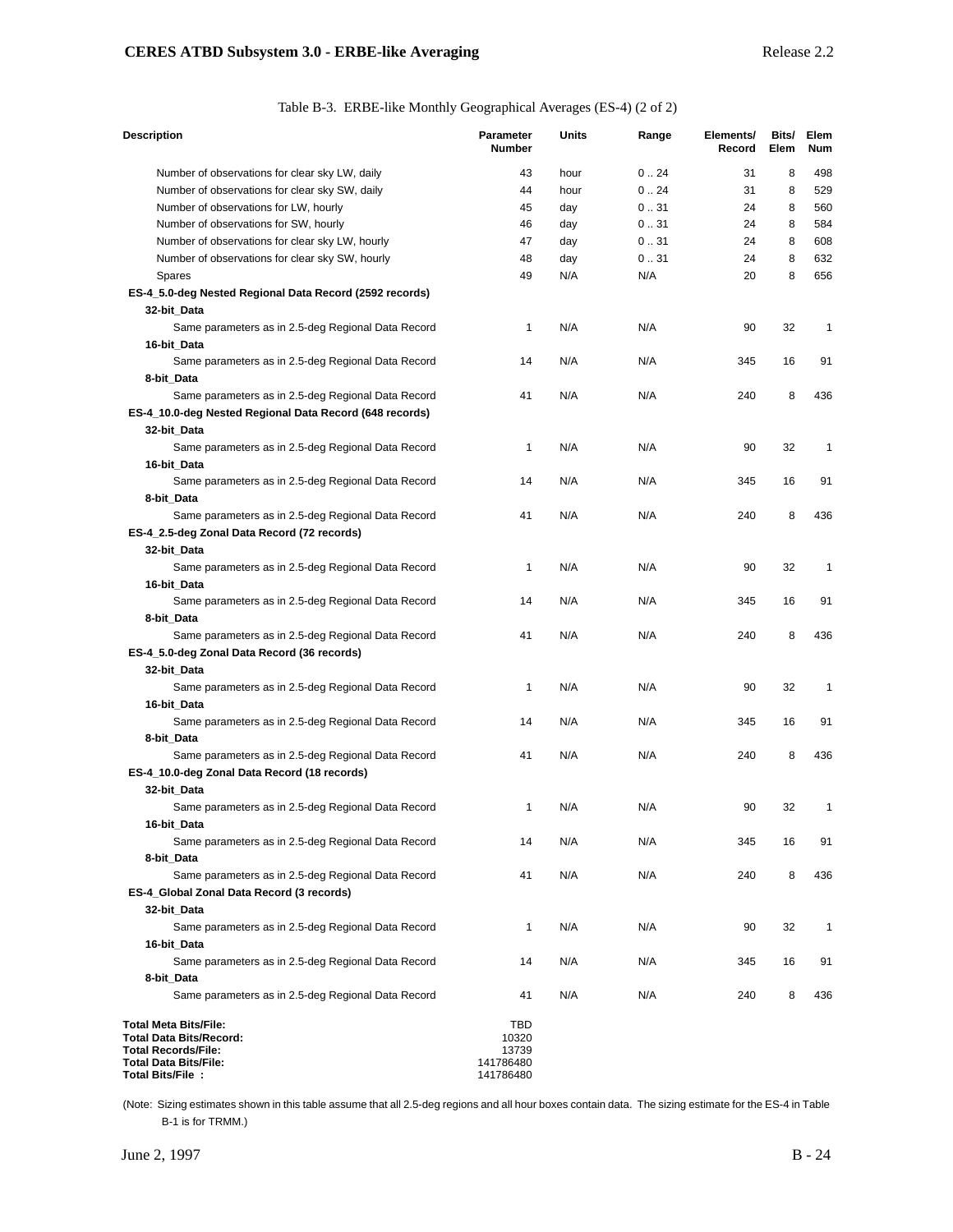Table B-3. ERBE-like Monthly Geographical Averages (ES-4) (2 of 2)

| Description | Parameter Number | Units | Range | Elements/ Record | Bits/ Elem | Elem Num |
|---|---|---|---|---|---|---|
| Number of observations for clear sky LW, daily | 43 | hour | 0 .. 24 | 31 | 8 | 498 |
| Number of observations for clear sky SW, daily | 44 | hour | 0 .. 24 | 31 | 8 | 529 |
| Number of observations for LW, hourly | 45 | day | 0 .. 31 | 24 | 8 | 560 |
| Number of observations for SW, hourly | 46 | day | 0 .. 31 | 24 | 8 | 584 |
| Number of observations for clear sky LW, hourly | 47 | day | 0 .. 31 | 24 | 8 | 608 |
| Number of observations for clear sky SW, hourly | 48 | day | 0 .. 31 | 24 | 8 | 632 |
| Spares | 49 | N/A | N/A | 20 | 8 | 656 |
| **ES-4_5.0-deg Nested Regional Data Record (2592 records)** | | | | | | |
| **32-bit_Data** | | | | | | |
| Same parameters as in 2.5-deg Regional Data Record | 1 | N/A | N/A | 90 | 32 | 1 |
| **16-bit_Data** | | | | | | |
| Same parameters as in 2.5-deg Regional Data Record | 14 | N/A | N/A | 345 | 16 | 91 |
| **8-bit_Data** | | | | | | |
| Same parameters as in 2.5-deg Regional Data Record | 41 | N/A | N/A | 240 | 8 | 436 |
| **ES-4_10.0-deg Nested Regional Data Record (648 records)** | | | | | | |
| **32-bit_Data** | | | | | | |
| Same parameters as in 2.5-deg Regional Data Record | 1 | N/A | N/A | 90 | 32 | 1 |
| **16-bit_Data** | | | | | | |
| Same parameters as in 2.5-deg Regional Data Record | 14 | N/A | N/A | 345 | 16 | 91 |
| **8-bit_Data** | | | | | | |
| Same parameters as in 2.5-deg Regional Data Record | 41 | N/A | N/A | 240 | 8 | 436 |
| **ES-4_2.5-deg Zonal Data Record (72 records)** | | | | | | |
| **32-bit_Data** | | | | | | |
| Same parameters as in 2.5-deg Regional Data Record | 1 | N/A | N/A | 90 | 32 | 1 |
| **16-bit_Data** | | | | | | |
| Same parameters as in 2.5-deg Regional Data Record | 14 | N/A | N/A | 345 | 16 | 91 |
| **8-bit_Data** | | | | | | |
| Same parameters as in 2.5-deg Regional Data Record | 41 | N/A | N/A | 240 | 8 | 436 |
| **ES-4_5.0-deg Zonal Data Record (36 records)** | | | | | | |
| **32-bit_Data** | | | | | | |
| Same parameters as in 2.5-deg Regional Data Record | 1 | N/A | N/A | 90 | 32 | 1 |
| **16-bit_Data** | | | | | | |
| Same parameters as in 2.5-deg Regional Data Record | 14 | N/A | N/A | 345 | 16 | 91 |
| **8-bit_Data** | | | | | | |
| Same parameters as in 2.5-deg Regional Data Record | 41 | N/A | N/A | 240 | 8 | 436 |
| **ES-4_10.0-deg Zonal Data Record (18 records)** | | | | | | |
| **32-bit_Data** | | | | | | |
| Same parameters as in 2.5-deg Regional Data Record | 1 | N/A | N/A | 90 | 32 | 1 |
| **16-bit_Data** | | | | | | |
| Same parameters as in 2.5-deg Regional Data Record | 14 | N/A | N/A | 345 | 16 | 91 |
| **8-bit_Data** | | | | | | |
| Same parameters as in 2.5-deg Regional Data Record | 41 | N/A | N/A | 240 | 8 | 436 |
| **ES-4_Global Zonal Data Record (3 records)** | | | | | | |
| **32-bit_Data** | | | | | | |
| Same parameters as in 2.5-deg Regional Data Record | 1 | N/A | N/A | 90 | 32 | 1 |
| **16-bit_Data** | | | | | | |
| Same parameters as in 2.5-deg Regional Data Record | 14 | N/A | N/A | 345 | 16 | 91 |
| **8-bit_Data** | | | | | | |
| Same parameters as in 2.5-deg Regional Data Record | 41 | N/A | N/A | 240 | 8 | 436 |

**Total Meta Bits/File:** TBD
**Total Data Bits/Record:** 10320
**Total Records/File:** 13739
**Total Data Bits/File:** 141786480
**Total Bits/File :** 141786480

(Note: Sizing estimates shown in this table assume that all 2.5-deg regions and all hour boxes contain data. The sizing estimate for the ES-4 in Table B-1 is for TRMM.)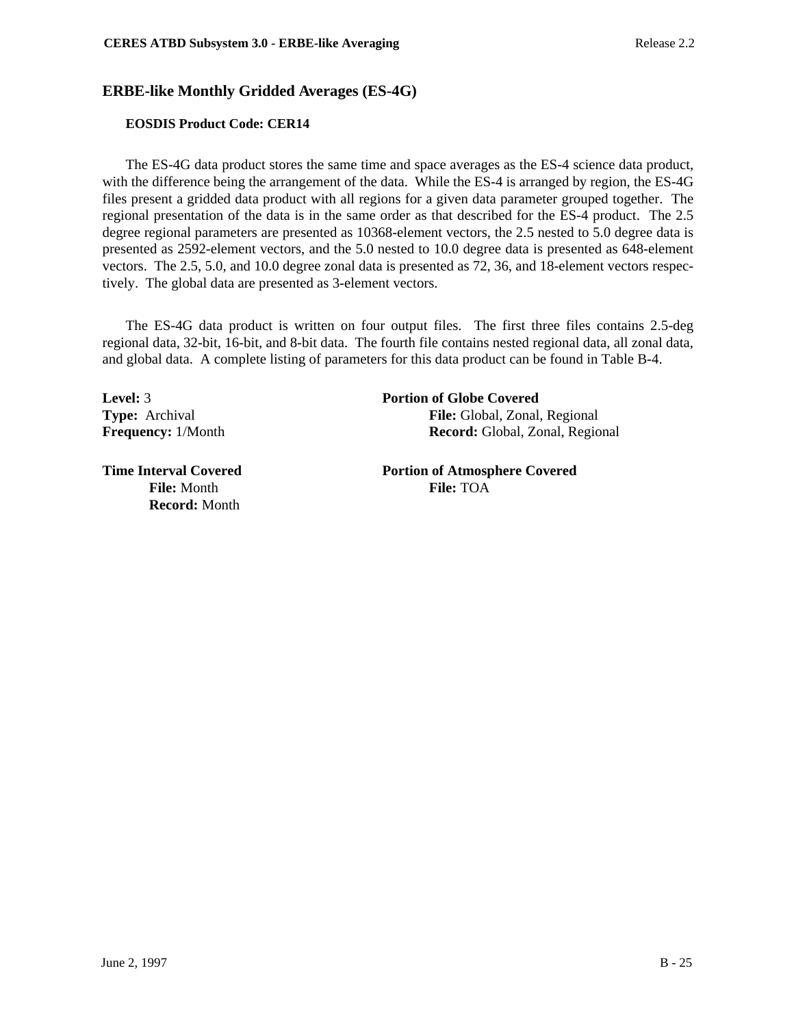## ERBE-like Monthly Gridded Averages (ES-4G)

**EOSDIS Product Code: CER14**

The ES-4G data product stores the same time and space averages as the ES-4 science data product, with the difference being the arrangement of the data. While the ES-4 is arranged by region, the ES-4G files present a gridded data product with all regions for a given data parameter grouped together. The regional presentation of the data is in the same order as that described for the ES-4 product. The 2.5 degree regional parameters are presented as 10368-element vectors, the 2.5 nested to 5.0 degree data is presented as 2592-element vectors, and the 5.0 nested to 10.0 degree data is presented as 648-element vectors. The 2.5, 5.0, and 10.0 degree zonal data is presented as 72, 36, and 18-element vectors respectively. The global data are presented as 3-element vectors.

The ES-4G data product is written on four output files. The first three files contains 2.5-deg regional data, 32-bit, 16-bit, and 8-bit data. The fourth file contains nested regional data, all zonal data, and global data. A complete listing of parameters for this data product can be found in Table B-4.

**Level:** 3
**Type:** Archival
**Frequency:** 1/Month

**Time Interval Covered**
- **File:** Month
- **Record:** Month

**Portion of Globe Covered**
- **File:** Global, Zonal, Regional
- **Record:** Global, Zonal, Regional

**Portion of Atmosphere Covered**
- **File:** TOA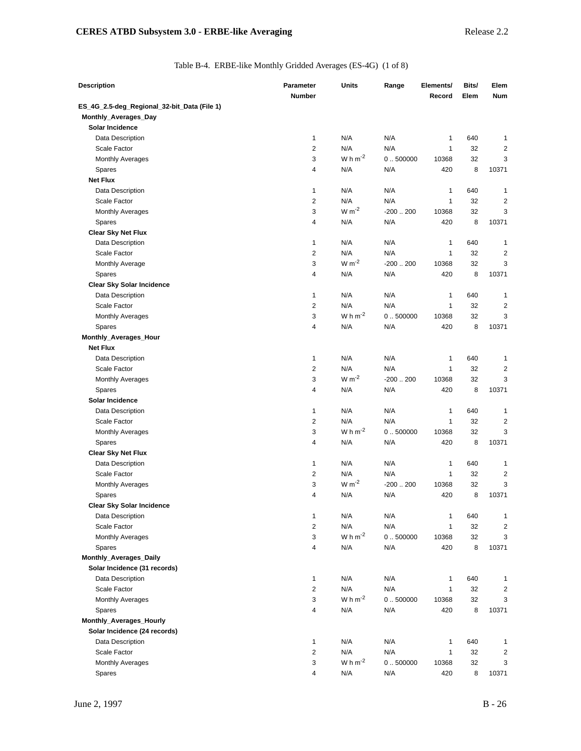Table B-4. ERBE-like Monthly Gridded Averages (ES-4G) (1 of 8)

| Description | Parameter Number | Units | Range | Elements/ Record | Bits/ Elem | Elem Num |
|---|---|---|---|---|---|---|
| **ES_4G_2.5-deg_Regional_32-bit_Data (File 1)** | | | | | | |
| **Monthly_Averages_Day** | | | | | | |
| **Solar Incidence** | | | | | | |
| Data Description | 1 | N/A | N/A | 1 | 640 | 1 |
| Scale Factor | 2 | N/A | N/A | 1 | 32 | 2 |
| Monthly Averages | 3 | W h $m^{-2}$ | 0 .. 500000 | 10368 | 32 | 3 |
| Spares | 4 | N/A | N/A | 420 | 8 | 10371 |
| **Net Flux** | | | | | | |
| Data Description | 1 | N/A | N/A | 1 | 640 | 1 |
| Scale Factor | 2 | N/A | N/A | 1 | 32 | 2 |
| Monthly Averages | 3 | W $m^{-2}$ | -200 .. 200 | 10368 | 32 | 3 |
| Spares | 4 | N/A | N/A | 420 | 8 | 10371 |
| **Clear Sky Net Flux** | | | | | | |
| Data Description | 1 | N/A | N/A | 1 | 640 | 1 |
| Scale Factor | 2 | N/A | N/A | 1 | 32 | 2 |
| Monthly Average | 3 | W $m^{-2}$ | -200 .. 200 | 10368 | 32 | 3 |
| Spares | 4 | N/A | N/A | 420 | 8 | 10371 |
| **Clear Sky Solar Incidence** | | | | | | |
| Data Description | 1 | N/A | N/A | 1 | 640 | 1 |
| Scale Factor | 2 | N/A | N/A | 1 | 32 | 2 |
| Monthly Averages | 3 | W h $m^{-2}$ | 0 .. 500000 | 10368 | 32 | 3 |
| Spares | 4 | N/A | N/A | 420 | 8 | 10371 |
| **Monthly_Averages_Hour** | | | | | | |
| **Net Flux** | | | | | | |
| Data Description | 1 | N/A | N/A | 1 | 640 | 1 |
| Scale Factor | 2 | N/A | N/A | 1 | 32 | 2 |
| Monthly Averages | 3 | W $m^{-2}$ | -200 .. 200 | 10368 | 32 | 3 |
| Spares | 4 | N/A | N/A | 420 | 8 | 10371 |
| **Solar Incidence** | | | | | | |
| Data Description | 1 | N/A | N/A | 1 | 640 | 1 |
| Scale Factor | 2 | N/A | N/A | 1 | 32 | 2 |
| Monthly Averages | 3 | W h $m^{-2}$ | 0 .. 500000 | 10368 | 32 | 3 |
| Spares | 4 | N/A | N/A | 420 | 8 | 10371 |
| **Clear Sky Net Flux** | | | | | | |
| Data Description | 1 | N/A | N/A | 1 | 640 | 1 |
| Scale Factor | 2 | N/A | N/A | 1 | 32 | 2 |
| Monthly Averages | 3 | W $m^{-2}$ | -200 .. 200 | 10368 | 32 | 3 |
| Spares | 4 | N/A | N/A | 420 | 8 | 10371 |
| **Clear Sky Solar Incidence** | | | | | | |
| Data Description | 1 | N/A | N/A | 1 | 640 | 1 |
| Scale Factor | 2 | N/A | N/A | 1 | 32 | 2 |
| Monthly Averages | 3 | W h $m^{-2}$ | 0 .. 500000 | 10368 | 32 | 3 |
| Spares | 4 | N/A | N/A | 420 | 8 | 10371 |
| **Monthly_Averages_Daily** | | | | | | |
| **Solar Incidence (31 records)** | | | | | | |
| Data Description | 1 | N/A | N/A | 1 | 640 | 1 |
| Scale Factor | 2 | N/A | N/A | 1 | 32 | 2 |
| Monthly Averages | 3 | W h $m^{-2}$ | 0 .. 500000 | 10368 | 32 | 3 |
| Spares | 4 | N/A | N/A | 420 | 8 | 10371 |
| **Monthly_Averages_Hourly** | | | | | | |
| **Solar Incidence (24 records)** | | | | | | |
| Data Description | 1 | N/A | N/A | 1 | 640 | 1 |
| Scale Factor | 2 | N/A | N/A | 1 | 32 | 2 |
| Monthly Averages | 3 | W h $m^{-2}$ | 0 .. 500000 | 10368 | 32 | 3 |
| Spares | 4 | N/A | N/A | 420 | 8 | 10371 |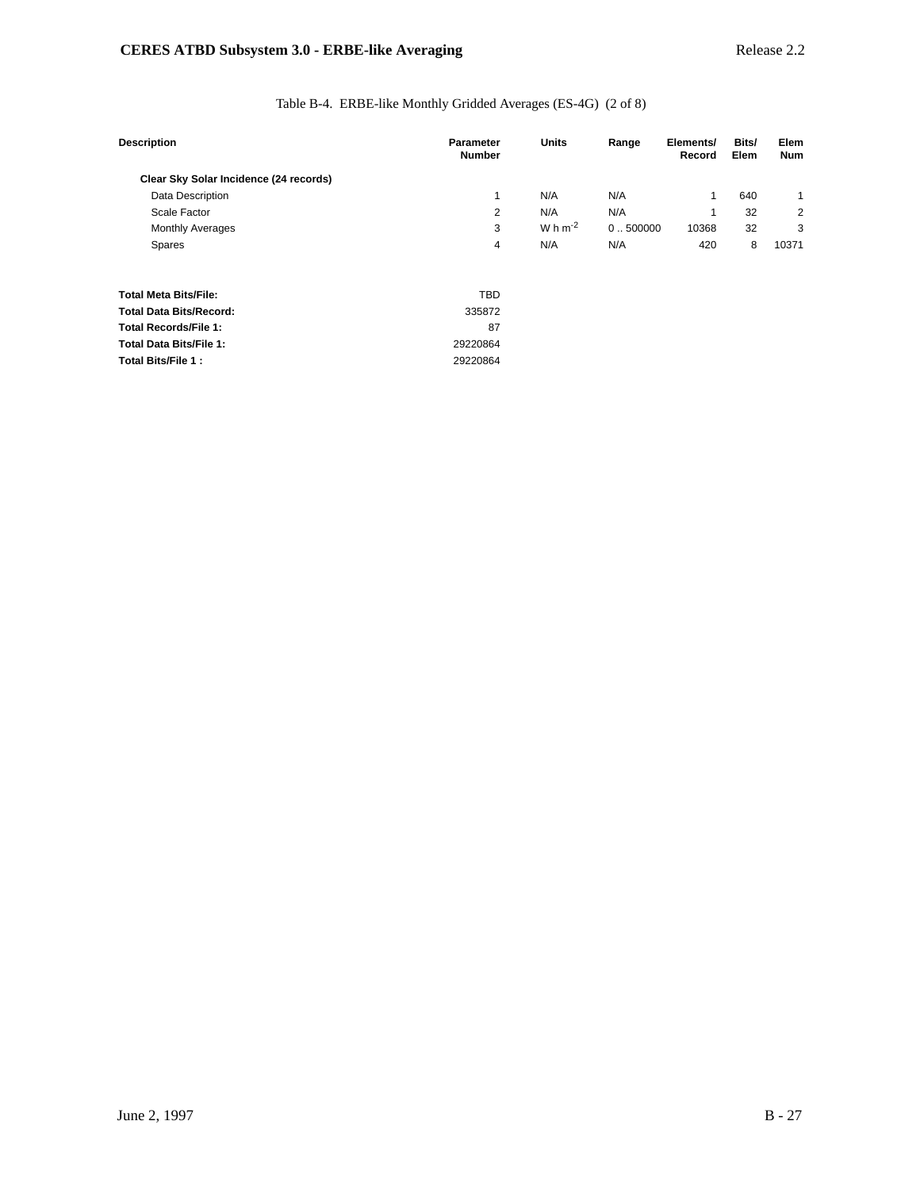Table B-4. ERBE-like Monthly Gridded Averages (ES-4G) (2 of 8)

| Description | Parameter Number | Units | Range | Elements/ Record | Bits/ Elem | Elem Num |
|---|---|---|---|---|---|---|
| **Clear Sky Solar Incidence (24 records)** | | | | | | |
| Data Description | 1 | N/A | N/A | 1 | 640 | 1 |
| Scale Factor | 2 | N/A | N/A | 1 | 32 | 2 |
| Monthly Averages | 3 | W h $m^{-2}$ | 0 .. 500000 | 10368 | 32 | 3 |
| Spares | 4 | N/A | N/A | 420 | 8 | 10371 |

| | |
|---|---|
| **Total Meta Bits/File:** | TBD |
| **Total Data Bits/Record:** | 335872 |
| **Total Records/File 1:** | 87 |
| **Total Data Bits/File 1:** | 29220864 |
| **Total Bits/File 1 :** | 29220864 |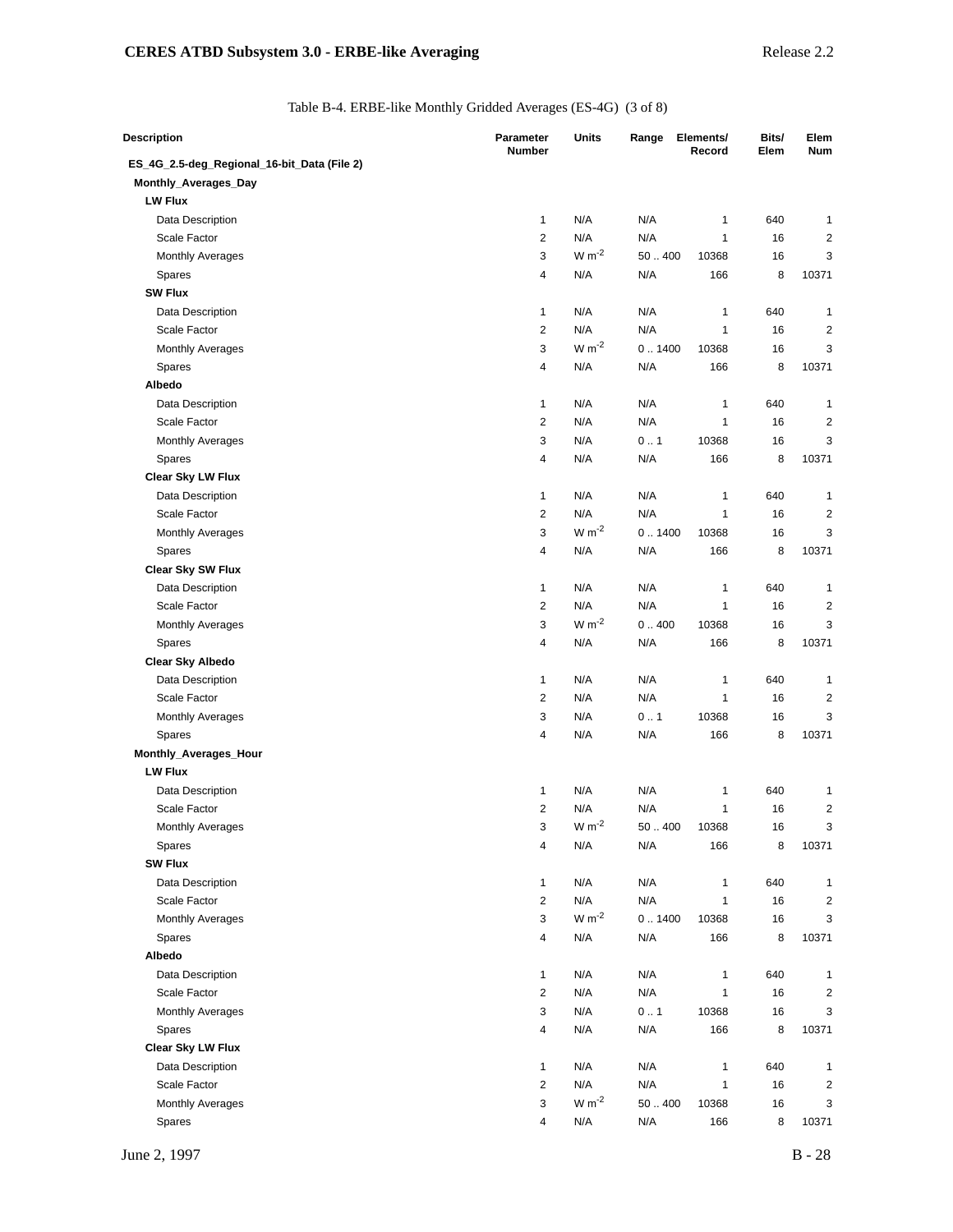Table B-4. ERBE-like Monthly Gridded Averages (ES-4G) (3 of 8)

| Description | Parameter Number | Units | Range | Elements/ Record | Bits/ Elem | Elem Num |
|---|---|---|---|---|---|---|
| **ES_4G_2.5-deg_Regional_16-bit_Data (File 2)** | | | | | | |
| **Monthly_Averages_Day** | | | | | | |
| **LW Flux** | | | | | | |
| Data Description | 1 | N/A | N/A | 1 | 640 | 1 |
| Scale Factor | 2 | N/A | N/A | 1 | 16 | 2 |
| Monthly Averages | 3 | W m$^{-2}$ | 50 .. 400 | 10368 | 16 | 3 |
| Spares | 4 | N/A | N/A | 166 | 8 | 10371 |
| **SW Flux** | | | | | | |
| Data Description | 1 | N/A | N/A | 1 | 640 | 1 |
| Scale Factor | 2 | N/A | N/A | 1 | 16 | 2 |
| Monthly Averages | 3 | W m$^{-2}$ | 0 .. 1400 | 10368 | 16 | 3 |
| Spares | 4 | N/A | N/A | 166 | 8 | 10371 |
| **Albedo** | | | | | | |
| Data Description | 1 | N/A | N/A | 1 | 640 | 1 |
| Scale Factor | 2 | N/A | N/A | 1 | 16 | 2 |
| Monthly Averages | 3 | N/A | 0 .. 1 | 10368 | 16 | 3 |
| Spares | 4 | N/A | N/A | 166 | 8 | 10371 |
| **Clear Sky LW Flux** | | | | | | |
| Data Description | 1 | N/A | N/A | 1 | 640 | 1 |
| Scale Factor | 2 | N/A | N/A | 1 | 16 | 2 |
| Monthly Averages | 3 | W m$^{-2}$ | 0 .. 1400 | 10368 | 16 | 3 |
| Spares | 4 | N/A | N/A | 166 | 8 | 10371 |
| **Clear Sky SW Flux** | | | | | | |
| Data Description | 1 | N/A | N/A | 1 | 640 | 1 |
| Scale Factor | 2 | N/A | N/A | 1 | 16 | 2 |
| Monthly Averages | 3 | W m$^{-2}$ | 0 .. 400 | 10368 | 16 | 3 |
| Spares | 4 | N/A | N/A | 166 | 8 | 10371 |
| **Clear Sky Albedo** | | | | | | |
| Data Description | 1 | N/A | N/A | 1 | 640 | 1 |
| Scale Factor | 2 | N/A | N/A | 1 | 16 | 2 |
| Monthly Averages | 3 | N/A | 0 .. 1 | 10368 | 16 | 3 |
| Spares | 4 | N/A | N/A | 166 | 8 | 10371 |
| **Monthly_Averages_Hour** | | | | | | |
| **LW Flux** | | | | | | |
| Data Description | 1 | N/A | N/A | 1 | 640 | 1 |
| Scale Factor | 2 | N/A | N/A | 1 | 16 | 2 |
| Monthly Averages | 3 | W m$^{-2}$ | 50 .. 400 | 10368 | 16 | 3 |
| Spares | 4 | N/A | N/A | 166 | 8 | 10371 |
| **SW Flux** | | | | | | |
| Data Description | 1 | N/A | N/A | 1 | 640 | 1 |
| Scale Factor | 2 | N/A | N/A | 1 | 16 | 2 |
| Monthly Averages | 3 | W m$^{-2}$ | 0 .. 1400 | 10368 | 16 | 3 |
| Spares | 4 | N/A | N/A | 166 | 8 | 10371 |
| **Albedo** | | | | | | |
| Data Description | 1 | N/A | N/A | 1 | 640 | 1 |
| Scale Factor | 2 | N/A | N/A | 1 | 16 | 2 |
| Monthly Averages | 3 | N/A | 0 .. 1 | 10368 | 16 | 3 |
| Spares | 4 | N/A | N/A | 166 | 8 | 10371 |
| **Clear Sky LW Flux** | | | | | | |
| Data Description | 1 | N/A | N/A | 1 | 640 | 1 |
| Scale Factor | 2 | N/A | N/A | 1 | 16 | 2 |
| Monthly Averages | 3 | W m$^{-2}$ | 50 .. 400 | 10368 | 16 | 3 |
| Spares | 4 | N/A | N/A | 166 | 8 | 10371 |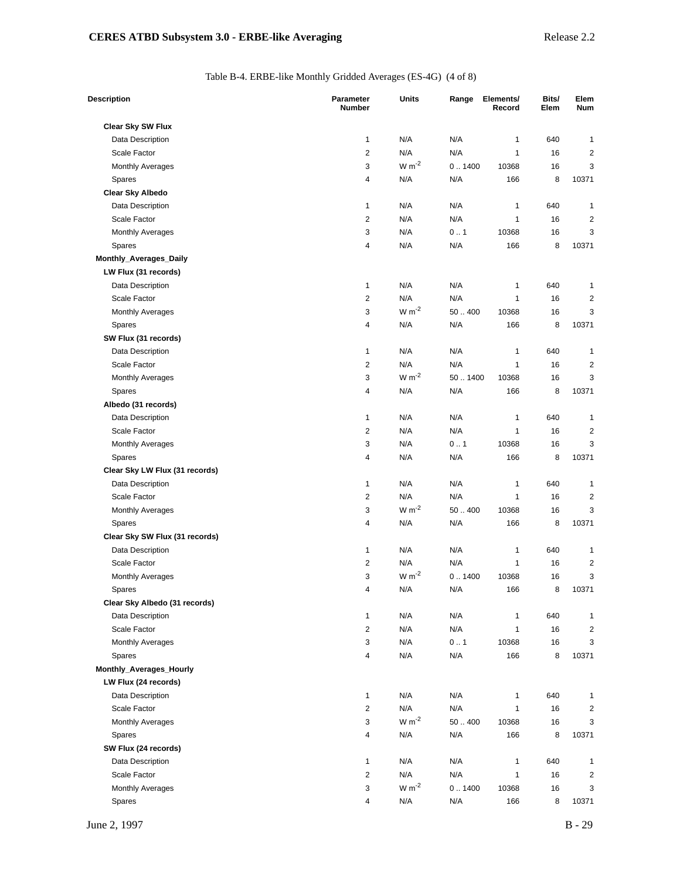Table B-4. ERBE-like Monthly Gridded Averages (ES-4G) (4 of 8)

| Description | Parameter Number | Units | Range | Elements/ Record | Bits/ Elem | Elem Num |
|---|---|---|---|---|---|---|
| **Clear Sky SW Flux** | | | | | | |
| Data Description | 1 | N/A | N/A | 1 | 640 | 1 |
| Scale Factor | 2 | N/A | N/A | 1 | 16 | 2 |
| Monthly Averages | 3 | $W\ m^{-2}$ | 0 .. 1400 | 10368 | 16 | 3 |
| Spares | 4 | N/A | N/A | 166 | 8 | 10371 |
| **Clear Sky Albedo** | | | | | | |
| Data Description | 1 | N/A | N/A | 1 | 640 | 1 |
| Scale Factor | 2 | N/A | N/A | 1 | 16 | 2 |
| Monthly Averages | 3 | N/A | 0 .. 1 | 10368 | 16 | 3 |
| Spares | 4 | N/A | N/A | 166 | 8 | 10371 |
| **Monthly_Averages_Daily** | | | | | | |
| **LW Flux (31 records)** | | | | | | |
| Data Description | 1 | N/A | N/A | 1 | 640 | 1 |
| Scale Factor | 2 | N/A | N/A | 1 | 16 | 2 |
| Monthly Averages | 3 | $W\ m^{-2}$ | 50 .. 400 | 10368 | 16 | 3 |
| Spares | 4 | N/A | N/A | 166 | 8 | 10371 |
| **SW Flux (31 records)** | | | | | | |
| Data Description | 1 | N/A | N/A | 1 | 640 | 1 |
| Scale Factor | 2 | N/A | N/A | 1 | 16 | 2 |
| Monthly Averages | 3 | $W\ m^{-2}$ | 50 .. 1400 | 10368 | 16 | 3 |
| Spares | 4 | N/A | N/A | 166 | 8 | 10371 |
| **Albedo (31 records)** | | | | | | |
| Data Description | 1 | N/A | N/A | 1 | 640 | 1 |
| Scale Factor | 2 | N/A | N/A | 1 | 16 | 2 |
| Monthly Averages | 3 | N/A | 0 .. 1 | 10368 | 16 | 3 |
| Spares | 4 | N/A | N/A | 166 | 8 | 10371 |
| **Clear Sky LW Flux (31 records)** | | | | | | |
| Data Description | 1 | N/A | N/A | 1 | 640 | 1 |
| Scale Factor | 2 | N/A | N/A | 1 | 16 | 2 |
| Monthly Averages | 3 | $W\ m^{-2}$ | 50 .. 400 | 10368 | 16 | 3 |
| Spares | 4 | N/A | N/A | 166 | 8 | 10371 |
| **Clear Sky SW Flux (31 records)** | | | | | | |
| Data Description | 1 | N/A | N/A | 1 | 640 | 1 |
| Scale Factor | 2 | N/A | N/A | 1 | 16 | 2 |
| Monthly Averages | 3 | $W\ m^{-2}$ | 0 .. 1400 | 10368 | 16 | 3 |
| Spares | 4 | N/A | N/A | 166 | 8 | 10371 |
| **Clear Sky Albedo (31 records)** | | | | | | |
| Data Description | 1 | N/A | N/A | 1 | 640 | 1 |
| Scale Factor | 2 | N/A | N/A | 1 | 16 | 2 |
| Monthly Averages | 3 | N/A | 0 .. 1 | 10368 | 16 | 3 |
| Spares | 4 | N/A | N/A | 166 | 8 | 10371 |
| **Monthly_Averages_Hourly** | | | | | | |
| **LW Flux (24 records)** | | | | | | |
| Data Description | 1 | N/A | N/A | 1 | 640 | 1 |
| Scale Factor | 2 | N/A | N/A | 1 | 16 | 2 |
| Monthly Averages | 3 | $W\ m^{-2}$ | 50 .. 400 | 10368 | 16 | 3 |
| Spares | 4 | N/A | N/A | 166 | 8 | 10371 |
| **SW Flux (24 records)** | | | | | | |
| Data Description | 1 | N/A | N/A | 1 | 640 | 1 |
| Scale Factor | 2 | N/A | N/A | 1 | 16 | 2 |
| Monthly Averages | 3 | $W\ m^{-2}$ | 0 .. 1400 | 10368 | 16 | 3 |
| Spares | 4 | N/A | N/A | 166 | 8 | 10371 |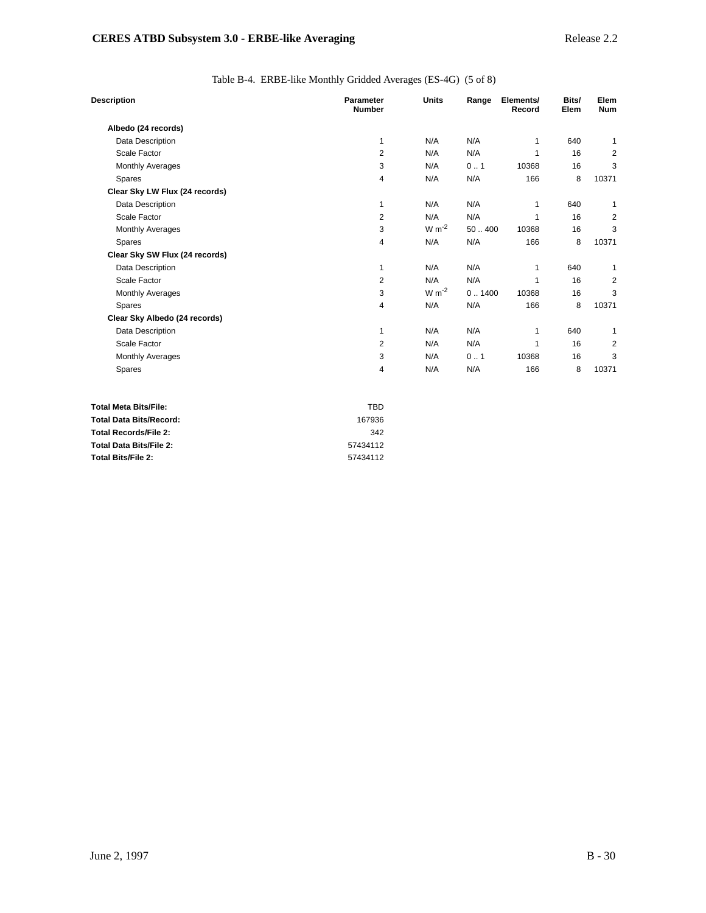Table B-4. ERBE-like Monthly Gridded Averages (ES-4G) (5 of 8)

| Description | Parameter Number | Units | Range | Elements/ Record | Bits/ Elem | Elem Num |
|---|---|---|---|---|---|---|
| **Albedo (24 records)** | | | | | | |
| Data Description | 1 | N/A | N/A | 1 | 640 | 1 |
| Scale Factor | 2 | N/A | N/A | 1 | 16 | 2 |
| Monthly Averages | 3 | N/A | 0 .. 1 | 10368 | 16 | 3 |
| Spares | 4 | N/A | N/A | 166 | 8 | 10371 |
| **Clear Sky LW Flux (24 records)** | | | | | | |
| Data Description | 1 | N/A | N/A | 1 | 640 | 1 |
| Scale Factor | 2 | N/A | N/A | 1 | 16 | 2 |
| Monthly Averages | 3 | $W\ m^{-2}$ | 50 .. 400 | 10368 | 16 | 3 |
| Spares | 4 | N/A | N/A | 166 | 8 | 10371 |
| **Clear Sky SW Flux (24 records)** | | | | | | |
| Data Description | 1 | N/A | N/A | 1 | 640 | 1 |
| Scale Factor | 2 | N/A | N/A | 1 | 16 | 2 |
| Monthly Averages | 3 | $W\ m^{-2}$ | 0 .. 1400 | 10368 | 16 | 3 |
| Spares | 4 | N/A | N/A | 166 | 8 | 10371 |
| **Clear Sky Albedo (24 records)** | | | | | | |
| Data Description | 1 | N/A | N/A | 1 | 640 | 1 |
| Scale Factor | 2 | N/A | N/A | 1 | 16 | 2 |
| Monthly Averages | 3 | N/A | 0 .. 1 | 10368 | 16 | 3 |
| Spares | 4 | N/A | N/A | 166 | 8 | 10371 |

| | |
|---|---|
| **Total Meta Bits/File:** | TBD |
| **Total Data Bits/Record:** | 167936 |
| **Total Records/File 2:** | 342 |
| **Total Data Bits/File 2:** | 57434112 |
| **Total Bits/File 2:** | 57434112 |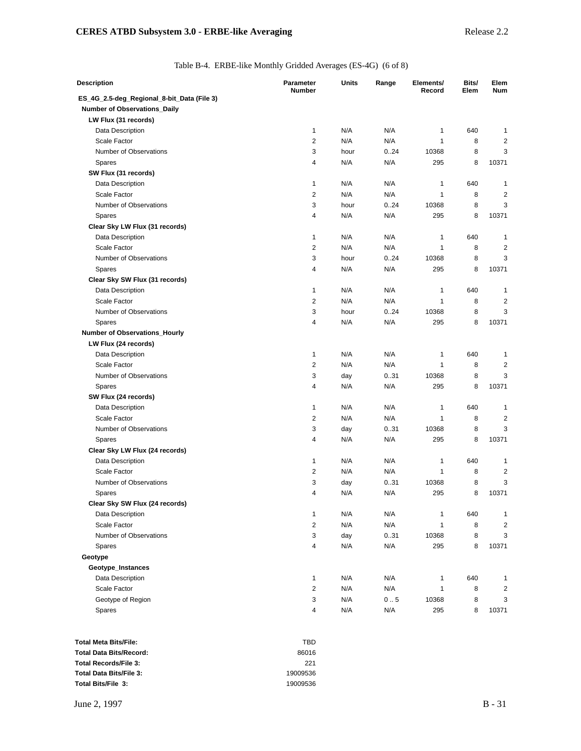Table B-4. ERBE-like Monthly Gridded Averages (ES-4G) (6 of 8)

| Description | Parameter Number | Units | Range | Elements/ Record | Bits/ Elem | Elem Num |
|---|---|---|---|---|---|---|
| **ES_4G_2.5-deg_Regional_8-bit_Data (File 3)** | | | | | | |
| **Number of Observations_Daily** | | | | | | |
| **LW Flux (31 records)** | | | | | | |
| Data Description | 1 | N/A | N/A | 1 | 640 | 1 |
| Scale Factor | 2 | N/A | N/A | 1 | 8 | 2 |
| Number of Observations | 3 | hour | 0..24 | 10368 | 8 | 3 |
| Spares | 4 | N/A | N/A | 295 | 8 | 10371 |
| **SW Flux (31 records)** | | | | | | |
| Data Description | 1 | N/A | N/A | 1 | 640 | 1 |
| Scale Factor | 2 | N/A | N/A | 1 | 8 | 2 |
| Number of Observations | 3 | hour | 0..24 | 10368 | 8 | 3 |
| Spares | 4 | N/A | N/A | 295 | 8 | 10371 |
| **Clear Sky LW Flux (31 records)** | | | | | | |
| Data Description | 1 | N/A | N/A | 1 | 640 | 1 |
| Scale Factor | 2 | N/A | N/A | 1 | 8 | 2 |
| Number of Observations | 3 | hour | 0..24 | 10368 | 8 | 3 |
| Spares | 4 | N/A | N/A | 295 | 8 | 10371 |
| **Clear Sky SW Flux (31 records)** | | | | | | |
| Data Description | 1 | N/A | N/A | 1 | 640 | 1 |
| Scale Factor | 2 | N/A | N/A | 1 | 8 | 2 |
| Number of Observations | 3 | hour | 0..24 | 10368 | 8 | 3 |
| Spares | 4 | N/A | N/A | 295 | 8 | 10371 |
| **Number of Observations_Hourly** | | | | | | |
| **LW Flux (24 records)** | | | | | | |
| Data Description | 1 | N/A | N/A | 1 | 640 | 1 |
| Scale Factor | 2 | N/A | N/A | 1 | 8 | 2 |
| Number of Observations | 3 | day | 0..31 | 10368 | 8 | 3 |
| Spares | 4 | N/A | N/A | 295 | 8 | 10371 |
| **SW Flux (24 records)** | | | | | | |
| Data Description | 1 | N/A | N/A | 1 | 640 | 1 |
| Scale Factor | 2 | N/A | N/A | 1 | 8 | 2 |
| Number of Observations | 3 | day | 0..31 | 10368 | 8 | 3 |
| Spares | 4 | N/A | N/A | 295 | 8 | 10371 |
| **Clear Sky LW Flux (24 records)** | | | | | | |
| Data Description | 1 | N/A | N/A | 1 | 640 | 1 |
| Scale Factor | 2 | N/A | N/A | 1 | 8 | 2 |
| Number of Observations | 3 | day | 0..31 | 10368 | 8 | 3 |
| Spares | 4 | N/A | N/A | 295 | 8 | 10371 |
| **Clear Sky SW Flux (24 records)** | | | | | | |
| Data Description | 1 | N/A | N/A | 1 | 640 | 1 |
| Scale Factor | 2 | N/A | N/A | 1 | 8 | 2 |
| Number of Observations | 3 | day | 0..31 | 10368 | 8 | 3 |
| Spares | 4 | N/A | N/A | 295 | 8 | 10371 |
| **Geotype** | | | | | | |
| **Geotype_Instances** | | | | | | |
| Data Description | 1 | N/A | N/A | 1 | 640 | 1 |
| Scale Factor | 2 | N/A | N/A | 1 | 8 | 2 |
| Geotype of Region | 3 | N/A | 0 .. 5 | 10368 | 8 | 3 |
| Spares | 4 | N/A | N/A | 295 | 8 | 10371 |

| | |
|---|---|
| **Total Meta Bits/File:** | TBD |
| **Total Data Bits/Record:** | 86016 |
| **Total Records/File 3:** | 221 |
| **Total Data Bits/File 3:** | 19009536 |
| **Total Bits/File 3:** | 19009536 |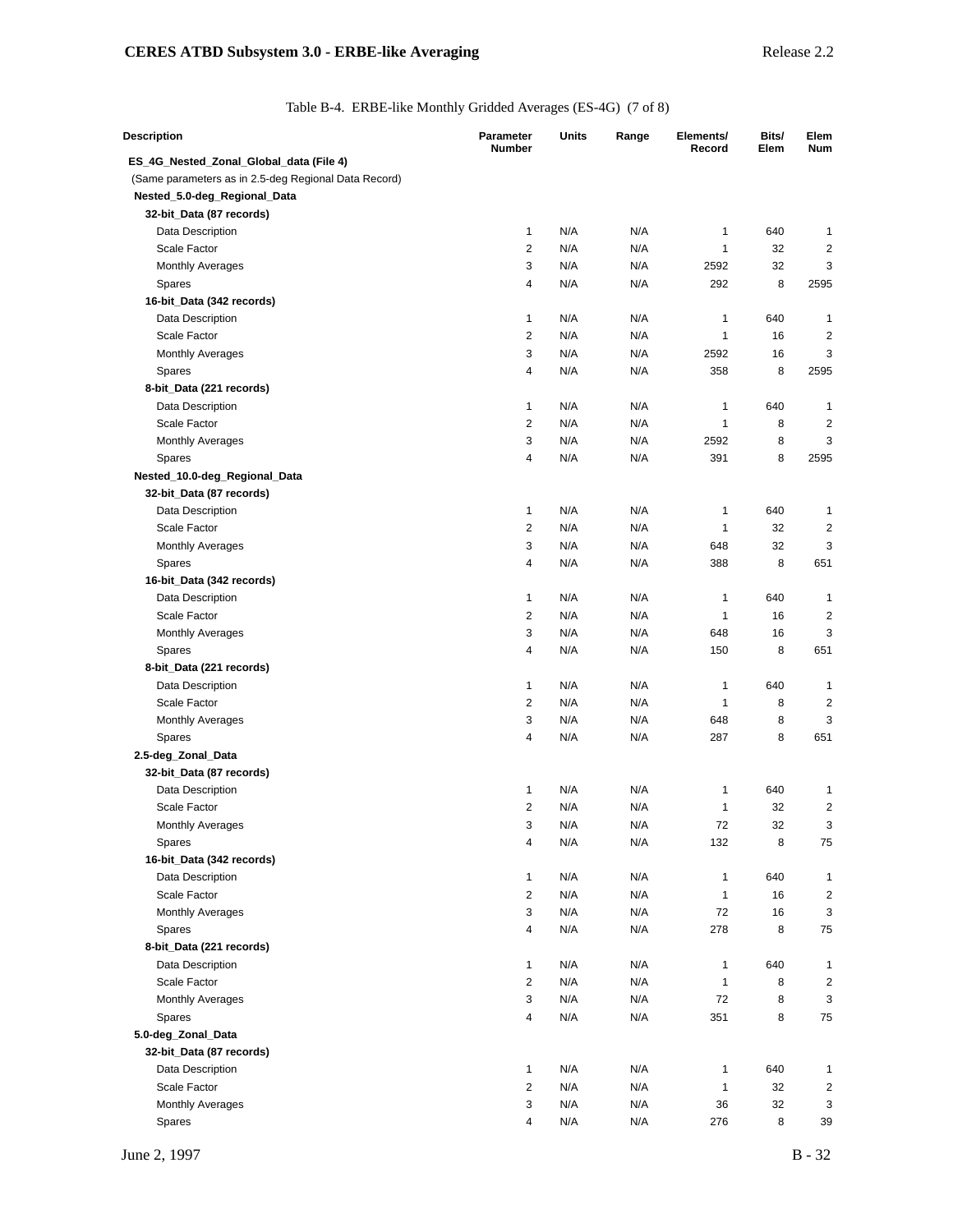Table B-4. ERBE-like Monthly Gridded Averages (ES-4G) (7 of 8)

| Description | Parameter Number | Units | Range | Elements/ Record | Bits/ Elem | Elem Num |
|---|---|---|---|---|---|---|
| **ES_4G_Nested_Zonal_Global_data (File 4)** | | | | | | |
| (Same parameters as in 2.5-deg Regional Data Record) | | | | | | |
| **Nested_5.0-deg_Regional_Data** | | | | | | |
| **32-bit_Data (87 records)** | | | | | | |
| Data Description | 1 | N/A | N/A | 1 | 640 | 1 |
| Scale Factor | 2 | N/A | N/A | 1 | 32 | 2 |
| Monthly Averages | 3 | N/A | N/A | 2592 | 32 | 3 |
| Spares | 4 | N/A | N/A | 292 | 8 | 2595 |
| **16-bit_Data (342 records)** | | | | | | |
| Data Description | 1 | N/A | N/A | 1 | 640 | 1 |
| Scale Factor | 2 | N/A | N/A | 1 | 16 | 2 |
| Monthly Averages | 3 | N/A | N/A | 2592 | 16 | 3 |
| Spares | 4 | N/A | N/A | 358 | 8 | 2595 |
| **8-bit_Data (221 records)** | | | | | | |
| Data Description | 1 | N/A | N/A | 1 | 640 | 1 |
| Scale Factor | 2 | N/A | N/A | 1 | 8 | 2 |
| Monthly Averages | 3 | N/A | N/A | 2592 | 8 | 3 |
| Spares | 4 | N/A | N/A | 391 | 8 | 2595 |
| **Nested_10.0-deg_Regional_Data** | | | | | | |
| **32-bit_Data (87 records)** | | | | | | |
| Data Description | 1 | N/A | N/A | 1 | 640 | 1 |
| Scale Factor | 2 | N/A | N/A | 1 | 32 | 2 |
| Monthly Averages | 3 | N/A | N/A | 648 | 32 | 3 |
| Spares | 4 | N/A | N/A | 388 | 8 | 651 |
| **16-bit_Data (342 records)** | | | | | | |
| Data Description | 1 | N/A | N/A | 1 | 640 | 1 |
| Scale Factor | 2 | N/A | N/A | 1 | 16 | 2 |
| Monthly Averages | 3 | N/A | N/A | 648 | 16 | 3 |
| Spares | 4 | N/A | N/A | 150 | 8 | 651 |
| **8-bit_Data (221 records)** | | | | | | |
| Data Description | 1 | N/A | N/A | 1 | 640 | 1 |
| Scale Factor | 2 | N/A | N/A | 1 | 8 | 2 |
| Monthly Averages | 3 | N/A | N/A | 648 | 8 | 3 |
| Spares | 4 | N/A | N/A | 287 | 8 | 651 |
| **2.5-deg_Zonal_Data** | | | | | | |
| **32-bit_Data (87 records)** | | | | | | |
| Data Description | 1 | N/A | N/A | 1 | 640 | 1 |
| Scale Factor | 2 | N/A | N/A | 1 | 32 | 2 |
| Monthly Averages | 3 | N/A | N/A | 72 | 32 | 3 |
| Spares | 4 | N/A | N/A | 132 | 8 | 75 |
| **16-bit_Data (342 records)** | | | | | | |
| Data Description | 1 | N/A | N/A | 1 | 640 | 1 |
| Scale Factor | 2 | N/A | N/A | 1 | 16 | 2 |
| Monthly Averages | 3 | N/A | N/A | 72 | 16 | 3 |
| Spares | 4 | N/A | N/A | 278 | 8 | 75 |
| **8-bit_Data (221 records)** | | | | | | |
| Data Description | 1 | N/A | N/A | 1 | 640 | 1 |
| Scale Factor | 2 | N/A | N/A | 1 | 8 | 2 |
| Monthly Averages | 3 | N/A | N/A | 72 | 8 | 3 |
| Spares | 4 | N/A | N/A | 351 | 8 | 75 |
| **5.0-deg_Zonal_Data** | | | | | | |
| **32-bit_Data (87 records)** | | | | | | |
| Data Description | 1 | N/A | N/A | 1 | 640 | 1 |
| Scale Factor | 2 | N/A | N/A | 1 | 32 | 2 |
| Monthly Averages | 3 | N/A | N/A | 36 | 32 | 3 |
| Spares | 4 | N/A | N/A | 276 | 8 | 39 |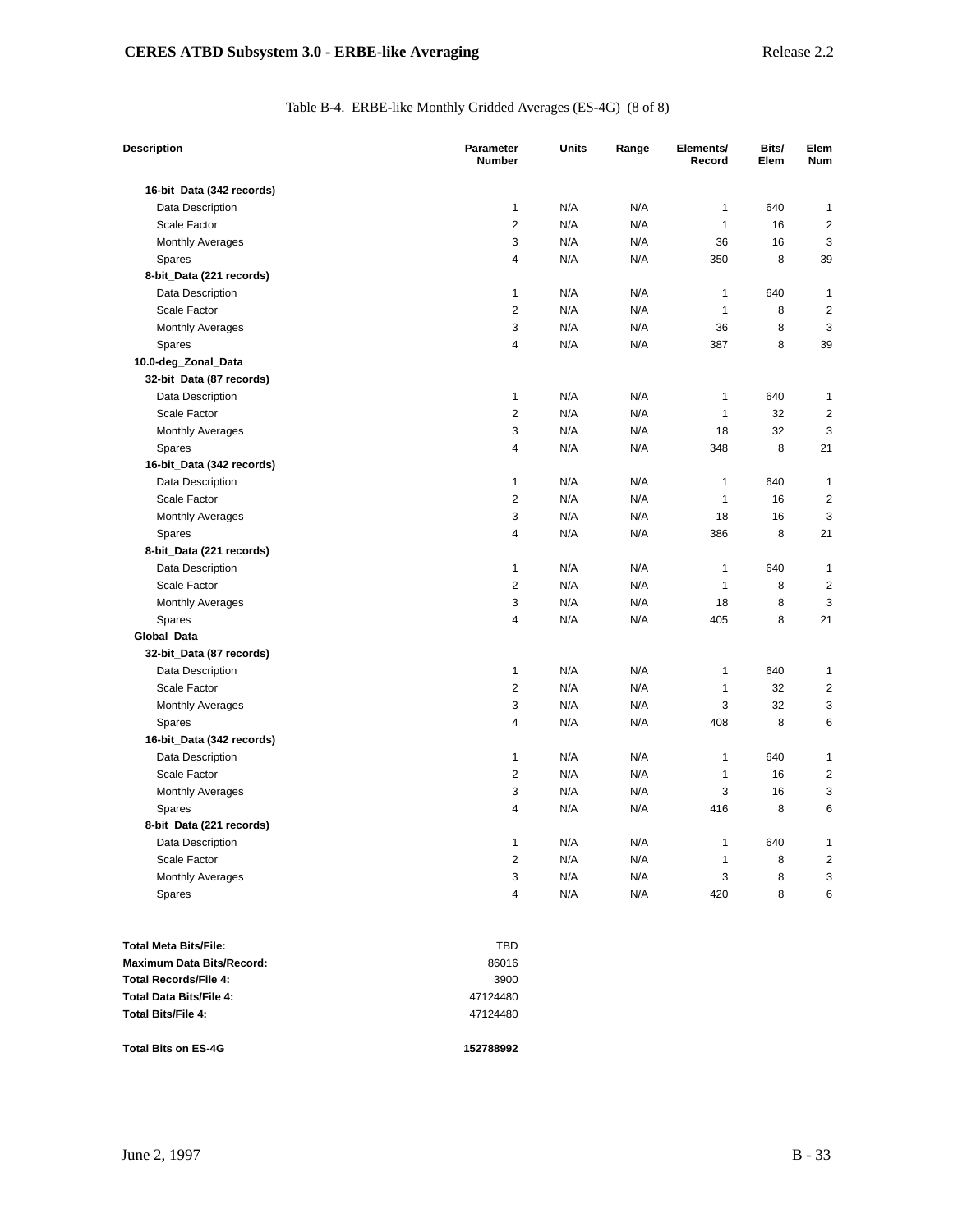Table B-4. ERBE-like Monthly Gridded Averages (ES-4G) (8 of 8)

| Description | Parameter Number | Units | Range | Elements/ Record | Bits/ Elem | Elem Num |
|---|---|---|---|---|---|---|
| 16-bit_Data (342 records) | | | | | | |
| Data Description | 1 | N/A | N/A | 1 | 640 | 1 |
| Scale Factor | 2 | N/A | N/A | 1 | 16 | 2 |
| Monthly Averages | 3 | N/A | N/A | 36 | 16 | 3 |
| Spares | 4 | N/A | N/A | 350 | 8 | 39 |
| 8-bit_Data (221 records) | | | | | | |
| Data Description | 1 | N/A | N/A | 1 | 640 | 1 |
| Scale Factor | 2 | N/A | N/A | 1 | 8 | 2 |
| Monthly Averages | 3 | N/A | N/A | 36 | 8 | 3 |
| Spares | 4 | N/A | N/A | 387 | 8 | 39 |
| 10.0-deg_Zonal_Data | | | | | | |
| 32-bit_Data (87 records) | | | | | | |
| Data Description | 1 | N/A | N/A | 1 | 640 | 1 |
| Scale Factor | 2 | N/A | N/A | 1 | 32 | 2 |
| Monthly Averages | 3 | N/A | N/A | 18 | 32 | 3 |
| Spares | 4 | N/A | N/A | 348 | 8 | 21 |
| 16-bit_Data (342 records) | | | | | | |
| Data Description | 1 | N/A | N/A | 1 | 640 | 1 |
| Scale Factor | 2 | N/A | N/A | 1 | 16 | 2 |
| Monthly Averages | 3 | N/A | N/A | 18 | 16 | 3 |
| Spares | 4 | N/A | N/A | 386 | 8 | 21 |
| 8-bit_Data (221 records) | | | | | | |
| Data Description | 1 | N/A | N/A | 1 | 640 | 1 |
| Scale Factor | 2 | N/A | N/A | 1 | 8 | 2 |
| Monthly Averages | 3 | N/A | N/A | 18 | 8 | 3 |
| Spares | 4 | N/A | N/A | 405 | 8 | 21 |
| Global_Data | | | | | | |
| 32-bit_Data (87 records) | | | | | | |
| Data Description | 1 | N/A | N/A | 1 | 640 | 1 |
| Scale Factor | 2 | N/A | N/A | 1 | 32 | 2 |
| Monthly Averages | 3 | N/A | N/A | 3 | 32 | 3 |
| Spares | 4 | N/A | N/A | 408 | 8 | 6 |
| 16-bit_Data (342 records) | | | | | | |
| Data Description | 1 | N/A | N/A | 1 | 640 | 1 |
| Scale Factor | 2 | N/A | N/A | 1 | 16 | 2 |
| Monthly Averages | 3 | N/A | N/A | 3 | 16 | 3 |
| Spares | 4 | N/A | N/A | 416 | 8 | 6 |
| 8-bit_Data (221 records) | | | | | | |
| Data Description | 1 | N/A | N/A | 1 | 640 | 1 |
| Scale Factor | 2 | N/A | N/A | 1 | 8 | 2 |
| Monthly Averages | 3 | N/A | N/A | 3 | 8 | 3 |
| Spares | 4 | N/A | N/A | 420 | 8 | 6 |

| | |
|---|---|
| **Total Meta Bits/File:** | TBD |
| **Maximum Data Bits/Record:** | 86016 |
| **Total Records/File 4:** | 3900 |
| **Total Data Bits/File 4:** | 47124480 |
| **Total Bits/File 4:** | 47124480 |
| **Total Bits on ES-4G** | **152788992** |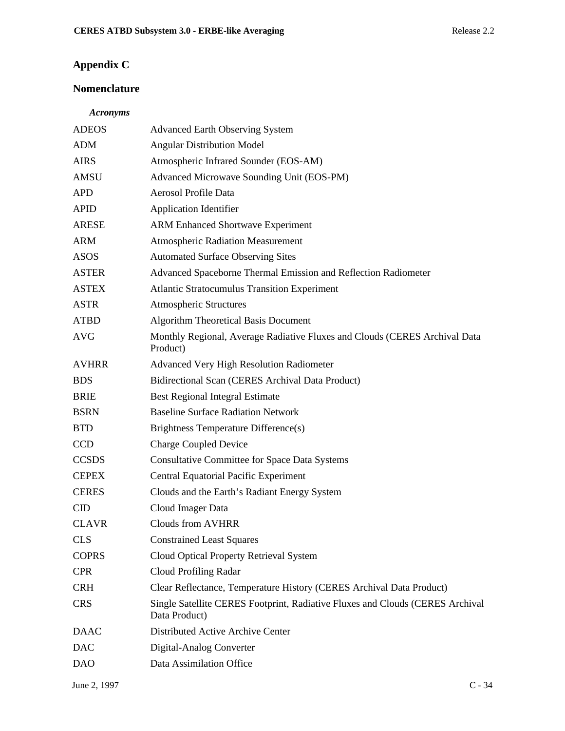# Appendix C

## Nomenclature

### *Acronyms*

| | |
|---|---|
| ADEOS | Advanced Earth Observing System |
| ADM | Angular Distribution Model |
| AIRS | Atmospheric Infrared Sounder (EOS-AM) |
| AMSU | Advanced Microwave Sounding Unit (EOS-PM) |
| APD | Aerosol Profile Data |
| APID | Application Identifier |
| ARESE | ARM Enhanced Shortwave Experiment |
| ARM | Atmospheric Radiation Measurement |
| ASOS | Automated Surface Observing Sites |
| ASTER | Advanced Spaceborne Thermal Emission and Reflection Radiometer |
| ASTEX | Atlantic Stratocumulus Transition Experiment |
| ASTR | Atmospheric Structures |
| ATBD | Algorithm Theoretical Basis Document |
| AVG | Monthly Regional, Average Radiative Fluxes and Clouds (CERES Archival Data Product) |
| AVHRR | Advanced Very High Resolution Radiometer |
| BDS | Bidirectional Scan (CERES Archival Data Product) |
| BRIE | Best Regional Integral Estimate |
| BSRN | Baseline Surface Radiation Network |
| BTD | Brightness Temperature Difference(s) |
| CCD | Charge Coupled Device |
| CCSDS | Consultative Committee for Space Data Systems |
| CEPEX | Central Equatorial Pacific Experiment |
| CERES | Clouds and the Earth's Radiant Energy System |
| CID | Cloud Imager Data |
| CLAVR | Clouds from AVHRR |
| CLS | Constrained Least Squares |
| COPRS | Cloud Optical Property Retrieval System |
| CPR | Cloud Profiling Radar |
| CRH | Clear Reflectance, Temperature History (CERES Archival Data Product) |
| CRS | Single Satellite CERES Footprint, Radiative Fluxes and Clouds (CERES Archival Data Product) |
| DAAC | Distributed Active Archive Center |
| DAC | Digital-Analog Converter |
| DAO | Data Assimilation Office |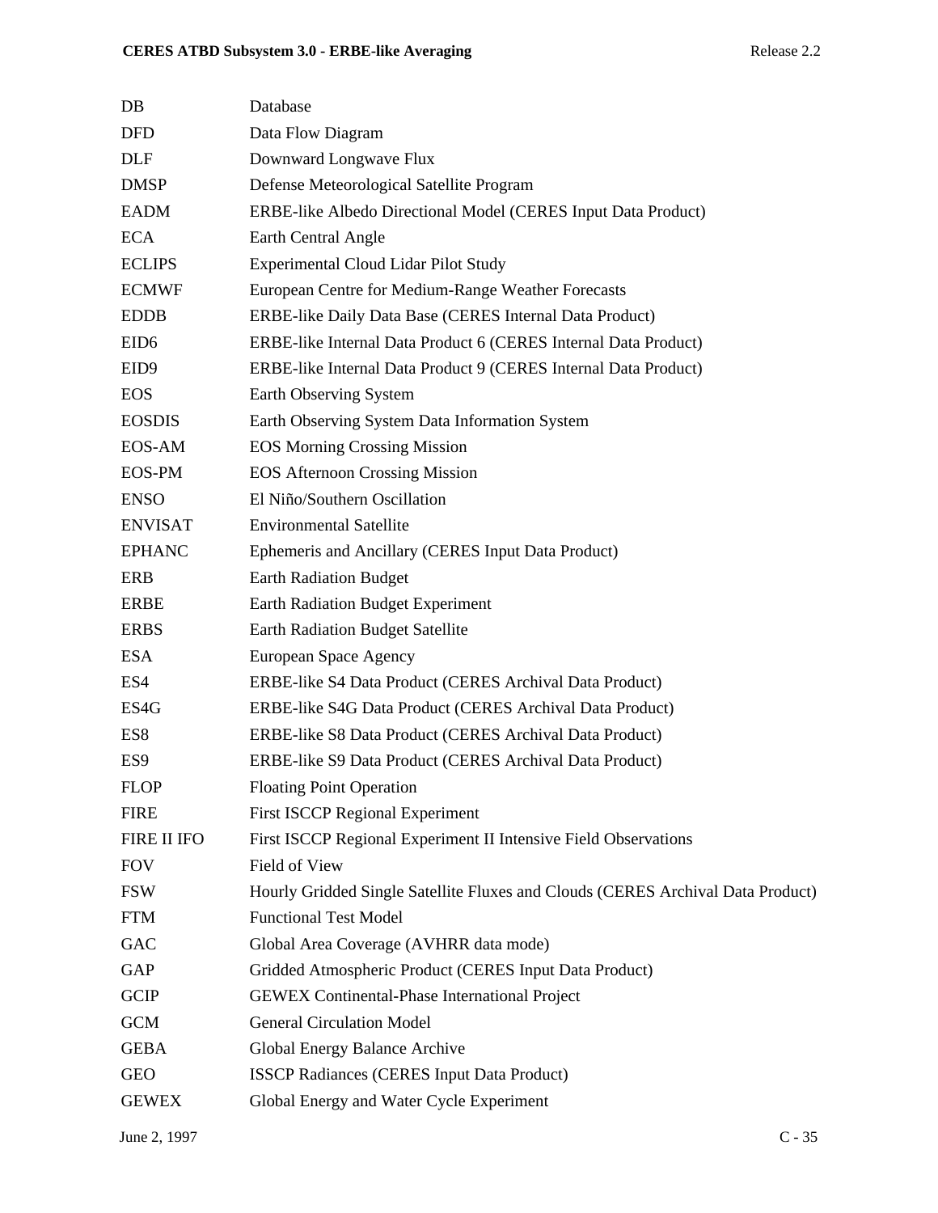| | |
|---|---|
| DB | Database |
| DFD | Data Flow Diagram |
| DLF | Downward Longwave Flux |
| DMSP | Defense Meteorological Satellite Program |
| EADM | ERBE-like Albedo Directional Model (CERES Input Data Product) |
| ECA | Earth Central Angle |
| ECLIPS | Experimental Cloud Lidar Pilot Study |
| ECMWF | European Centre for Medium-Range Weather Forecasts |
| EDDB | ERBE-like Daily Data Base (CERES Internal Data Product) |
| EID6 | ERBE-like Internal Data Product 6 (CERES Internal Data Product) |
| EID9 | ERBE-like Internal Data Product 9 (CERES Internal Data Product) |
| EOS | Earth Observing System |
| EOSDIS | Earth Observing System Data Information System |
| EOS-AM | EOS Morning Crossing Mission |
| EOS-PM | EOS Afternoon Crossing Mission |
| ENSO | El Niño/Southern Oscillation |
| ENVISAT | Environmental Satellite |
| EPHANC | Ephemeris and Ancillary (CERES Input Data Product) |
| ERB | Earth Radiation Budget |
| ERBE | Earth Radiation Budget Experiment |
| ERBS | Earth Radiation Budget Satellite |
| ESA | European Space Agency |
| ES4 | ERBE-like S4 Data Product (CERES Archival Data Product) |
| ES4G | ERBE-like S4G Data Product (CERES Archival Data Product) |
| ES8 | ERBE-like S8 Data Product (CERES Archival Data Product) |
| ES9 | ERBE-like S9 Data Product (CERES Archival Data Product) |
| FLOP | Floating Point Operation |
| FIRE | First ISCCP Regional Experiment |
| FIRE II IFO | First ISCCP Regional Experiment II Intensive Field Observations |
| FOV | Field of View |
| FSW | Hourly Gridded Single Satellite Fluxes and Clouds (CERES Archival Data Product) |
| FTM | Functional Test Model |
| GAC | Global Area Coverage (AVHRR data mode) |
| GAP | Gridded Atmospheric Product (CERES Input Data Product) |
| GCIP | GEWEX Continental-Phase International Project |
| GCM | General Circulation Model |
| GEBA | Global Energy Balance Archive |
| GEO | ISSCP Radiances (CERES Input Data Product) |
| GEWEX | Global Energy and Water Cycle Experiment |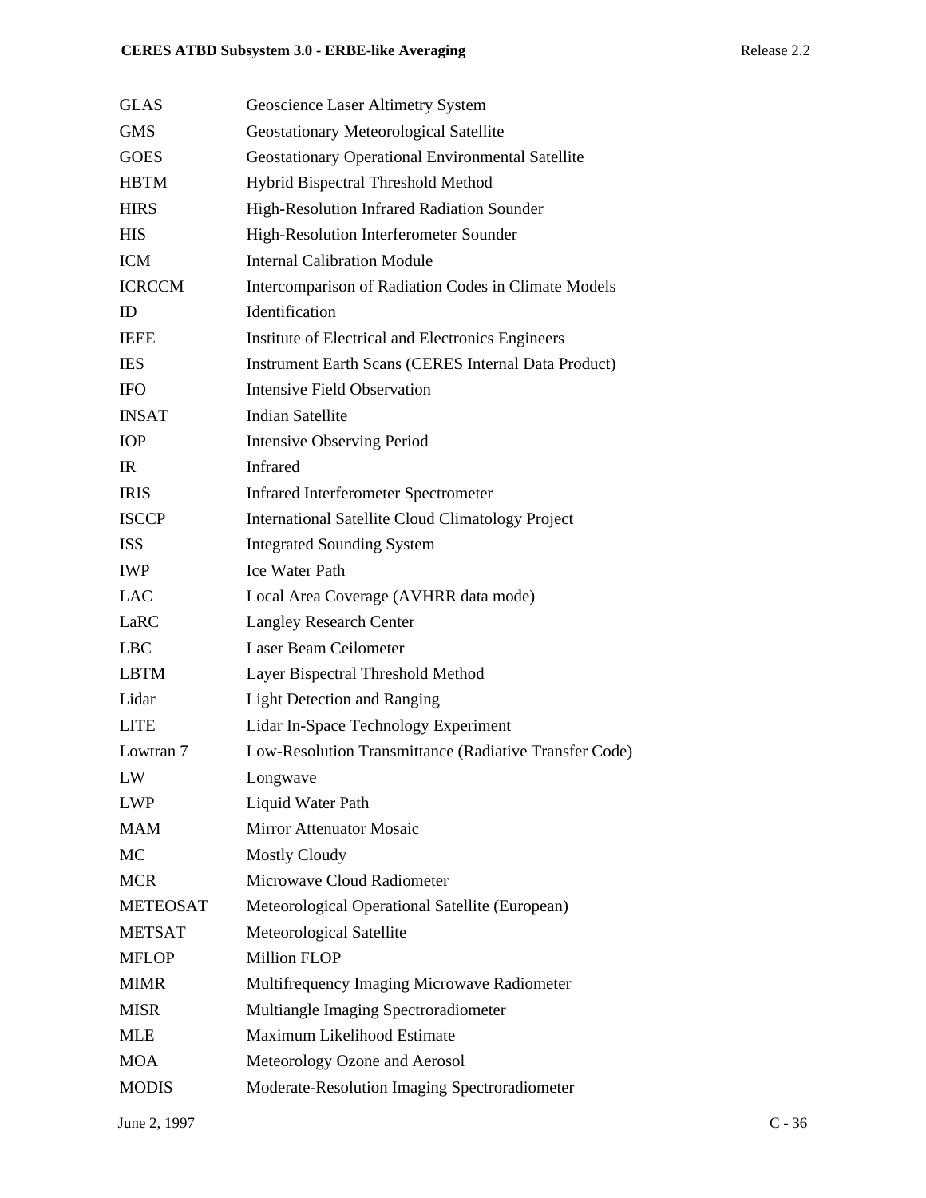| | |
|---|---|
| GLAS | Geoscience Laser Altimetry System |
| GMS | Geostationary Meteorological Satellite |
| GOES | Geostationary Operational Environmental Satellite |
| HBTM | Hybrid Bispectral Threshold Method |
| HIRS | High-Resolution Infrared Radiation Sounder |
| HIS | High-Resolution Interferometer Sounder |
| ICM | Internal Calibration Module |
| ICRCCM | Intercomparison of Radiation Codes in Climate Models |
| ID | Identification |
| IEEE | Institute of Electrical and Electronics Engineers |
| IES | Instrument Earth Scans (CERES Internal Data Product) |
| IFO | Intensive Field Observation |
| INSAT | Indian Satellite |
| IOP | Intensive Observing Period |
| IR | Infrared |
| IRIS | Infrared Interferometer Spectrometer |
| ISCCP | International Satellite Cloud Climatology Project |
| ISS | Integrated Sounding System |
| IWP | Ice Water Path |
| LAC | Local Area Coverage (AVHRR data mode) |
| LaRC | Langley Research Center |
| LBC | Laser Beam Ceilometer |
| LBTM | Layer Bispectral Threshold Method |
| Lidar | Light Detection and Ranging |
| LITE | Lidar In-Space Technology Experiment |
| Lowtran 7 | Low-Resolution Transmittance (Radiative Transfer Code) |
| LW | Longwave |
| LWP | Liquid Water Path |
| MAM | Mirror Attenuator Mosaic |
| MC | Mostly Cloudy |
| MCR | Microwave Cloud Radiometer |
| METEOSAT | Meteorological Operational Satellite (European) |
| METSAT | Meteorological Satellite |
| MFLOP | Million FLOP |
| MIMR | Multifrequency Imaging Microwave Radiometer |
| MISR | Multiangle Imaging Spectroradiometer |
| MLE | Maximum Likelihood Estimate |
| MOA | Meteorology Ozone and Aerosol |
| MODIS | Moderate-Resolution Imaging Spectroradiometer |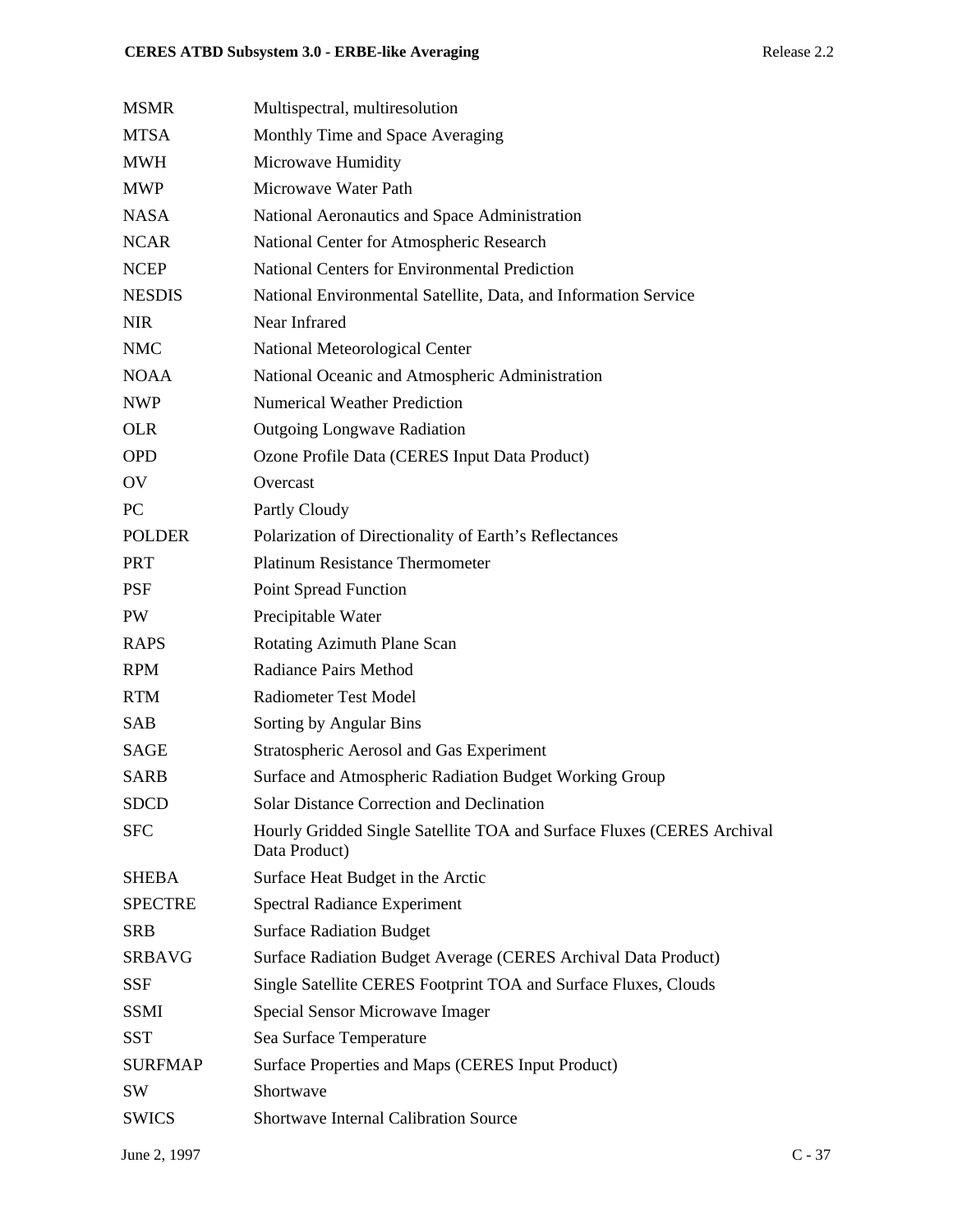| | |
|---|---|
| MSMR | Multispectral, multiresolution |
| MTSA | Monthly Time and Space Averaging |
| MWH | Microwave Humidity |
| MWP | Microwave Water Path |
| NASA | National Aeronautics and Space Administration |
| NCAR | National Center for Atmospheric Research |
| NCEP | National Centers for Environmental Prediction |
| NESDIS | National Environmental Satellite, Data, and Information Service |
| NIR | Near Infrared |
| NMC | National Meteorological Center |
| NOAA | National Oceanic and Atmospheric Administration |
| NWP | Numerical Weather Prediction |
| OLR | Outgoing Longwave Radiation |
| OPD | Ozone Profile Data (CERES Input Data Product) |
| OV | Overcast |
| PC | Partly Cloudy |
| POLDER | Polarization of Directionality of Earth's Reflectances |
| PRT | Platinum Resistance Thermometer |
| PSF | Point Spread Function |
| PW | Precipitable Water |
| RAPS | Rotating Azimuth Plane Scan |
| RPM | Radiance Pairs Method |
| RTM | Radiometer Test Model |
| SAB | Sorting by Angular Bins |
| SAGE | Stratospheric Aerosol and Gas Experiment |
| SARB | Surface and Atmospheric Radiation Budget Working Group |
| SDCD | Solar Distance Correction and Declination |
| SFC | Hourly Gridded Single Satellite TOA and Surface Fluxes (CERES Archival Data Product) |
| SHEBA | Surface Heat Budget in the Arctic |
| SPECTRE | Spectral Radiance Experiment |
| SRB | Surface Radiation Budget |
| SRBAVG | Surface Radiation Budget Average (CERES Archival Data Product) |
| SSF | Single Satellite CERES Footprint TOA and Surface Fluxes, Clouds |
| SSMI | Special Sensor Microwave Imager |
| SST | Sea Surface Temperature |
| SURFMAP | Surface Properties and Maps (CERES Input Product) |
| SW | Shortwave |
| SWICS | Shortwave Internal Calibration Source |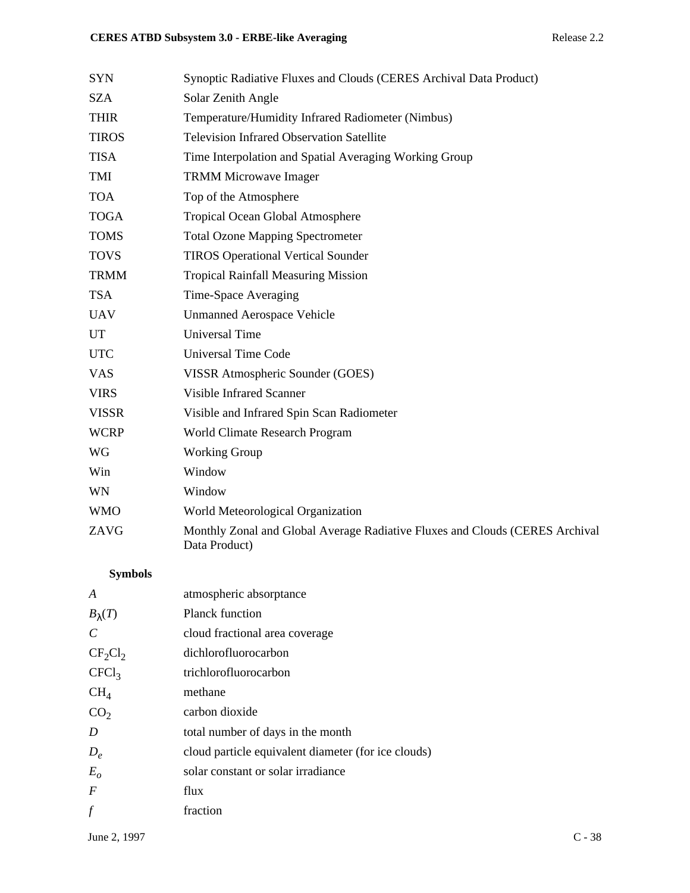| | |
|---|---|
| SYN | Synoptic Radiative Fluxes and Clouds (CERES Archival Data Product) |
| SZA | Solar Zenith Angle |
| THIR | Temperature/Humidity Infrared Radiometer (Nimbus) |
| TIROS | Television Infrared Observation Satellite |
| TISA | Time Interpolation and Spatial Averaging Working Group |
| TMI | TRMM Microwave Imager |
| TOA | Top of the Atmosphere |
| TOGA | Tropical Ocean Global Atmosphere |
| TOMS | Total Ozone Mapping Spectrometer |
| TOVS | TIROS Operational Vertical Sounder |
| TRMM | Tropical Rainfall Measuring Mission |
| TSA | Time-Space Averaging |
| UAV | Unmanned Aerospace Vehicle |
| UT | Universal Time |
| UTC | Universal Time Code |
| VAS | VISSR Atmospheric Sounder (GOES) |
| VIRS | Visible Infrared Scanner |
| VISSR | Visible and Infrared Spin Scan Radiometer |
| WCRP | World Climate Research Program |
| WG | Working Group |
| Win | Window |
| WN | Window |
| WMO | World Meteorological Organization |
| ZAVG | Monthly Zonal and Global Average Radiative Fluxes and Clouds (CERES Archival Data Product) |

**Symbols**

| | |
|---|---|
| $A$ | atmospheric absorptance |
| $B_\lambda(T)$ | Planck function |
| $C$ | cloud fractional area coverage |
| $CF_2Cl_2$ | dichlorofluorocarbon |
| $CFCl_3$ | trichlorofluorocarbon |
| $CH_4$ | methane |
| $CO_2$ | carbon dioxide |
| $D$ | total number of days in the month |
| $D_e$ | cloud particle equivalent diameter (for ice clouds) |
| $E_o$ | solar constant or solar irradiance |
| $F$ | flux |
| $f$ | fraction |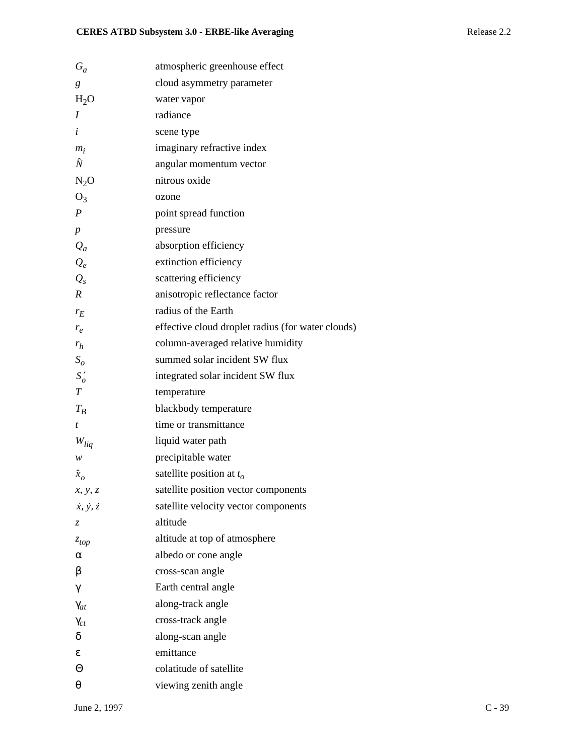| | |
|---|---|
| $G_a$ | atmospheric greenhouse effect |
| $g$ | cloud asymmetry parameter |
| $H_2O$ | water vapor |
| $I$ | radiance |
| $i$ | scene type |
| $m_i$ | imaginary refractive index |
| $\hat{N}$ | angular momentum vector |
| $N_2O$ | nitrous oxide |
| $O_3$ | ozone |
| $P$ | point spread function |
| $p$ | pressure |
| $Q_a$ | absorption efficiency |
| $Q_e$ | extinction efficiency |
| $Q_s$ | scattering efficiency |
| $R$ | anisotropic reflectance factor |
| $r_E$ | radius of the Earth |
| $r_e$ | effective cloud droplet radius (for water clouds) |
| $r_h$ | column-averaged relative humidity |
| $S_o$ | summed solar incident SW flux |
| $S_o'$ | integrated solar incident SW flux |
| $T$ | temperature |
| $T_B$ | blackbody temperature |
| $t$ | time or transmittance |
| $W_{liq}$ | liquid water path |
| $w$ | precipitable water |
| $\hat{x}_o$ | satellite position at $t_o$ |
| $x, y, z$ | satellite position vector components |
| $\dot{x}, \dot{y}, \dot{z}$ | satellite velocity vector components |
| $z$ | altitude |
| $z_{top}$ | altitude at top of atmosphere |
| $\alpha$ | albedo or cone angle |
| $\beta$ | cross-scan angle |
| $\gamma$ | Earth central angle |
| $\gamma_{at}$ | along-track angle |
| $\gamma_{ct}$ | cross-track angle |
| $\delta$ | along-scan angle |
| $\varepsilon$ | emittance |
| $\Theta$ | colatitude of satellite |
| $\theta$ | viewing zenith angle |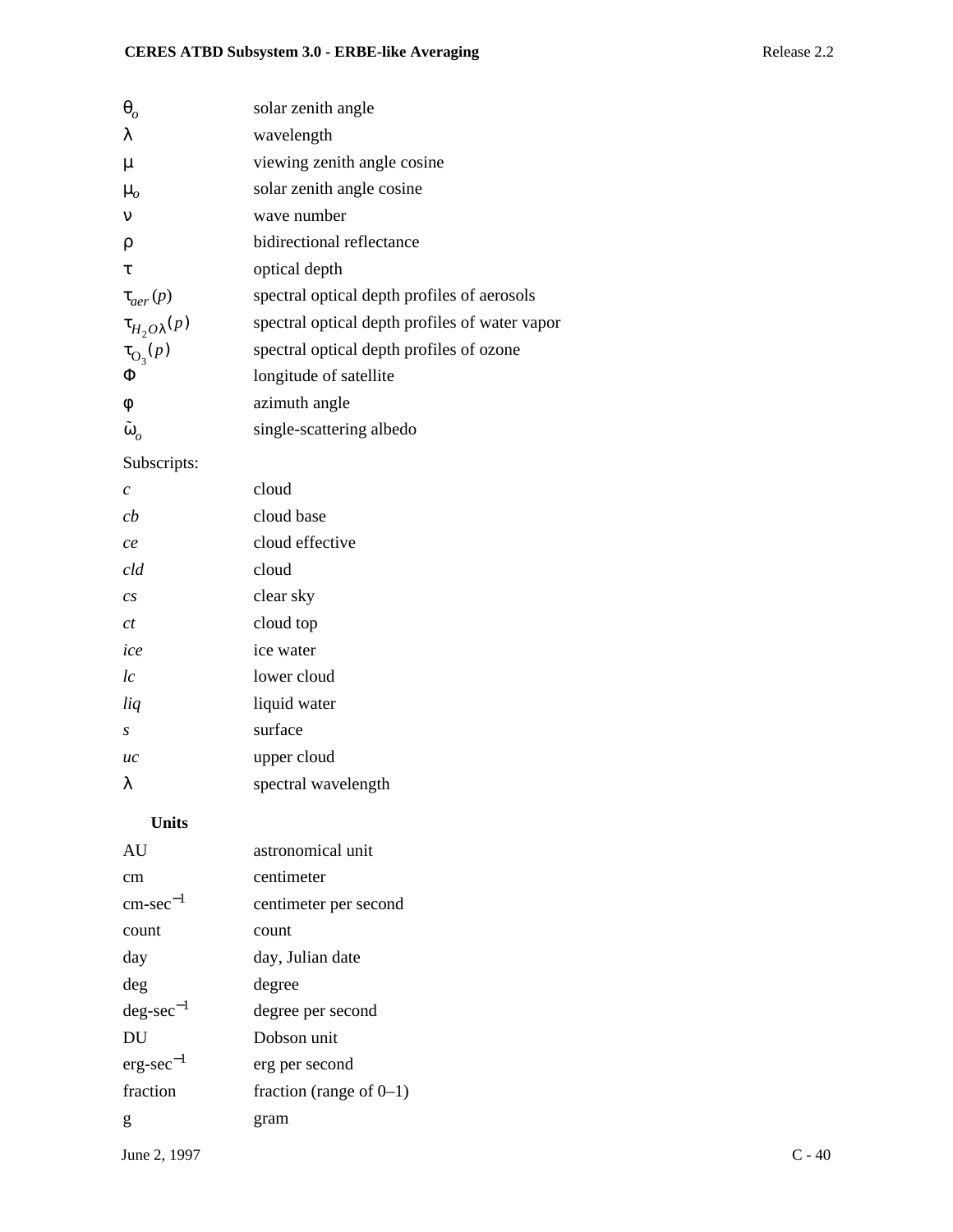| | |
|---|---|
| $\theta_o$ | solar zenith angle |
| $\lambda$ | wavelength |
| $\mu$ | viewing zenith angle cosine |
| $\mu_o$ | solar zenith angle cosine |
| $\nu$ | wave number |
| $\rho$ | bidirectional reflectance |
| $\tau$ | optical depth |
| $\tau_{aer}(p)$ | spectral optical depth profiles of aerosols |
| $\tau_{H_2O\lambda}(p)$ | spectral optical depth profiles of water vapor |
| $\tau_{O_3}(p)$ | spectral optical depth profiles of ozone |
| $\Phi$ | longitude of satellite |
| $\phi$ | azimuth angle |
| $\tilde{\omega}_o$ | single-scattering albedo |

Subscripts:

| | |
|---|---|
| *c* | cloud |
| *cb* | cloud base |
| *ce* | cloud effective |
| *cld* | cloud |
| *cs* | clear sky |
| *ct* | cloud top |
| *ice* | ice water |
| *lc* | lower cloud |
| *liq* | liquid water |
| *s* | surface |
| *uc* | upper cloud |
| $\lambda$ | spectral wavelength |

**Units**

| | |
|---|---|
| AU | astronomical unit |
| cm | centimeter |
| cm-sec$^{-1}$ | centimeter per second |
| count | count |
| day | day, Julian date |
| deg | degree |
| deg-sec$^{-1}$ | degree per second |
| DU | Dobson unit |
| erg-sec$^{-1}$ | erg per second |
| fraction | fraction (range of 0–1) |
| g | gram |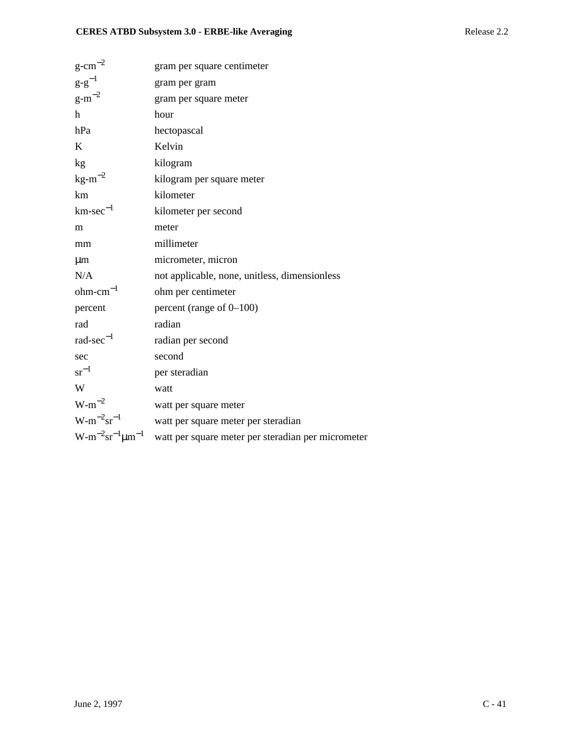| | |
|---|---|
| g-cm$^{-2}$ | gram per square centimeter |
| g-g$^{-1}$ | gram per gram |
| g-m$^{-2}$ | gram per square meter |
| h | hour |
| hPa | hectopascal |
| K | Kelvin |
| kg | kilogram |
| kg-m$^{-2}$ | kilogram per square meter |
| km | kilometer |
| km-sec$^{-1}$ | kilometer per second |
| m | meter |
| mm | millimeter |
| $\mu$m | micrometer, micron |
| N/A | not applicable, none, unitless, dimensionless |
| ohm-cm$^{-1}$ | ohm per centimeter |
| percent | percent (range of 0–100) |
| rad | radian |
| rad-sec$^{-1}$ | radian per second |
| sec | second |
| sr$^{-1}$ | per steradian |
| W | watt |
| W-m$^{-2}$ | watt per square meter |
| W-m$^{-2}$sr$^{-1}$ | watt per square meter per steradian |
| W-m$^{-2}$sr$^{-1}$$\mu$m$^{-1}$ | watt per square meter per steradian per micrometer |